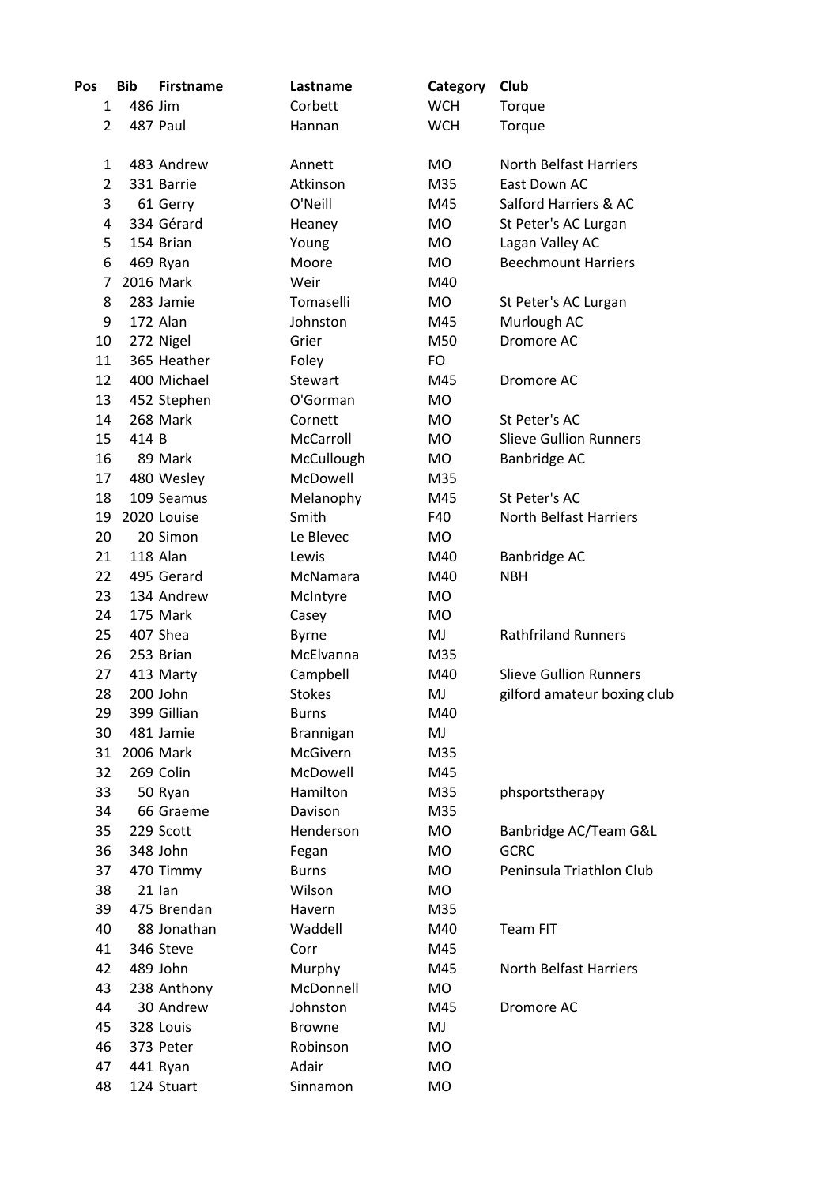| Pos | Bib | Firstname | Lastname | Category | Club |
|---|---|---|---|---|---|
| 1 | 486 | Jim | Corbett | WCH | Torque |
| 2 | 487 | Paul | Hannan | WCH | Torque |
| | | | | | |
| 1 | 483 | Andrew | Annett | MO | North Belfast Harriers |
| 2 | 331 | Barrie | Atkinson | M35 | East Down AC |
| 3 | 61 | Gerry | O'Neill | M45 | Salford Harriers & AC |
| 4 | 334 | Gérard | Heaney | MO | St Peter's AC Lurgan |
| 5 | 154 | Brian | Young | MO | Lagan Valley AC |
| 6 | 469 | Ryan | Moore | MO | Beechmount Harriers |
| 7 | 2016 | Mark | Weir | M40 | |
| 8 | 283 | Jamie | Tomaselli | MO | St Peter's AC Lurgan |
| 9 | 172 | Alan | Johnston | M45 | Murlough AC |
| 10 | 272 | Nigel | Grier | M50 | Dromore AC |
| 11 | 365 | Heather | Foley | FO | |
| 12 | 400 | Michael | Stewart | M45 | Dromore AC |
| 13 | 452 | Stephen | O'Gorman | MO | |
| 14 | 268 | Mark | Cornett | MO | St Peter's AC |
| 15 | 414 | B | McCarroll | MO | Slieve Gullion Runners |
| 16 | 89 | Mark | McCullough | MO | Banbridge AC |
| 17 | 480 | Wesley | McDowell | M35 | |
| 18 | 109 | Seamus | Melanophy | M45 | St Peter's AC |
| 19 | 2020 | Louise | Smith | F40 | North Belfast Harriers |
| 20 | 20 | Simon | Le Blevec | MO | |
| 21 | 118 | Alan | Lewis | M40 | Banbridge AC |
| 22 | 495 | Gerard | McNamara | M40 | NBH |
| 23 | 134 | Andrew | McIntyre | MO | |
| 24 | 175 | Mark | Casey | MO | |
| 25 | 407 | Shea | Byrne | MJ | Rathfriland Runners |
| 26 | 253 | Brian | McElvanna | M35 | |
| 27 | 413 | Marty | Campbell | M40 | Slieve Gullion Runners |
| 28 | 200 | John | Stokes | MJ | gilford amateur boxing club |
| 29 | 399 | Gillian | Burns | M40 | |
| 30 | 481 | Jamie | Brannigan | MJ | |
| 31 | 2006 | Mark | McGivern | M35 | |
| 32 | 269 | Colin | McDowell | M45 | |
| 33 | 50 | Ryan | Hamilton | M35 | phsportstherapy |
| 34 | 66 | Graeme | Davison | M35 | |
| 35 | 229 | Scott | Henderson | MO | Banbridge AC/Team G&L |
| 36 | 348 | John | Fegan | MO | GCRC |
| 37 | 470 | Timmy | Burns | MO | Peninsula Triathlon Club |
| 38 | 21 | Ian | Wilson | MO | |
| 39 | 475 | Brendan | Havern | M35 | |
| 40 | 88 | Jonathan | Waddell | M40 | Team FIT |
| 41 | 346 | Steve | Corr | M45 | |
| 42 | 489 | John | Murphy | M45 | North Belfast Harriers |
| 43 | 238 | Anthony | McDonnell | MO | |
| 44 | 30 | Andrew | Johnston | M45 | Dromore AC |
| 45 | 328 | Louis | Browne | MJ | |
| 46 | 373 | Peter | Robinson | MO | |
| 47 | 441 | Ryan | Adair | MO | |
| 48 | 124 | Stuart | Sinnamon | MO | |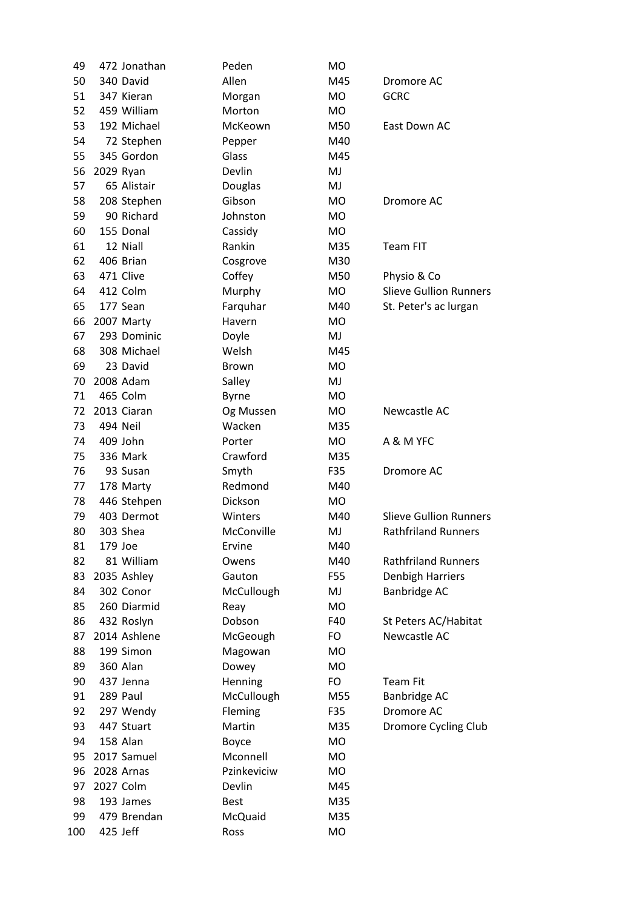| | | | | | |
|---|---|---|---|---|---|
| 49 | 472 | Jonathan | Peden | MO | |
| 50 | 340 | David | Allen | M45 | Dromore AC |
| 51 | 347 | Kieran | Morgan | MO | GCRC |
| 52 | 459 | William | Morton | MO | |
| 53 | 192 | Michael | McKeown | M50 | East Down AC |
| 54 | 72 | Stephen | Pepper | M40 | |
| 55 | 345 | Gordon | Glass | M45 | |
| 56 | 2029 | Ryan | Devlin | MJ | |
| 57 | 65 | Alistair | Douglas | MJ | |
| 58 | 208 | Stephen | Gibson | MO | Dromore AC |
| 59 | 90 | Richard | Johnston | MO | |
| 60 | 155 | Donal | Cassidy | MO | |
| 61 | 12 | Niall | Rankin | M35 | Team FIT |
| 62 | 406 | Brian | Cosgrove | M30 | |
| 63 | 471 | Clive | Coffey | M50 | Physio & Co |
| 64 | 412 | Colm | Murphy | MO | Slieve Gullion Runners |
| 65 | 177 | Sean | Farquhar | M40 | St. Peter's ac lurgan |
| 66 | 2007 | Marty | Havern | MO | |
| 67 | 293 | Dominic | Doyle | MJ | |
| 68 | 308 | Michael | Welsh | M45 | |
| 69 | 23 | David | Brown | MO | |
| 70 | 2008 | Adam | Salley | MJ | |
| 71 | 465 | Colm | Byrne | MO | |
| 72 | 2013 | Ciaran | Og Mussen | MO | Newcastle AC |
| 73 | 494 | Neil | Wacken | M35 | |
| 74 | 409 | John | Porter | MO | A & M YFC |
| 75 | 336 | Mark | Crawford | M35 | |
| 76 | 93 | Susan | Smyth | F35 | Dromore AC |
| 77 | 178 | Marty | Redmond | M40 | |
| 78 | 446 | Stehpen | Dickson | MO | |
| 79 | 403 | Dermot | Winters | M40 | Slieve Gullion Runners |
| 80 | 303 | Shea | McConville | MJ | Rathfriland Runners |
| 81 | 179 | Joe | Ervine | M40 | |
| 82 | 81 | William | Owens | M40 | Rathfriland Runners |
| 83 | 2035 | Ashley | Gauton | F55 | Denbigh Harriers |
| 84 | 302 | Conor | McCullough | MJ | Banbridge AC |
| 85 | 260 | Diarmid | Reay | MO | |
| 86 | 432 | Roslyn | Dobson | F40 | St Peters AC/Habitat |
| 87 | 2014 | Ashlene | McGeough | FO | Newcastle AC |
| 88 | 199 | Simon | Magowan | MO | |
| 89 | 360 | Alan | Dowey | MO | |
| 90 | 437 | Jenna | Henning | FO | Team Fit |
| 91 | 289 | Paul | McCullough | M55 | Banbridge AC |
| 92 | 297 | Wendy | Fleming | F35 | Dromore AC |
| 93 | 447 | Stuart | Martin | M35 | Dromore Cycling Club |
| 94 | 158 | Alan | Boyce | MO | |
| 95 | 2017 | Samuel | Mconnell | MO | |
| 96 | 2028 | Arnas | Pzinkeviciw | MO | |
| 97 | 2027 | Colm | Devlin | M45 | |
| 98 | 193 | James | Best | M35 | |
| 99 | 479 | Brendan | McQuaid | M35 | |
| 100 | 425 | Jeff | Ross | MO | |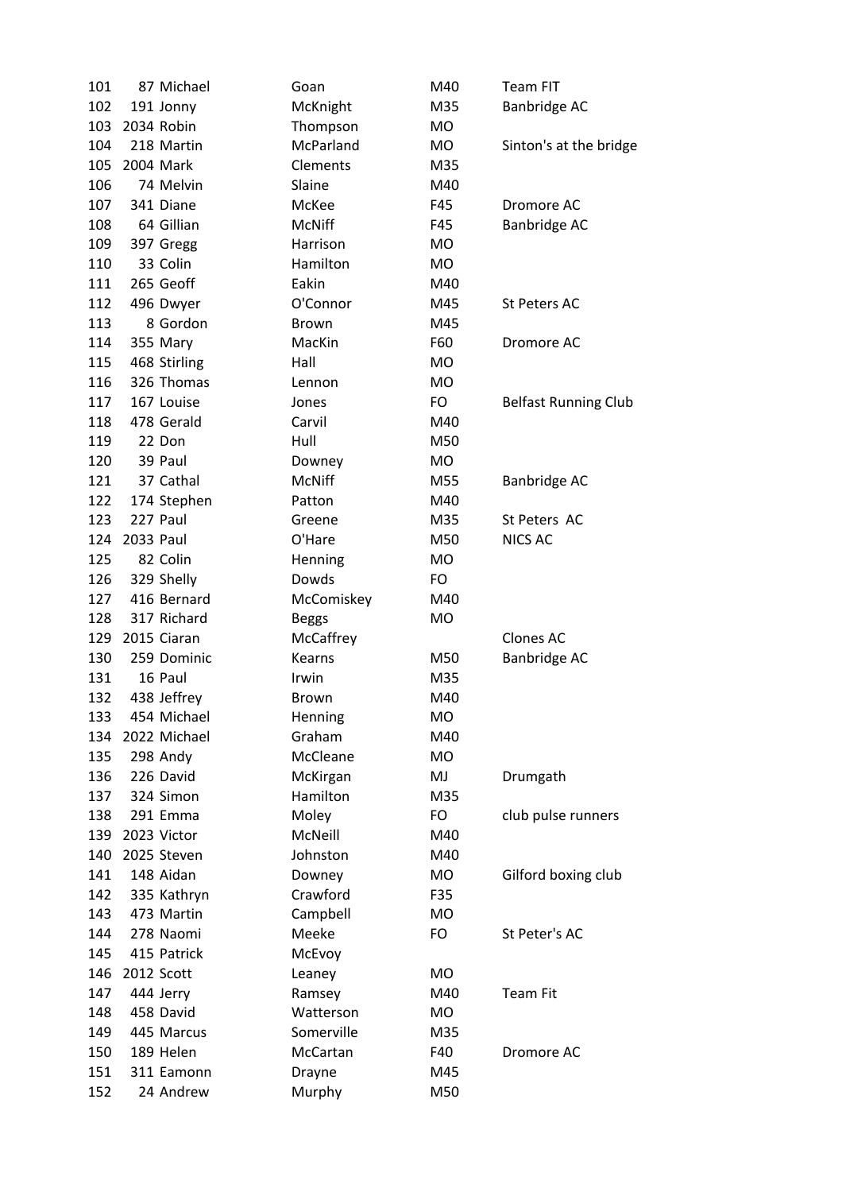| | | | | | |
|---|---|---|---|---|---|
| 101 | 87 | Michael | Goan | M40 | Team FIT |
| 102 | 191 | Jonny | McKnight | M35 | Banbridge AC |
| 103 | 2034 | Robin | Thompson | MO | |
| 104 | 218 | Martin | McParland | MO | Sinton's at the bridge |
| 105 | 2004 | Mark | Clements | M35 | |
| 106 | 74 | Melvin | Slaine | M40 | |
| 107 | 341 | Diane | McKee | F45 | Dromore AC |
| 108 | 64 | Gillian | McNiff | F45 | Banbridge AC |
| 109 | 397 | Gregg | Harrison | MO | |
| 110 | 33 | Colin | Hamilton | MO | |
| 111 | 265 | Geoff | Eakin | M40 | |
| 112 | 496 | Dwyer | O'Connor | M45 | St Peters AC |
| 113 | 8 | Gordon | Brown | M45 | |
| 114 | 355 | Mary | MacKin | F60 | Dromore AC |
| 115 | 468 | Stirling | Hall | MO | |
| 116 | 326 | Thomas | Lennon | MO | |
| 117 | 167 | Louise | Jones | FO | Belfast Running Club |
| 118 | 478 | Gerald | Carvil | M40 | |
| 119 | 22 | Don | Hull | M50 | |
| 120 | 39 | Paul | Downey | MO | |
| 121 | 37 | Cathal | McNiff | M55 | Banbridge AC |
| 122 | 174 | Stephen | Patton | M40 | |
| 123 | 227 | Paul | Greene | M35 | St Peters AC |
| 124 | 2033 | Paul | O'Hare | M50 | NICS AC |
| 125 | 82 | Colin | Henning | MO | |
| 126 | 329 | Shelly | Dowds | FO | |
| 127 | 416 | Bernard | McComiskey | M40 | |
| 128 | 317 | Richard | Beggs | MO | |
| 129 | 2015 | Ciaran | McCaffrey | | Clones AC |
| 130 | 259 | Dominic | Kearns | M50 | Banbridge AC |
| 131 | 16 | Paul | Irwin | M35 | |
| 132 | 438 | Jeffrey | Brown | M40 | |
| 133 | 454 | Michael | Henning | MO | |
| 134 | 2022 | Michael | Graham | M40 | |
| 135 | 298 | Andy | McCleane | MO | |
| 136 | 226 | David | McKirgan | MJ | Drumgath |
| 137 | 324 | Simon | Hamilton | M35 | |
| 138 | 291 | Emma | Moley | FO | club pulse runners |
| 139 | 2023 | Victor | McNeill | M40 | |
| 140 | 2025 | Steven | Johnston | M40 | |
| 141 | 148 | Aidan | Downey | MO | Gilford boxing club |
| 142 | 335 | Kathryn | Crawford | F35 | |
| 143 | 473 | Martin | Campbell | MO | |
| 144 | 278 | Naomi | Meeke | FO | St Peter's AC |
| 145 | 415 | Patrick | McEvoy | | |
| 146 | 2012 | Scott | Leaney | MO | |
| 147 | 444 | Jerry | Ramsey | M40 | Team Fit |
| 148 | 458 | David | Watterson | MO | |
| 149 | 445 | Marcus | Somerville | M35 | |
| 150 | 189 | Helen | McCartan | F40 | Dromore AC |
| 151 | 311 | Eamonn | Drayne | M45 | |
| 152 | 24 | Andrew | Murphy | M50 | |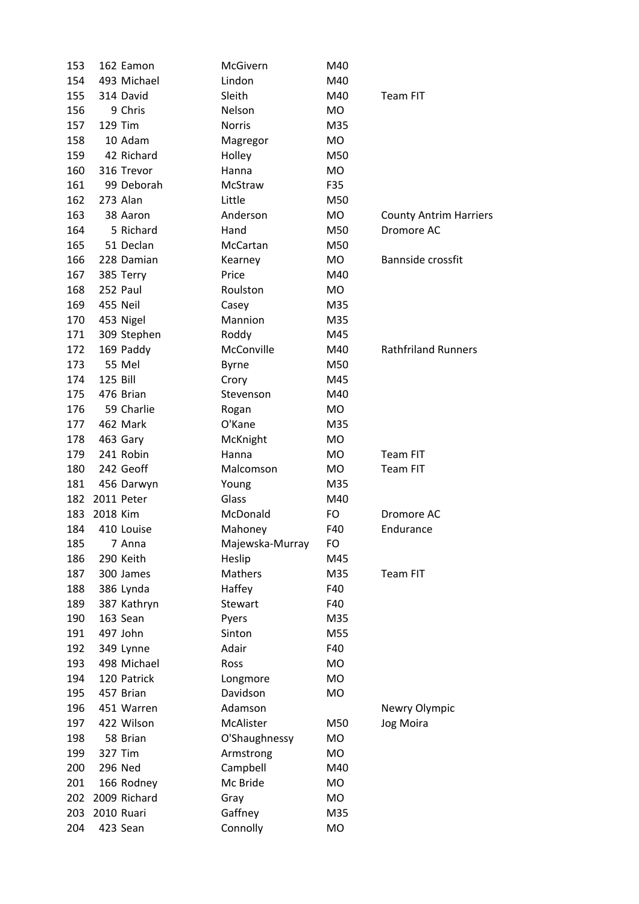| | | | | | |
|---|---|---|---|---|---|
| 153 | 162 | Eamon | McGivern | M40 | |
| 154 | 493 | Michael | Lindon | M40 | |
| 155 | 314 | David | Sleith | M40 | Team FIT |
| 156 | 9 | Chris | Nelson | MO | |
| 157 | 129 | Tim | Norris | M35 | |
| 158 | 10 | Adam | Magregor | MO | |
| 159 | 42 | Richard | Holley | M50 | |
| 160 | 316 | Trevor | Hanna | MO | |
| 161 | 99 | Deborah | McStraw | F35 | |
| 162 | 273 | Alan | Little | M50 | |
| 163 | 38 | Aaron | Anderson | MO | County Antrim Harriers |
| 164 | 5 | Richard | Hand | M50 | Dromore AC |
| 165 | 51 | Declan | McCartan | M50 | |
| 166 | 228 | Damian | Kearney | MO | Bannside crossfit |
| 167 | 385 | Terry | Price | M40 | |
| 168 | 252 | Paul | Roulston | MO | |
| 169 | 455 | Neil | Casey | M35 | |
| 170 | 453 | Nigel | Mannion | M35 | |
| 171 | 309 | Stephen | Roddy | M45 | |
| 172 | 169 | Paddy | McConville | M40 | Rathfriland Runners |
| 173 | 55 | Mel | Byrne | M50 | |
| 174 | 125 | Bill | Crory | M45 | |
| 175 | 476 | Brian | Stevenson | M40 | |
| 176 | 59 | Charlie | Rogan | MO | |
| 177 | 462 | Mark | O'Kane | M35 | |
| 178 | 463 | Gary | McKnight | MO | |
| 179 | 241 | Robin | Hanna | MO | Team FIT |
| 180 | 242 | Geoff | Malcomson | MO | Team FIT |
| 181 | 456 | Darwyn | Young | M35 | |
| 182 | 2011 | Peter | Glass | M40 | |
| 183 | 2018 | Kim | McDonald | FO | Dromore AC |
| 184 | 410 | Louise | Mahoney | F40 | Endurance |
| 185 | 7 | Anna | Majewska-Murray | FO | |
| 186 | 290 | Keith | Heslip | M45 | |
| 187 | 300 | James | Mathers | M35 | Team FIT |
| 188 | 386 | Lynda | Haffey | F40 | |
| 189 | 387 | Kathryn | Stewart | F40 | |
| 190 | 163 | Sean | Pyers | M35 | |
| 191 | 497 | John | Sinton | M55 | |
| 192 | 349 | Lynne | Adair | F40 | |
| 193 | 498 | Michael | Ross | MO | |
| 194 | 120 | Patrick | Longmore | MO | |
| 195 | 457 | Brian | Davidson | MO | |
| 196 | 451 | Warren | Adamson | | Newry Olympic |
| 197 | 422 | Wilson | McAlister | M50 | Jog Moira |
| 198 | 58 | Brian | O'Shaughnessy | MO | |
| 199 | 327 | Tim | Armstrong | MO | |
| 200 | 296 | Ned | Campbell | M40 | |
| 201 | 166 | Rodney | Mc Bride | MO | |
| 202 | 2009 | Richard | Gray | MO | |
| 203 | 2010 | Ruari | Gaffney | M35 | |
| 204 | 423 | Sean | Connolly | MO | |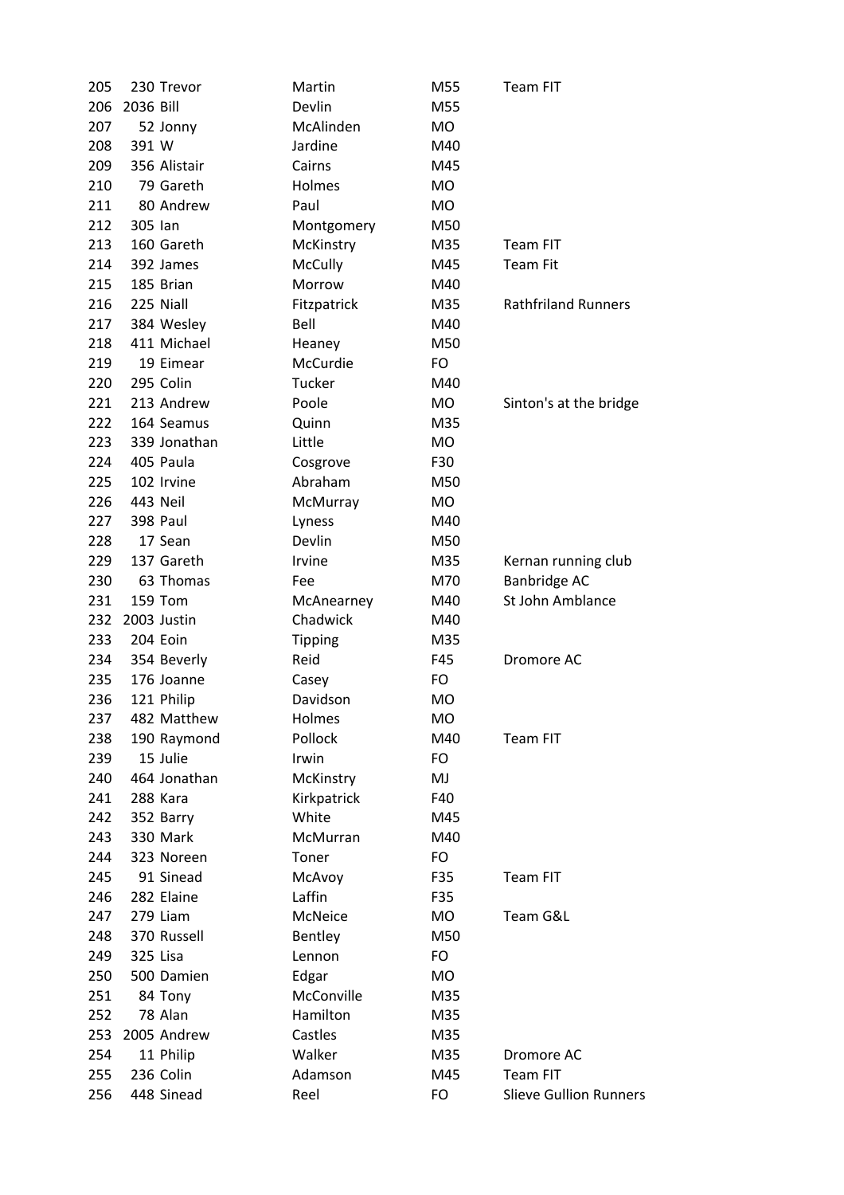| | | | | | |
|---|---|---|---|---|---|
| 205 | 230 | Trevor | Martin | M55 | Team FIT |
| 206 | 2036 | Bill | Devlin | M55 | |
| 207 | 52 | Jonny | McAlinden | MO | |
| 208 | 391 | W | Jardine | M40 | |
| 209 | 356 | Alistair | Cairns | M45 | |
| 210 | 79 | Gareth | Holmes | MO | |
| 211 | 80 | Andrew | Paul | MO | |
| 212 | 305 | Ian | Montgomery | M50 | |
| 213 | 160 | Gareth | McKinstry | M35 | Team FIT |
| 214 | 392 | James | McCully | M45 | Team Fit |
| 215 | 185 | Brian | Morrow | M40 | |
| 216 | 225 | Niall | Fitzpatrick | M35 | Rathfriland Runners |
| 217 | 384 | Wesley | Bell | M40 | |
| 218 | 411 | Michael | Heaney | M50 | |
| 219 | 19 | Eimear | McCurdie | FO | |
| 220 | 295 | Colin | Tucker | M40 | |
| 221 | 213 | Andrew | Poole | MO | Sinton's at the bridge |
| 222 | 164 | Seamus | Quinn | M35 | |
| 223 | 339 | Jonathan | Little | MO | |
| 224 | 405 | Paula | Cosgrove | F30 | |
| 225 | 102 | Irvine | Abraham | M50 | |
| 226 | 443 | Neil | McMurray | MO | |
| 227 | 398 | Paul | Lyness | M40 | |
| 228 | 17 | Sean | Devlin | M50 | |
| 229 | 137 | Gareth | Irvine | M35 | Kernan running club |
| 230 | 63 | Thomas | Fee | M70 | Banbridge AC |
| 231 | 159 | Tom | McAnearney | M40 | St John Amblance |
| 232 | 2003 | Justin | Chadwick | M40 | |
| 233 | 204 | Eoin | Tipping | M35 | |
| 234 | 354 | Beverly | Reid | F45 | Dromore AC |
| 235 | 176 | Joanne | Casey | FO | |
| 236 | 121 | Philip | Davidson | MO | |
| 237 | 482 | Matthew | Holmes | MO | |
| 238 | 190 | Raymond | Pollock | M40 | Team FIT |
| 239 | 15 | Julie | Irwin | FO | |
| 240 | 464 | Jonathan | McKinstry | MJ | |
| 241 | 288 | Kara | Kirkpatrick | F40 | |
| 242 | 352 | Barry | White | M45 | |
| 243 | 330 | Mark | McMurran | M40 | |
| 244 | 323 | Noreen | Toner | FO | |
| 245 | 91 | Sinead | McAvoy | F35 | Team FIT |
| 246 | 282 | Elaine | Laffin | F35 | |
| 247 | 279 | Liam | McNeice | MO | Team G&L |
| 248 | 370 | Russell | Bentley | M50 | |
| 249 | 325 | Lisa | Lennon | FO | |
| 250 | 500 | Damien | Edgar | MO | |
| 251 | 84 | Tony | McConville | M35 | |
| 252 | 78 | Alan | Hamilton | M35 | |
| 253 | 2005 | Andrew | Castles | M35 | |
| 254 | 11 | Philip | Walker | M35 | Dromore AC |
| 255 | 236 | Colin | Adamson | M45 | Team FIT |
| 256 | 448 | Sinead | Reel | FO | Slieve Gullion Runners |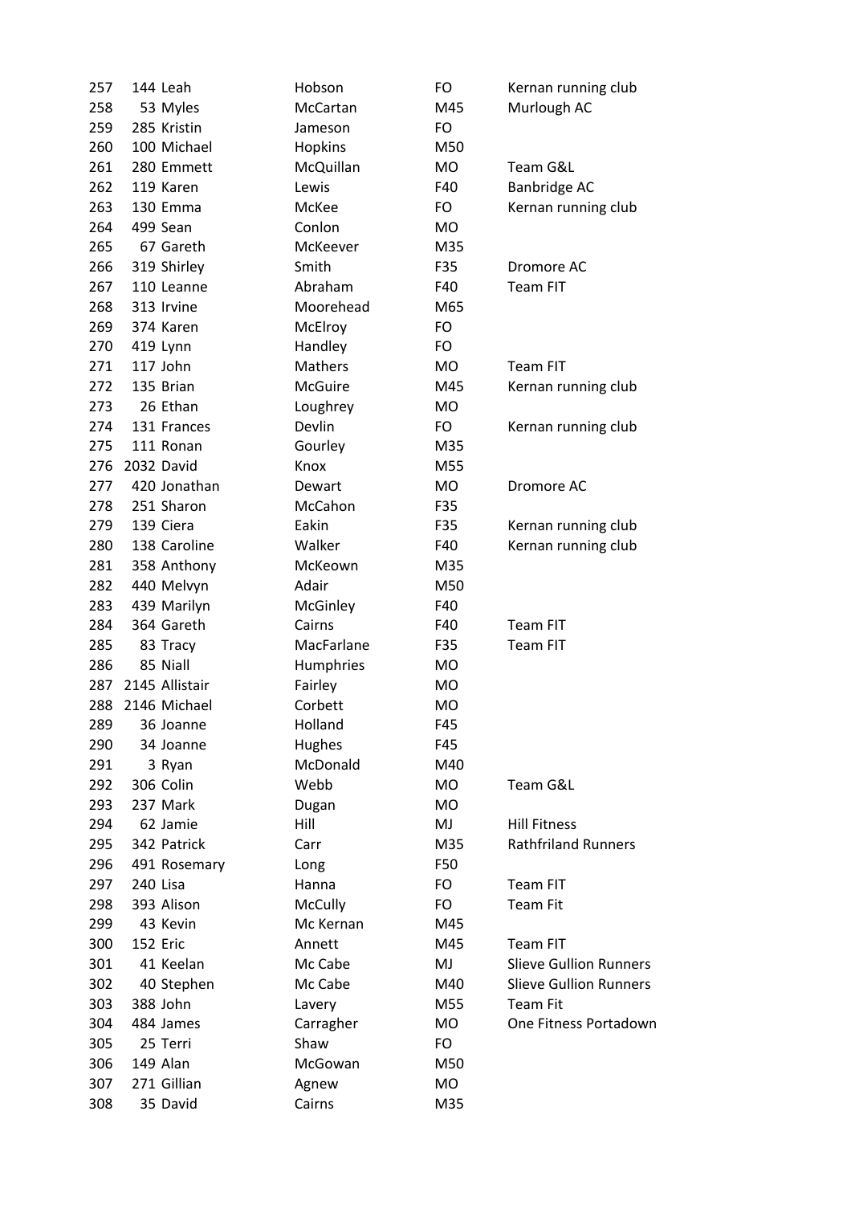| | | | | | |
|---|---|---|---|---|---|
| 257 | 144 | Leah | Hobson | FO | Kernan running club |
| 258 | 53 | Myles | McCartan | M45 | Murlough AC |
| 259 | 285 | Kristin | Jameson | FO | |
| 260 | 100 | Michael | Hopkins | M50 | |
| 261 | 280 | Emmett | McQuillan | MO | Team G&L |
| 262 | 119 | Karen | Lewis | F40 | Banbridge AC |
| 263 | 130 | Emma | McKee | FO | Kernan running club |
| 264 | 499 | Sean | Conlon | MO | |
| 265 | 67 | Gareth | McKeever | M35 | |
| 266 | 319 | Shirley | Smith | F35 | Dromore AC |
| 267 | 110 | Leanne | Abraham | F40 | Team FIT |
| 268 | 313 | Irvine | Moorehead | M65 | |
| 269 | 374 | Karen | McElroy | FO | |
| 270 | 419 | Lynn | Handley | FO | |
| 271 | 117 | John | Mathers | MO | Team FIT |
| 272 | 135 | Brian | McGuire | M45 | Kernan running club |
| 273 | 26 | Ethan | Loughrey | MO | |
| 274 | 131 | Frances | Devlin | FO | Kernan running club |
| 275 | 111 | Ronan | Gourley | M35 | |
| 276 | 2032 | David | Knox | M55 | |
| 277 | 420 | Jonathan | Dewart | MO | Dromore AC |
| 278 | 251 | Sharon | McCahon | F35 | |
| 279 | 139 | Ciera | Eakin | F35 | Kernan running club |
| 280 | 138 | Caroline | Walker | F40 | Kernan running club |
| 281 | 358 | Anthony | McKeown | M35 | |
| 282 | 440 | Melvyn | Adair | M50 | |
| 283 | 439 | Marilyn | McGinley | F40 | |
| 284 | 364 | Gareth | Cairns | F40 | Team FIT |
| 285 | 83 | Tracy | MacFarlane | F35 | Team FIT |
| 286 | 85 | Niall | Humphries | MO | |
| 287 | 2145 | Allistair | Fairley | MO | |
| 288 | 2146 | Michael | Corbett | MO | |
| 289 | 36 | Joanne | Holland | F45 | |
| 290 | 34 | Joanne | Hughes | F45 | |
| 291 | 3 | Ryan | McDonald | M40 | |
| 292 | 306 | Colin | Webb | MO | Team G&L |
| 293 | 237 | Mark | Dugan | MO | |
| 294 | 62 | Jamie | Hill | MJ | Hill Fitness |
| 295 | 342 | Patrick | Carr | M35 | Rathfriland Runners |
| 296 | 491 | Rosemary | Long | F50 | |
| 297 | 240 | Lisa | Hanna | FO | Team FIT |
| 298 | 393 | Alison | McCully | FO | Team Fit |
| 299 | 43 | Kevin | Mc Kernan | M45 | |
| 300 | 152 | Eric | Annett | M45 | Team FIT |
| 301 | 41 | Keelan | Mc Cabe | MJ | Slieve Gullion Runners |
| 302 | 40 | Stephen | Mc Cabe | M40 | Slieve Gullion Runners |
| 303 | 388 | John | Lavery | M55 | Team Fit |
| 304 | 484 | James | Carragher | MO | One Fitness Portadown |
| 305 | 25 | Terri | Shaw | FO | |
| 306 | 149 | Alan | McGowan | M50 | |
| 307 | 271 | Gillian | Agnew | MO | |
| 308 | 35 | David | Cairns | M35 | |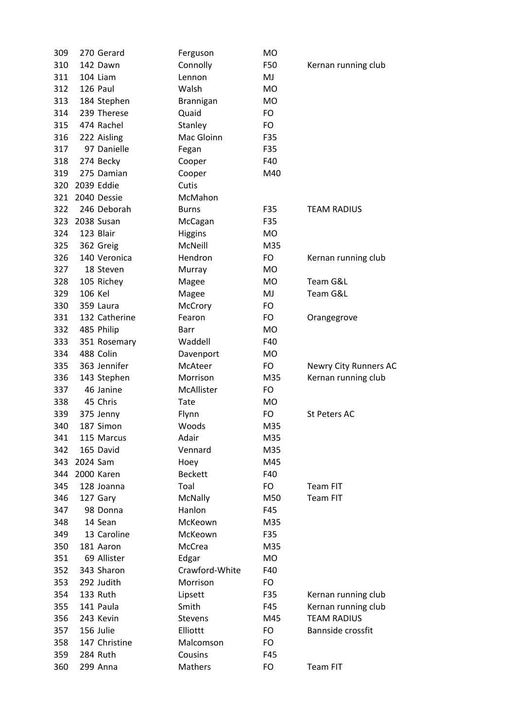| | | | | | |
|---|---|---|---|---|---|
| 309 | 270 | Gerard | Ferguson | MO | |
| 310 | 142 | Dawn | Connolly | F50 | Kernan running club |
| 311 | 104 | Liam | Lennon | MJ | |
| 312 | 126 | Paul | Walsh | MO | |
| 313 | 184 | Stephen | Brannigan | MO | |
| 314 | 239 | Therese | Quaid | FO | |
| 315 | 474 | Rachel | Stanley | FO | |
| 316 | 222 | Aisling | Mac Gloinn | F35 | |
| 317 | 97 | Danielle | Fegan | F35 | |
| 318 | 274 | Becky | Cooper | F40 | |
| 319 | 275 | Damian | Cooper | M40 | |
| 320 | 2039 | Eddie | Cutis | | |
| 321 | 2040 | Dessie | McMahon | | |
| 322 | 246 | Deborah | Burns | F35 | TEAM RADIUS |
| 323 | 2038 | Susan | McCagan | F35 | |
| 324 | 123 | Blair | Higgins | MO | |
| 325 | 362 | Greig | McNeill | M35 | |
| 326 | 140 | Veronica | Hendron | FO | Kernan running club |
| 327 | 18 | Steven | Murray | MO | |
| 328 | 105 | Richey | Magee | MO | Team G&L |
| 329 | 106 | Kel | Magee | MJ | Team G&L |
| 330 | 359 | Laura | McCrory | FO | |
| 331 | 132 | Catherine | Fearon | FO | Orangegrove |
| 332 | 485 | Philip | Barr | MO | |
| 333 | 351 | Rosemary | Waddell | F40 | |
| 334 | 488 | Colin | Davenport | MO | |
| 335 | 363 | Jennifer | McAteer | FO | Newry City Runners AC |
| 336 | 143 | Stephen | Morrison | M35 | Kernan running club |
| 337 | 46 | Janine | McAllister | FO | |
| 338 | 45 | Chris | Tate | MO | |
| 339 | 375 | Jenny | Flynn | FO | St Peters AC |
| 340 | 187 | Simon | Woods | M35 | |
| 341 | 115 | Marcus | Adair | M35 | |
| 342 | 165 | David | Vennard | M35 | |
| 343 | 2024 | Sam | Hoey | M45 | |
| 344 | 2000 | Karen | Beckett | F40 | |
| 345 | 128 | Joanna | Toal | FO | Team FIT |
| 346 | 127 | Gary | McNally | M50 | Team FIT |
| 347 | 98 | Donna | Hanlon | F45 | |
| 348 | 14 | Sean | McKeown | M35 | |
| 349 | 13 | Caroline | McKeown | F35 | |
| 350 | 181 | Aaron | McCrea | M35 | |
| 351 | 69 | Allister | Edgar | MO | |
| 352 | 343 | Sharon | Crawford-White | F40 | |
| 353 | 292 | Judith | Morrison | FO | |
| 354 | 133 | Ruth | Lipsett | F35 | Kernan running club |
| 355 | 141 | Paula | Smith | F45 | Kernan running club |
| 356 | 243 | Kevin | Stevens | M45 | TEAM RADIUS |
| 357 | 156 | Julie | Elliottt | FO | Bannside crossfit |
| 358 | 147 | Christine | Malcomson | FO | |
| 359 | 284 | Ruth | Cousins | F45 | |
| 360 | 299 | Anna | Mathers | FO | Team FIT |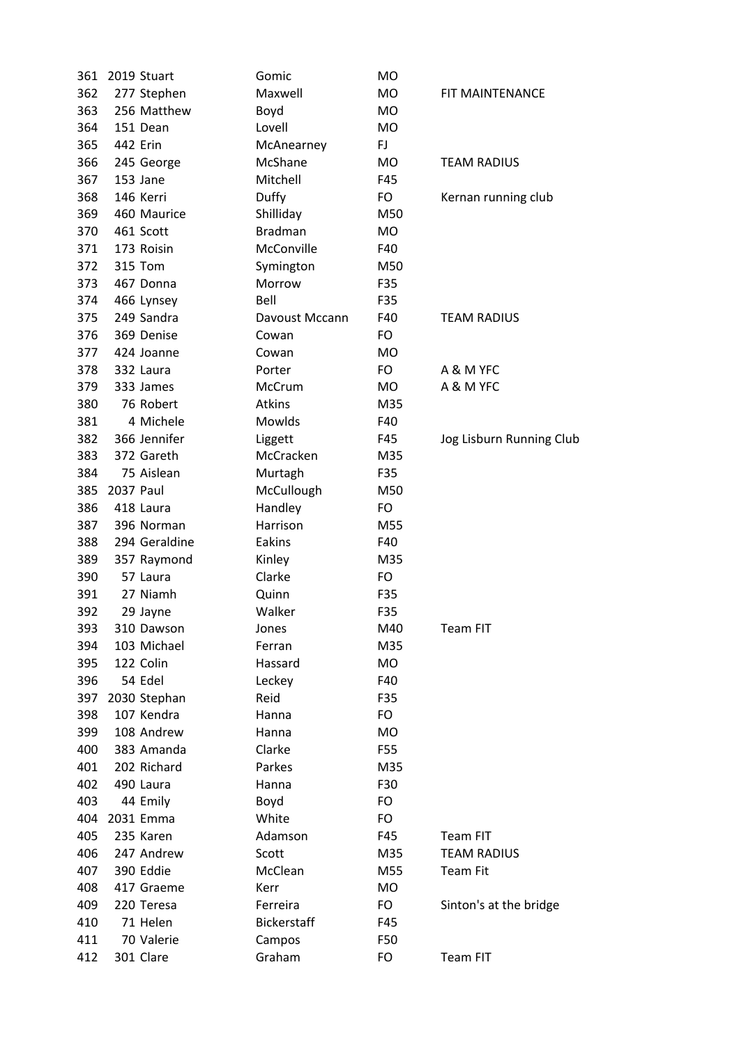| | | | | | |
|---|---|---|---|---|---|
| 361 | 2019 | Stuart | Gomic | MO | |
| 362 | 277 | Stephen | Maxwell | MO | FIT MAINTENANCE |
| 363 | 256 | Matthew | Boyd | MO | |
| 364 | 151 | Dean | Lovell | MO | |
| 365 | 442 | Erin | McAnearney | FJ | |
| 366 | 245 | George | McShane | MO | TEAM RADIUS |
| 367 | 153 | Jane | Mitchell | F45 | |
| 368 | 146 | Kerri | Duffy | FO | Kernan running club |
| 369 | 460 | Maurice | Shilliday | M50 | |
| 370 | 461 | Scott | Bradman | MO | |
| 371 | 173 | Roisin | McConville | F40 | |
| 372 | 315 | Tom | Symington | M50 | |
| 373 | 467 | Donna | Morrow | F35 | |
| 374 | 466 | Lynsey | Bell | F35 | |
| 375 | 249 | Sandra | Davoust Mccann | F40 | TEAM RADIUS |
| 376 | 369 | Denise | Cowan | FO | |
| 377 | 424 | Joanne | Cowan | MO | |
| 378 | 332 | Laura | Porter | FO | A & M YFC |
| 379 | 333 | James | McCrum | MO | A & M YFC |
| 380 | 76 | Robert | Atkins | M35 | |
| 381 | 4 | Michele | Mowlds | F40 | |
| 382 | 366 | Jennifer | Liggett | F45 | Jog Lisburn Running Club |
| 383 | 372 | Gareth | McCracken | M35 | |
| 384 | 75 | Aislean | Murtagh | F35 | |
| 385 | 2037 | Paul | McCullough | M50 | |
| 386 | 418 | Laura | Handley | FO | |
| 387 | 396 | Norman | Harrison | M55 | |
| 388 | 294 | Geraldine | Eakins | F40 | |
| 389 | 357 | Raymond | Kinley | M35 | |
| 390 | 57 | Laura | Clarke | FO | |
| 391 | 27 | Niamh | Quinn | F35 | |
| 392 | 29 | Jayne | Walker | F35 | |
| 393 | 310 | Dawson | Jones | M40 | Team FIT |
| 394 | 103 | Michael | Ferran | M35 | |
| 395 | 122 | Colin | Hassard | MO | |
| 396 | 54 | Edel | Leckey | F40 | |
| 397 | 2030 | Stephan | Reid | F35 | |
| 398 | 107 | Kendra | Hanna | FO | |
| 399 | 108 | Andrew | Hanna | MO | |
| 400 | 383 | Amanda | Clarke | F55 | |
| 401 | 202 | Richard | Parkes | M35 | |
| 402 | 490 | Laura | Hanna | F30 | |
| 403 | 44 | Emily | Boyd | FO | |
| 404 | 2031 | Emma | White | FO | |
| 405 | 235 | Karen | Adamson | F45 | Team FIT |
| 406 | 247 | Andrew | Scott | M35 | TEAM RADIUS |
| 407 | 390 | Eddie | McClean | M55 | Team Fit |
| 408 | 417 | Graeme | Kerr | MO | |
| 409 | 220 | Teresa | Ferreira | FO | Sinton's at the bridge |
| 410 | 71 | Helen | Bickerstaff | F45 | |
| 411 | 70 | Valerie | Campos | F50 | |
| 412 | 301 | Clare | Graham | FO | Team FIT |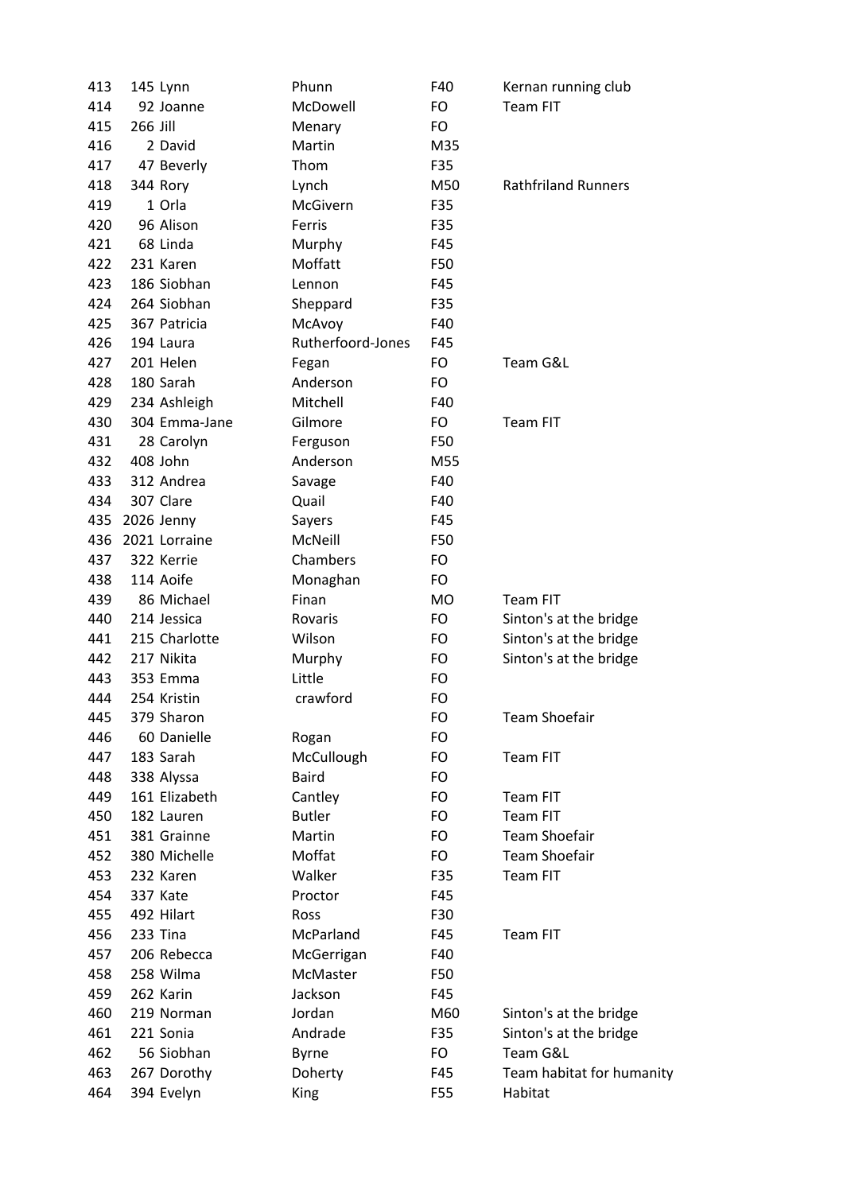| | | | | | |
|---|---|---|---|---|---|
| 413 | 145 | Lynn | Phunn | F40 | Kernan running club |
| 414 | 92 | Joanne | McDowell | FO | Team FIT |
| 415 | 266 | Jill | Menary | FO | |
| 416 | 2 | David | Martin | M35 | |
| 417 | 47 | Beverly | Thom | F35 | |
| 418 | 344 | Rory | Lynch | M50 | Rathfriland Runners |
| 419 | 1 | Orla | McGivern | F35 | |
| 420 | 96 | Alison | Ferris | F35 | |
| 421 | 68 | Linda | Murphy | F45 | |
| 422 | 231 | Karen | Moffatt | F50 | |
| 423 | 186 | Siobhan | Lennon | F45 | |
| 424 | 264 | Siobhan | Sheppard | F35 | |
| 425 | 367 | Patricia | McAvoy | F40 | |
| 426 | 194 | Laura | Rutherfoord-Jones | F45 | |
| 427 | 201 | Helen | Fegan | FO | Team G&L |
| 428 | 180 | Sarah | Anderson | FO | |
| 429 | 234 | Ashleigh | Mitchell | F40 | |
| 430 | 304 | Emma-Jane | Gilmore | FO | Team FIT |
| 431 | 28 | Carolyn | Ferguson | F50 | |
| 432 | 408 | John | Anderson | M55 | |
| 433 | 312 | Andrea | Savage | F40 | |
| 434 | 307 | Clare | Quail | F40 | |
| 435 | 2026 | Jenny | Sayers | F45 | |
| 436 | 2021 | Lorraine | McNeill | F50 | |
| 437 | 322 | Kerrie | Chambers | FO | |
| 438 | 114 | Aoife | Monaghan | FO | |
| 439 | 86 | Michael | Finan | MO | Team FIT |
| 440 | 214 | Jessica | Rovaris | FO | Sinton's at the bridge |
| 441 | 215 | Charlotte | Wilson | FO | Sinton's at the bridge |
| 442 | 217 | Nikita | Murphy | FO | Sinton's at the bridge |
| 443 | 353 | Emma | Little | FO | |
| 444 | 254 | Kristin | crawford | FO | |
| 445 | 379 | Sharon | | FO | Team Shoefair |
| 446 | 60 | Danielle | Rogan | FO | |
| 447 | 183 | Sarah | McCullough | FO | Team FIT |
| 448 | 338 | Alyssa | Baird | FO | |
| 449 | 161 | Elizabeth | Cantley | FO | Team FIT |
| 450 | 182 | Lauren | Butler | FO | Team FIT |
| 451 | 381 | Grainne | Martin | FO | Team Shoefair |
| 452 | 380 | Michelle | Moffat | FO | Team Shoefair |
| 453 | 232 | Karen | Walker | F35 | Team FIT |
| 454 | 337 | Kate | Proctor | F45 | |
| 455 | 492 | Hilart | Ross | F30 | |
| 456 | 233 | Tina | McParland | F45 | Team FIT |
| 457 | 206 | Rebecca | McGerrigan | F40 | |
| 458 | 258 | Wilma | McMaster | F50 | |
| 459 | 262 | Karin | Jackson | F45 | |
| 460 | 219 | Norman | Jordan | M60 | Sinton's at the bridge |
| 461 | 221 | Sonia | Andrade | F35 | Sinton's at the bridge |
| 462 | 56 | Siobhan | Byrne | FO | Team G&L |
| 463 | 267 | Dorothy | Doherty | F45 | Team habitat for humanity |
| 464 | 394 | Evelyn | King | F55 | Habitat |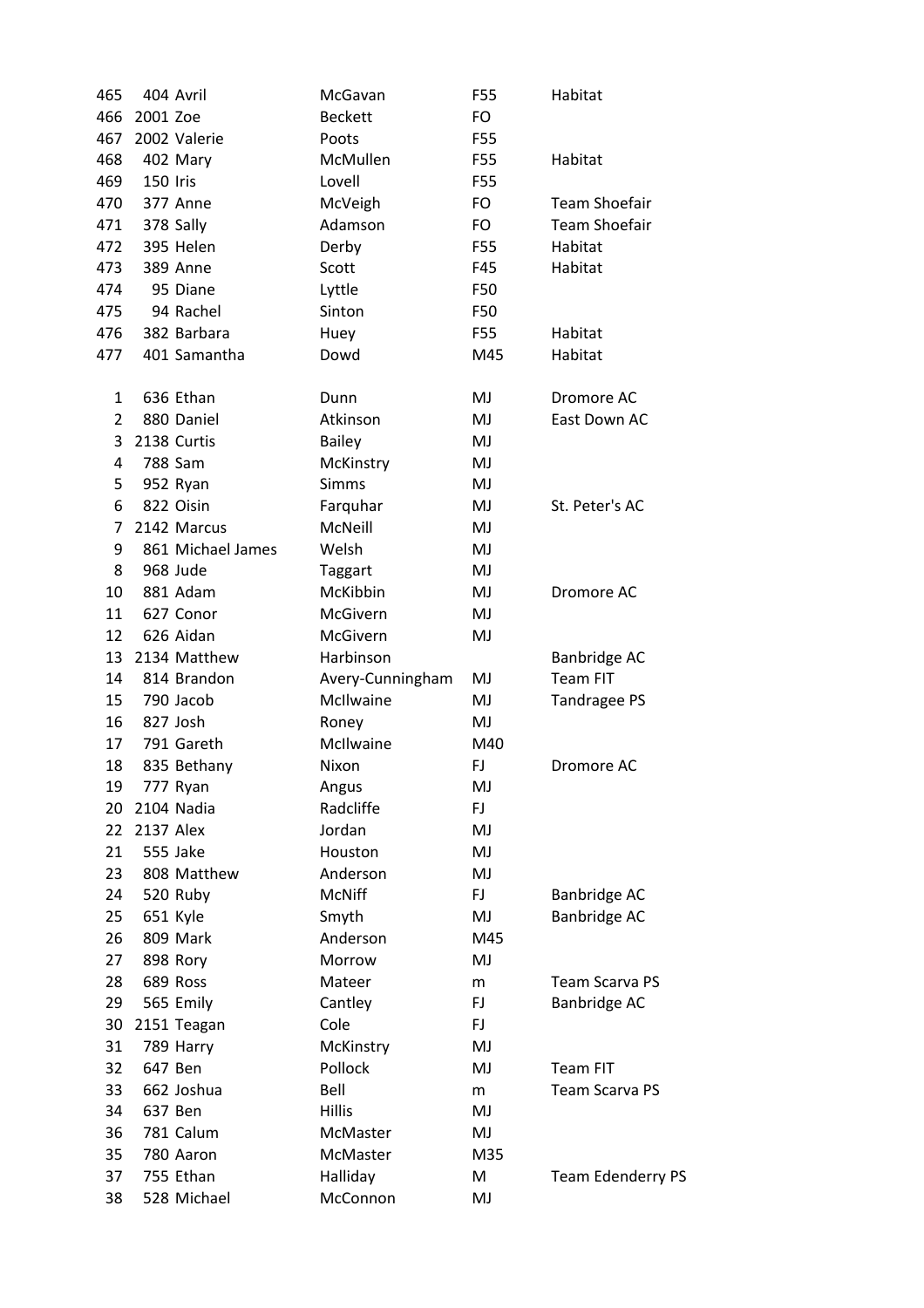| | | | | | |
|---|---|---|---|---|---|
| 465 | 404 | Avril | McGavan | F55 | Habitat |
| 466 | 2001 | Zoe | Beckett | FO | |
| 467 | 2002 | Valerie | Poots | F55 | |
| 468 | 402 | Mary | McMullen | F55 | Habitat |
| 469 | 150 | Iris | Lovell | F55 | |
| 470 | 377 | Anne | McVeigh | FO | Team Shoefair |
| 471 | 378 | Sally | Adamson | FO | Team Shoefair |
| 472 | 395 | Helen | Derby | F55 | Habitat |
| 473 | 389 | Anne | Scott | F45 | Habitat |
| 474 | 95 | Diane | Lyttle | F50 | |
| 475 | 94 | Rachel | Sinton | F50 | |
| 476 | 382 | Barbara | Huey | F55 | Habitat |
| 477 | 401 | Samantha | Dowd | M45 | Habitat |

| | | | | | |
|---|---|---|---|---|---|
| 1 | 636 | Ethan | Dunn | MJ | Dromore AC |
| 2 | 880 | Daniel | Atkinson | MJ | East Down AC |
| 3 | 2138 | Curtis | Bailey | MJ | |
| 4 | 788 | Sam | McKinstry | MJ | |
| 5 | 952 | Ryan | Simms | MJ | |
| 6 | 822 | Oisin | Farquhar | MJ | St. Peter's AC |
| 7 | 2142 | Marcus | McNeill | MJ | |
| 9 | 861 | Michael James | Welsh | MJ | |
| 8 | 968 | Jude | Taggart | MJ | |
| 10 | 881 | Adam | McKibbin | MJ | Dromore AC |
| 11 | 627 | Conor | McGivern | MJ | |
| 12 | 626 | Aidan | McGivern | MJ | |
| 13 | 2134 | Matthew | Harbinson | | Banbridge AC |
| 14 | 814 | Brandon | Avery-Cunningham | MJ | Team FIT |
| 15 | 790 | Jacob | McIlwaine | MJ | Tandragee PS |
| 16 | 827 | Josh | Roney | MJ | |
| 17 | 791 | Gareth | McIlwaine | M40 | |
| 18 | 835 | Bethany | Nixon | FJ | Dromore AC |
| 19 | 777 | Ryan | Angus | MJ | |
| 20 | 2104 | Nadia | Radcliffe | FJ | |
| 22 | 2137 | Alex | Jordan | MJ | |
| 21 | 555 | Jake | Houston | MJ | |
| 23 | 808 | Matthew | Anderson | MJ | |
| 24 | 520 | Ruby | McNiff | FJ | Banbridge AC |
| 25 | 651 | Kyle | Smyth | MJ | Banbridge AC |
| 26 | 809 | Mark | Anderson | M45 | |
| 27 | 898 | Rory | Morrow | MJ | |
| 28 | 689 | Ross | Mateer | m | Team Scarva PS |
| 29 | 565 | Emily | Cantley | FJ | Banbridge AC |
| 30 | 2151 | Teagan | Cole | FJ | |
| 31 | 789 | Harry | McKinstry | MJ | |
| 32 | 647 | Ben | Pollock | MJ | Team FIT |
| 33 | 662 | Joshua | Bell | m | Team Scarva PS |
| 34 | 637 | Ben | Hillis | MJ | |
| 36 | 781 | Calum | McMaster | MJ | |
| 35 | 780 | Aaron | McMaster | M35 | |
| 37 | 755 | Ethan | Halliday | M | Team Edenderry PS |
| 38 | 528 | Michael | McConnon | MJ | |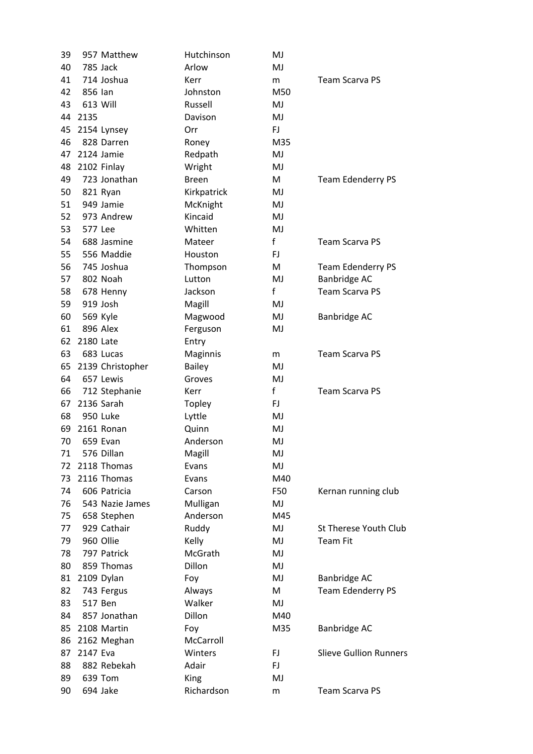| | | | | | |
|---|---|---|---|---|---|
| 39 | 957 | Matthew | Hutchinson | MJ | |
| 40 | 785 | Jack | Arlow | MJ | |
| 41 | 714 | Joshua | Kerr | m | Team Scarva PS |
| 42 | 856 | Ian | Johnston | M50 | |
| 43 | 613 | Will | Russell | MJ | |
| 44 | 2135 | | Davison | MJ | |
| 45 | 2154 | Lynsey | Orr | FJ | |
| 46 | 828 | Darren | Roney | M35 | |
| 47 | 2124 | Jamie | Redpath | MJ | |
| 48 | 2102 | Finlay | Wright | MJ | |
| 49 | 723 | Jonathan | Breen | M | Team Edenderry PS |
| 50 | 821 | Ryan | Kirkpatrick | MJ | |
| 51 | 949 | Jamie | McKnight | MJ | |
| 52 | 973 | Andrew | Kincaid | MJ | |
| 53 | 577 | Lee | Whitten | MJ | |
| 54 | 688 | Jasmine | Mateer | f | Team Scarva PS |
| 55 | 556 | Maddie | Houston | FJ | |
| 56 | 745 | Joshua | Thompson | M | Team Edenderry PS |
| 57 | 802 | Noah | Lutton | MJ | Banbridge AC |
| 58 | 678 | Henny | Jackson | f | Team Scarva PS |
| 59 | 919 | Josh | Magill | MJ | |
| 60 | 569 | Kyle | Magwood | MJ | Banbridge AC |
| 61 | 896 | Alex | Ferguson | MJ | |
| 62 | 2180 | Late | Entry | | |
| 63 | 683 | Lucas | Maginnis | m | Team Scarva PS |
| 65 | 2139 | Christopher | Bailey | MJ | |
| 64 | 657 | Lewis | Groves | MJ | |
| 66 | 712 | Stephanie | Kerr | f | Team Scarva PS |
| 67 | 2136 | Sarah | Topley | FJ | |
| 68 | 950 | Luke | Lyttle | MJ | |
| 69 | 2161 | Ronan | Quinn | MJ | |
| 70 | 659 | Evan | Anderson | MJ | |
| 71 | 576 | Dillan | Magill | MJ | |
| 72 | 2118 | Thomas | Evans | MJ | |
| 73 | 2116 | Thomas | Evans | M40 | |
| 74 | 606 | Patricia | Carson | F50 | Kernan running club |
| 76 | 543 | Nazie James | Mulligan | MJ | |
| 75 | 658 | Stephen | Anderson | M45 | |
| 77 | 929 | Cathair | Ruddy | MJ | St Therese Youth Club |
| 79 | 960 | Ollie | Kelly | MJ | Team Fit |
| 78 | 797 | Patrick | McGrath | MJ | |
| 80 | 859 | Thomas | Dillon | MJ | |
| 81 | 2109 | Dylan | Foy | MJ | Banbridge AC |
| 82 | 743 | Fergus | Always | M | Team Edenderry PS |
| 83 | 517 | Ben | Walker | MJ | |
| 84 | 857 | Jonathan | Dillon | M40 | |
| 85 | 2108 | Martin | Foy | M35 | Banbridge AC |
| 86 | 2162 | Meghan | McCarroll | | |
| 87 | 2147 | Eva | Winters | FJ | Slieve Gullion Runners |
| 88 | 882 | Rebekah | Adair | FJ | |
| 89 | 639 | Tom | King | MJ | |
| 90 | 694 | Jake | Richardson | m | Team Scarva PS |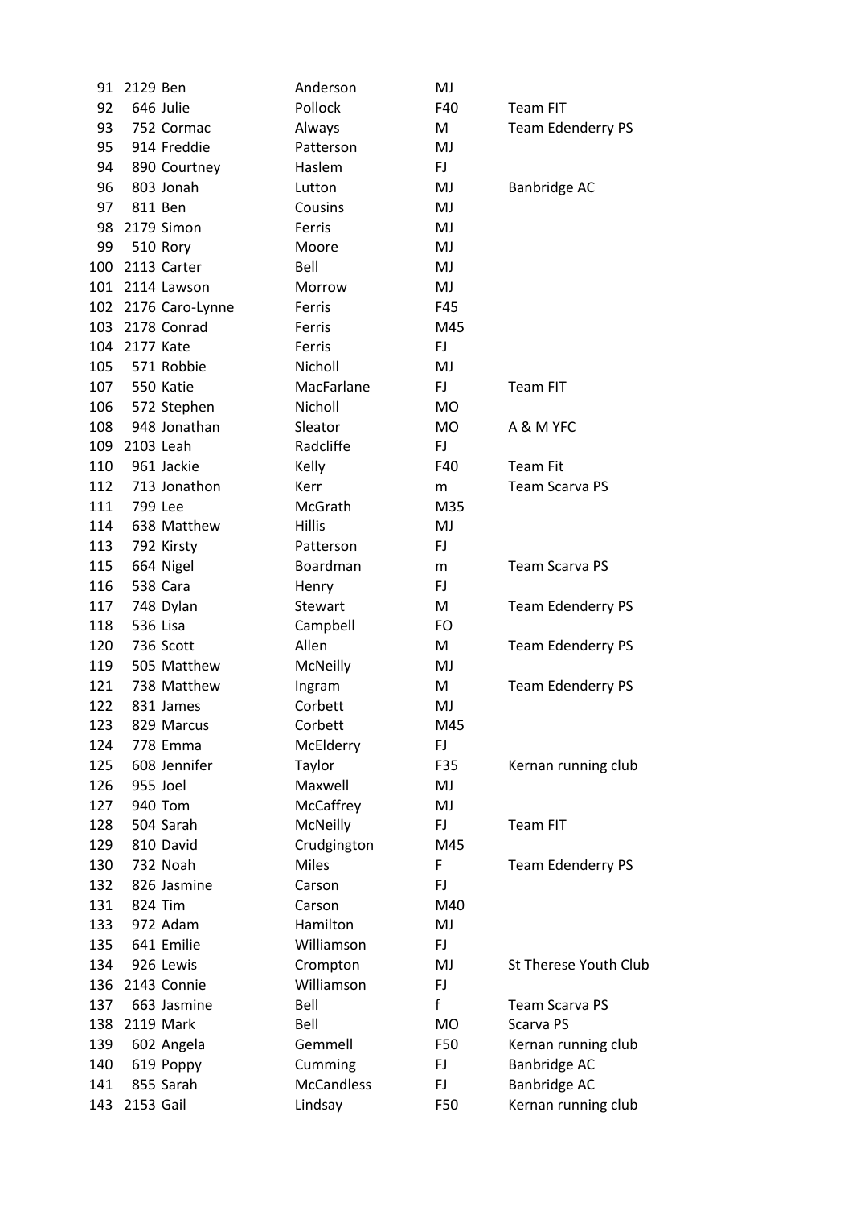| | | | | | |
|---|---|---|---|---|---|
| 91 | 2129 | Ben | Anderson | MJ | |
| 92 | 646 | Julie | Pollock | F40 | Team FIT |
| 93 | 752 | Cormac | Always | M | Team Edenderry PS |
| 95 | 914 | Freddie | Patterson | MJ | |
| 94 | 890 | Courtney | Haslem | FJ | |
| 96 | 803 | Jonah | Lutton | MJ | Banbridge AC |
| 97 | 811 | Ben | Cousins | MJ | |
| 98 | 2179 | Simon | Ferris | MJ | |
| 99 | 510 | Rory | Moore | MJ | |
| 100 | 2113 | Carter | Bell | MJ | |
| 101 | 2114 | Lawson | Morrow | MJ | |
| 102 | 2176 | Caro-Lynne | Ferris | F45 | |
| 103 | 2178 | Conrad | Ferris | M45 | |
| 104 | 2177 | Kate | Ferris | FJ | |
| 105 | 571 | Robbie | Nicholl | MJ | |
| 107 | 550 | Katie | MacFarlane | FJ | Team FIT |
| 106 | 572 | Stephen | Nicholl | MO | |
| 108 | 948 | Jonathan | Sleator | MO | A & M YFC |
| 109 | 2103 | Leah | Radcliffe | FJ | |
| 110 | 961 | Jackie | Kelly | F40 | Team Fit |
| 112 | 713 | Jonathon | Kerr | m | Team Scarva PS |
| 111 | 799 | Lee | McGrath | M35 | |
| 114 | 638 | Matthew | Hillis | MJ | |
| 113 | 792 | Kirsty | Patterson | FJ | |
| 115 | 664 | Nigel | Boardman | m | Team Scarva PS |
| 116 | 538 | Cara | Henry | FJ | |
| 117 | 748 | Dylan | Stewart | M | Team Edenderry PS |
| 118 | 536 | Lisa | Campbell | FO | |
| 120 | 736 | Scott | Allen | M | Team Edenderry PS |
| 119 | 505 | Matthew | McNeilly | MJ | |
| 121 | 738 | Matthew | Ingram | M | Team Edenderry PS |
| 122 | 831 | James | Corbett | MJ | |
| 123 | 829 | Marcus | Corbett | M45 | |
| 124 | 778 | Emma | McElderry | FJ | |
| 125 | 608 | Jennifer | Taylor | F35 | Kernan running club |
| 126 | 955 | Joel | Maxwell | MJ | |
| 127 | 940 | Tom | McCaffrey | MJ | |
| 128 | 504 | Sarah | McNeilly | FJ | Team FIT |
| 129 | 810 | David | Crudgington | M45 | |
| 130 | 732 | Noah | Miles | F | Team Edenderry PS |
| 132 | 826 | Jasmine | Carson | FJ | |
| 131 | 824 | Tim | Carson | M40 | |
| 133 | 972 | Adam | Hamilton | MJ | |
| 135 | 641 | Emilie | Williamson | FJ | |
| 134 | 926 | Lewis | Crompton | MJ | St Therese Youth Club |
| 136 | 2143 | Connie | Williamson | FJ | |
| 137 | 663 | Jasmine | Bell | f | Team Scarva PS |
| 138 | 2119 | Mark | Bell | MO | Scarva PS |
| 139 | 602 | Angela | Gemmell | F50 | Kernan running club |
| 140 | 619 | Poppy | Cumming | FJ | Banbridge AC |
| 141 | 855 | Sarah | McCandless | FJ | Banbridge AC |
| 143 | 2153 | Gail | Lindsay | F50 | Kernan running club |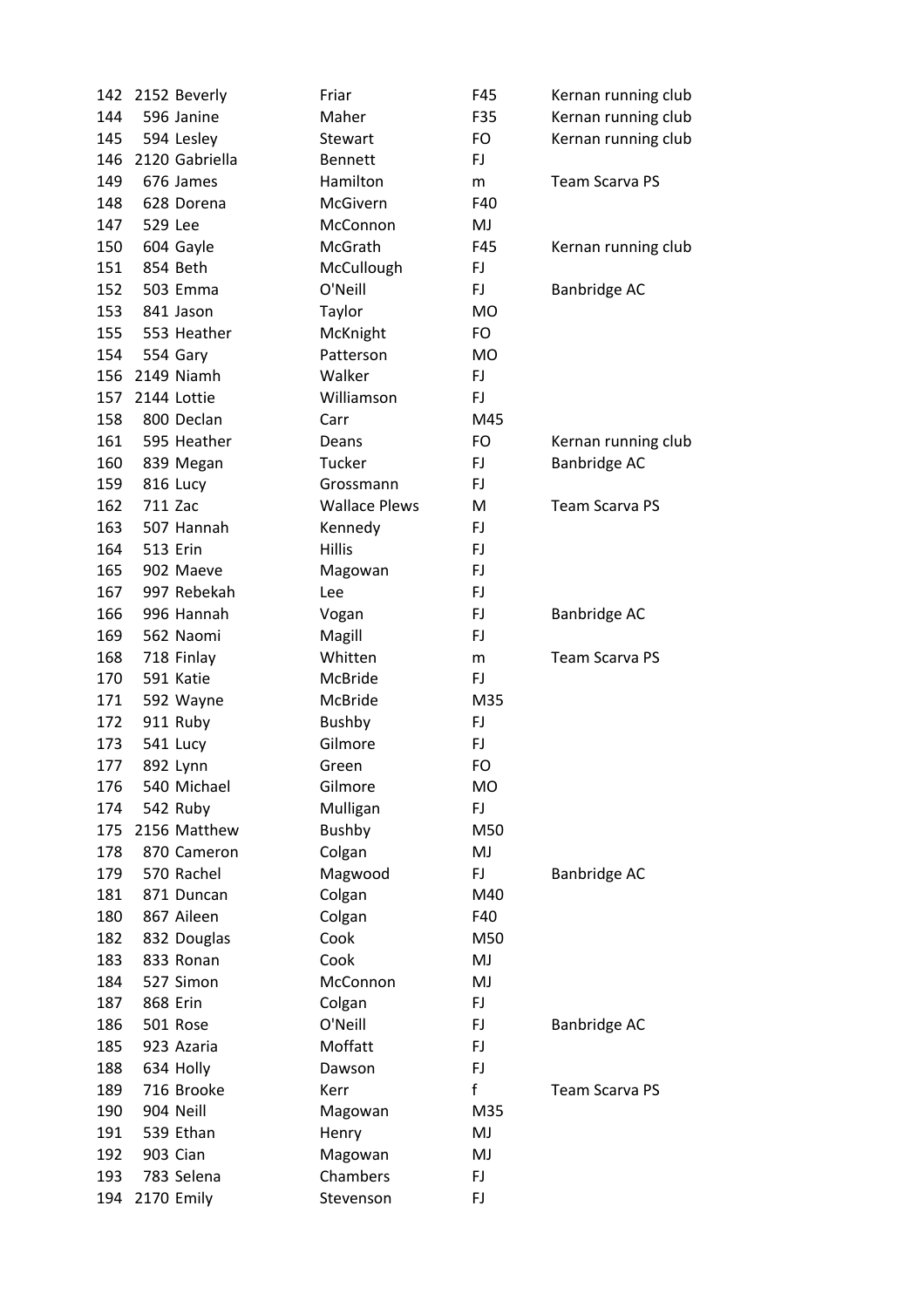| | | | | | |
|---|---|---|---|---|---|
| 142 | 2152 | Beverly | Friar | F45 | Kernan running club |
| 144 | 596 | Janine | Maher | F35 | Kernan running club |
| 145 | 594 | Lesley | Stewart | FO | Kernan running club |
| 146 | 2120 | Gabriella | Bennett | FJ | |
| 149 | 676 | James | Hamilton | m | Team Scarva PS |
| 148 | 628 | Dorena | McGivern | F40 | |
| 147 | 529 | Lee | McConnon | MJ | |
| 150 | 604 | Gayle | McGrath | F45 | Kernan running club |
| 151 | 854 | Beth | McCullough | FJ | |
| 152 | 503 | Emma | O'Neill | FJ | Banbridge AC |
| 153 | 841 | Jason | Taylor | MO | |
| 155 | 553 | Heather | McKnight | FO | |
| 154 | 554 | Gary | Patterson | MO | |
| 156 | 2149 | Niamh | Walker | FJ | |
| 157 | 2144 | Lottie | Williamson | FJ | |
| 158 | 800 | Declan | Carr | M45 | |
| 161 | 595 | Heather | Deans | FO | Kernan running club |
| 160 | 839 | Megan | Tucker | FJ | Banbridge AC |
| 159 | 816 | Lucy | Grossmann | FJ | |
| 162 | 711 | Zac | Wallace Plews | M | Team Scarva PS |
| 163 | 507 | Hannah | Kennedy | FJ | |
| 164 | 513 | Erin | Hillis | FJ | |
| 165 | 902 | Maeve | Magowan | FJ | |
| 167 | 997 | Rebekah | Lee | FJ | |
| 166 | 996 | Hannah | Vogan | FJ | Banbridge AC |
| 169 | 562 | Naomi | Magill | FJ | |
| 168 | 718 | Finlay | Whitten | m | Team Scarva PS |
| 170 | 591 | Katie | McBride | FJ | |
| 171 | 592 | Wayne | McBride | M35 | |
| 172 | 911 | Ruby | Bushby | FJ | |
| 173 | 541 | Lucy | Gilmore | FJ | |
| 177 | 892 | Lynn | Green | FO | |
| 176 | 540 | Michael | Gilmore | MO | |
| 174 | 542 | Ruby | Mulligan | FJ | |
| 175 | 2156 | Matthew | Bushby | M50 | |
| 178 | 870 | Cameron | Colgan | MJ | |
| 179 | 570 | Rachel | Magwood | FJ | Banbridge AC |
| 181 | 871 | Duncan | Colgan | M40 | |
| 180 | 867 | Aileen | Colgan | F40 | |
| 182 | 832 | Douglas | Cook | M50 | |
| 183 | 833 | Ronan | Cook | MJ | |
| 184 | 527 | Simon | McConnon | MJ | |
| 187 | 868 | Erin | Colgan | FJ | |
| 186 | 501 | Rose | O'Neill | FJ | Banbridge AC |
| 185 | 923 | Azaria | Moffatt | FJ | |
| 188 | 634 | Holly | Dawson | FJ | |
| 189 | 716 | Brooke | Kerr | f | Team Scarva PS |
| 190 | 904 | Neill | Magowan | M35 | |
| 191 | 539 | Ethan | Henry | MJ | |
| 192 | 903 | Cian | Magowan | MJ | |
| 193 | 783 | Selena | Chambers | FJ | |
| 194 | 2170 | Emily | Stevenson | FJ | |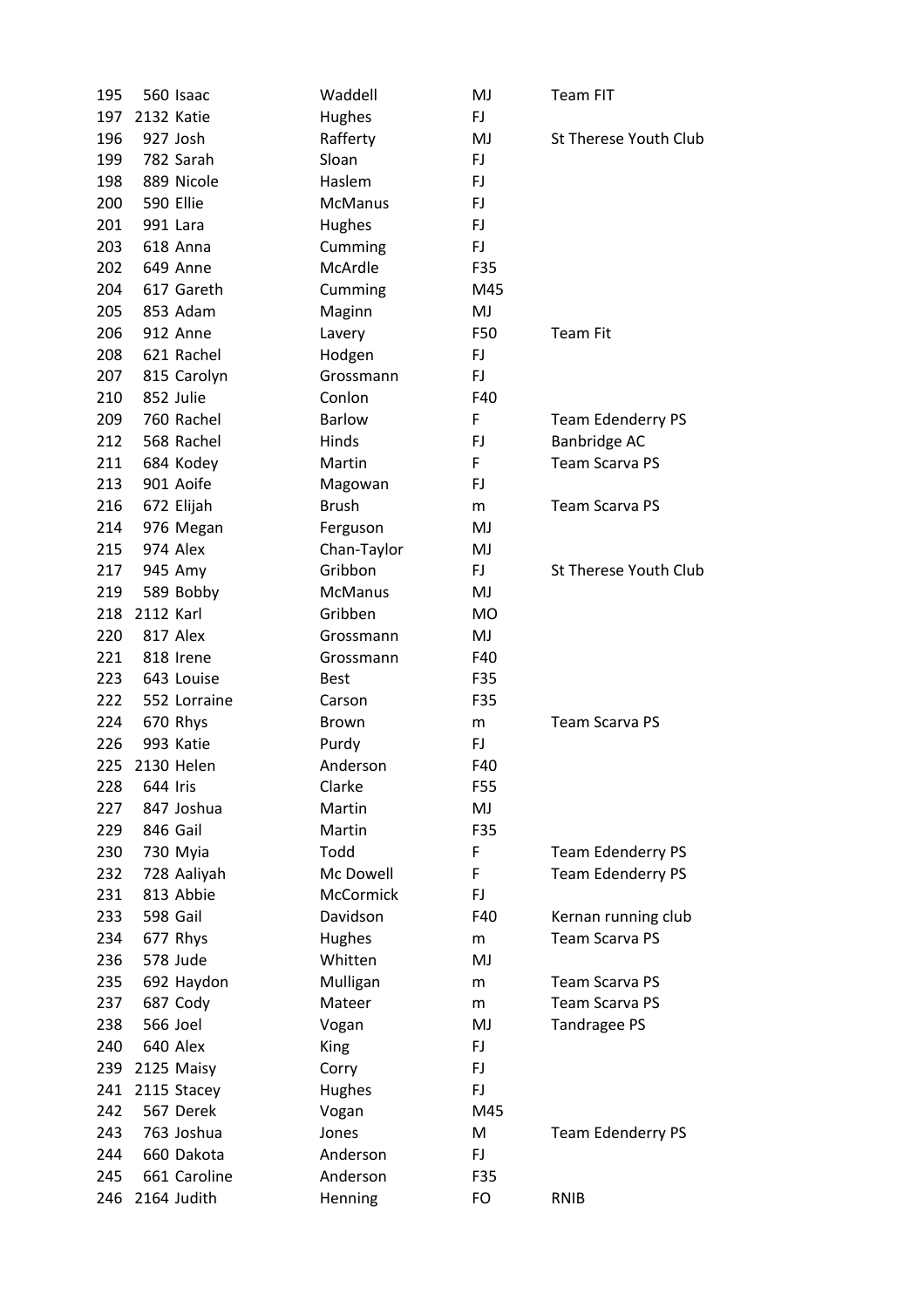| | | | | | |
|---|---|---|---|---|---|
| 195 | 560 | Isaac | Waddell | MJ | Team FIT |
| 197 | 2132 | Katie | Hughes | FJ | |
| 196 | 927 | Josh | Rafferty | MJ | St Therese Youth Club |
| 199 | 782 | Sarah | Sloan | FJ | |
| 198 | 889 | Nicole | Haslem | FJ | |
| 200 | 590 | Ellie | McManus | FJ | |
| 201 | 991 | Lara | Hughes | FJ | |
| 203 | 618 | Anna | Cumming | FJ | |
| 202 | 649 | Anne | McArdle | F35 | |
| 204 | 617 | Gareth | Cumming | M45 | |
| 205 | 853 | Adam | Maginn | MJ | |
| 206 | 912 | Anne | Lavery | F50 | Team Fit |
| 208 | 621 | Rachel | Hodgen | FJ | |
| 207 | 815 | Carolyn | Grossmann | FJ | |
| 210 | 852 | Julie | Conlon | F40 | |
| 209 | 760 | Rachel | Barlow | F | Team Edenderry PS |
| 212 | 568 | Rachel | Hinds | FJ | Banbridge AC |
| 211 | 684 | Kodey | Martin | F | Team Scarva PS |
| 213 | 901 | Aoife | Magowan | FJ | |
| 216 | 672 | Elijah | Brush | m | Team Scarva PS |
| 214 | 976 | Megan | Ferguson | MJ | |
| 215 | 974 | Alex | Chan-Taylor | MJ | |
| 217 | 945 | Amy | Gribbon | FJ | St Therese Youth Club |
| 219 | 589 | Bobby | McManus | MJ | |
| 218 | 2112 | Karl | Gribben | MO | |
| 220 | 817 | Alex | Grossmann | MJ | |
| 221 | 818 | Irene | Grossmann | F40 | |
| 223 | 643 | Louise | Best | F35 | |
| 222 | 552 | Lorraine | Carson | F35 | |
| 224 | 670 | Rhys | Brown | m | Team Scarva PS |
| 226 | 993 | Katie | Purdy | FJ | |
| 225 | 2130 | Helen | Anderson | F40 | |
| 228 | 644 | Iris | Clarke | F55 | |
| 227 | 847 | Joshua | Martin | MJ | |
| 229 | 846 | Gail | Martin | F35 | |
| 230 | 730 | Myia | Todd | F | Team Edenderry PS |
| 232 | 728 | Aaliyah | Mc Dowell | F | Team Edenderry PS |
| 231 | 813 | Abbie | McCormick | FJ | |
| 233 | 598 | Gail | Davidson | F40 | Kernan running club |
| 234 | 677 | Rhys | Hughes | m | Team Scarva PS |
| 236 | 578 | Jude | Whitten | MJ | |
| 235 | 692 | Haydon | Mulligan | m | Team Scarva PS |
| 237 | 687 | Cody | Mateer | m | Team Scarva PS |
| 238 | 566 | Joel | Vogan | MJ | Tandragee PS |
| 240 | 640 | Alex | King | FJ | |
| 239 | 2125 | Maisy | Corry | FJ | |
| 241 | 2115 | Stacey | Hughes | FJ | |
| 242 | 567 | Derek | Vogan | M45 | |
| 243 | 763 | Joshua | Jones | M | Team Edenderry PS |
| 244 | 660 | Dakota | Anderson | FJ | |
| 245 | 661 | Caroline | Anderson | F35 | |
| 246 | 2164 | Judith | Henning | FO | RNIB |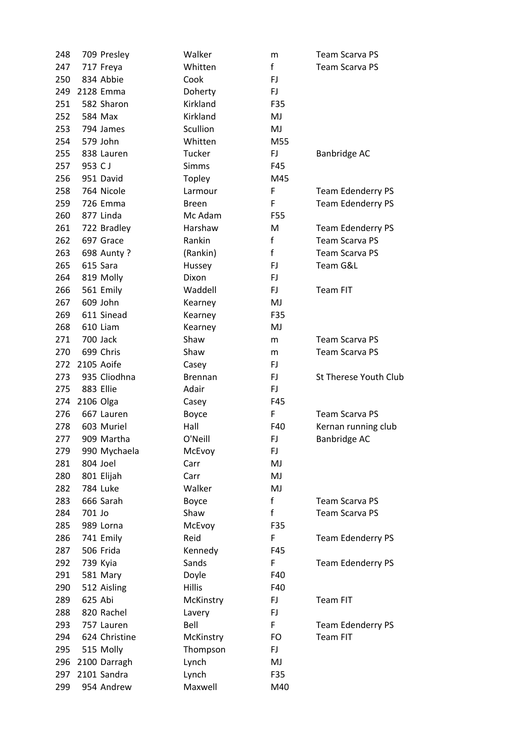| | | | | | |
|---|---|---|---|---|---|
| 248 | 709 | Presley | Walker | m | Team Scarva PS |
| 247 | 717 | Freya | Whitten | f | Team Scarva PS |
| 250 | 834 | Abbie | Cook | FJ | |
| 249 | 2128 | Emma | Doherty | FJ | |
| 251 | 582 | Sharon | Kirkland | F35 | |
| 252 | 584 | Max | Kirkland | MJ | |
| 253 | 794 | James | Scullion | MJ | |
| 254 | 579 | John | Whitten | M55 | |
| 255 | 838 | Lauren | Tucker | FJ | Banbridge AC |
| 257 | 953 | C J | Simms | F45 | |
| 256 | 951 | David | Topley | M45 | |
| 258 | 764 | Nicole | Larmour | F | Team Edenderry PS |
| 259 | 726 | Emma | Breen | F | Team Edenderry PS |
| 260 | 877 | Linda | Mc Adam | F55 | |
| 261 | 722 | Bradley | Harshaw | M | Team Edenderry PS |
| 262 | 697 | Grace | Rankin | f | Team Scarva PS |
| 263 | 698 | Aunty ? | (Rankin) | f | Team Scarva PS |
| 265 | 615 | Sara | Hussey | FJ | Team G&L |
| 264 | 819 | Molly | Dixon | FJ | |
| 266 | 561 | Emily | Waddell | FJ | Team FIT |
| 267 | 609 | John | Kearney | MJ | |
| 269 | 611 | Sinead | Kearney | F35 | |
| 268 | 610 | Liam | Kearney | MJ | |
| 271 | 700 | Jack | Shaw | m | Team Scarva PS |
| 270 | 699 | Chris | Shaw | m | Team Scarva PS |
| 272 | 2105 | Aoife | Casey | FJ | |
| 273 | 935 | Cliodhna | Brennan | FJ | St Therese Youth Club |
| 275 | 883 | Ellie | Adair | FJ | |
| 274 | 2106 | Olga | Casey | F45 | |
| 276 | 667 | Lauren | Boyce | F | Team Scarva PS |
| 278 | 603 | Muriel | Hall | F40 | Kernan running club |
| 277 | 909 | Martha | O'Neill | FJ | Banbridge AC |
| 279 | 990 | Mychaela | McEvoy | FJ | |
| 281 | 804 | Joel | Carr | MJ | |
| 280 | 801 | Elijah | Carr | MJ | |
| 282 | 784 | Luke | Walker | MJ | |
| 283 | 666 | Sarah | Boyce | f | Team Scarva PS |
| 284 | 701 | Jo | Shaw | f | Team Scarva PS |
| 285 | 989 | Lorna | McEvoy | F35 | |
| 286 | 741 | Emily | Reid | F | Team Edenderry PS |
| 287 | 506 | Frida | Kennedy | F45 | |
| 292 | 739 | Kyia | Sands | F | Team Edenderry PS |
| 291 | 581 | Mary | Doyle | F40 | |
| 290 | 512 | Aisling | Hillis | F40 | |
| 289 | 625 | Abi | McKinstry | FJ | Team FIT |
| 288 | 820 | Rachel | Lavery | FJ | |
| 293 | 757 | Lauren | Bell | F | Team Edenderry PS |
| 294 | 624 | Christine | McKinstry | FO | Team FIT |
| 295 | 515 | Molly | Thompson | FJ | |
| 296 | 2100 | Darragh | Lynch | MJ | |
| 297 | 2101 | Sandra | Lynch | F35 | |
| 299 | 954 | Andrew | Maxwell | M40 | |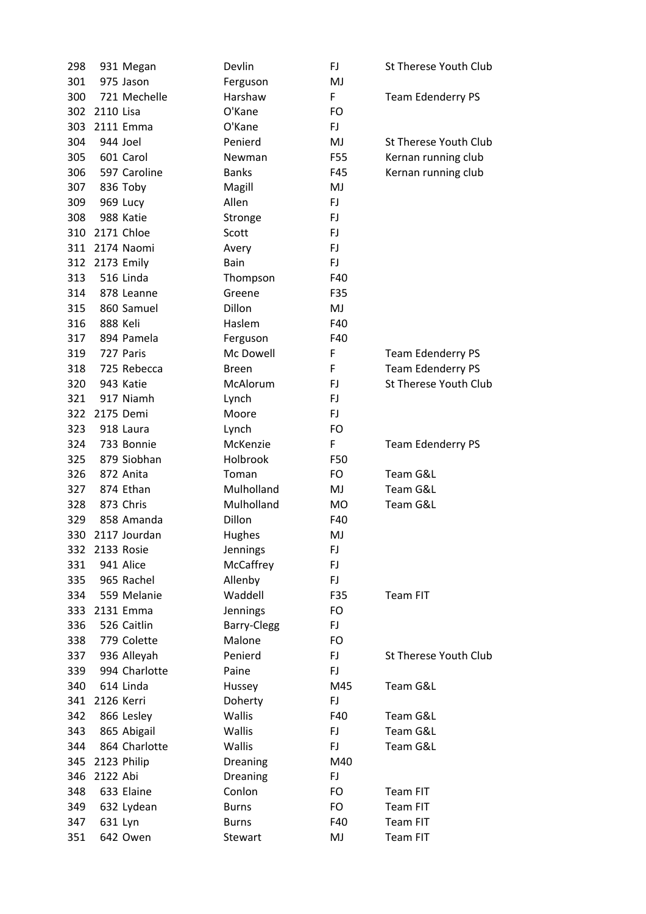| | | | | | |
|---|---|---|---|---|---|
| 298 | 931 | Megan | Devlin | FJ | St Therese Youth Club |
| 301 | 975 | Jason | Ferguson | MJ | |
| 300 | 721 | Mechelle | Harshaw | F | Team Edenderry PS |
| 302 | 2110 | Lisa | O'Kane | FO | |
| 303 | 2111 | Emma | O'Kane | FJ | |
| 304 | 944 | Joel | Penierd | MJ | St Therese Youth Club |
| 305 | 601 | Carol | Newman | F55 | Kernan running club |
| 306 | 597 | Caroline | Banks | F45 | Kernan running club |
| 307 | 836 | Toby | Magill | MJ | |
| 309 | 969 | Lucy | Allen | FJ | |
| 308 | 988 | Katie | Stronge | FJ | |
| 310 | 2171 | Chloe | Scott | FJ | |
| 311 | 2174 | Naomi | Avery | FJ | |
| 312 | 2173 | Emily | Bain | FJ | |
| 313 | 516 | Linda | Thompson | F40 | |
| 314 | 878 | Leanne | Greene | F35 | |
| 315 | 860 | Samuel | Dillon | MJ | |
| 316 | 888 | Keli | Haslem | F40 | |
| 317 | 894 | Pamela | Ferguson | F40 | |
| 319 | 727 | Paris | Mc Dowell | F | Team Edenderry PS |
| 318 | 725 | Rebecca | Breen | F | Team Edenderry PS |
| 320 | 943 | Katie | McAlorum | FJ | St Therese Youth Club |
| 321 | 917 | Niamh | Lynch | FJ | |
| 322 | 2175 | Demi | Moore | FJ | |
| 323 | 918 | Laura | Lynch | FO | |
| 324 | 733 | Bonnie | McKenzie | F | Team Edenderry PS |
| 325 | 879 | Siobhan | Holbrook | F50 | |
| 326 | 872 | Anita | Toman | FO | Team G&L |
| 327 | 874 | Ethan | Mulholland | MJ | Team G&L |
| 328 | 873 | Chris | Mulholland | MO | Team G&L |
| 329 | 858 | Amanda | Dillon | F40 | |
| 330 | 2117 | Jourdan | Hughes | MJ | |
| 332 | 2133 | Rosie | Jennings | FJ | |
| 331 | 941 | Alice | McCaffrey | FJ | |
| 335 | 965 | Rachel | Allenby | FJ | |
| 334 | 559 | Melanie | Waddell | F35 | Team FIT |
| 333 | 2131 | Emma | Jennings | FO | |
| 336 | 526 | Caitlin | Barry-Clegg | FJ | |
| 338 | 779 | Colette | Malone | FO | |
| 337 | 936 | Alleyah | Penierd | FJ | St Therese Youth Club |
| 339 | 994 | Charlotte | Paine | FJ | |
| 340 | 614 | Linda | Hussey | M45 | Team G&L |
| 341 | 2126 | Kerri | Doherty | FJ | |
| 342 | 866 | Lesley | Wallis | F40 | Team G&L |
| 343 | 865 | Abigail | Wallis | FJ | Team G&L |
| 344 | 864 | Charlotte | Wallis | FJ | Team G&L |
| 345 | 2123 | Philip | Dreaning | M40 | |
| 346 | 2122 | Abi | Dreaning | FJ | |
| 348 | 633 | Elaine | Conlon | FO | Team FIT |
| 349 | 632 | Lydean | Burns | FO | Team FIT |
| 347 | 631 | Lyn | Burns | F40 | Team FIT |
| 351 | 642 | Owen | Stewart | MJ | Team FIT |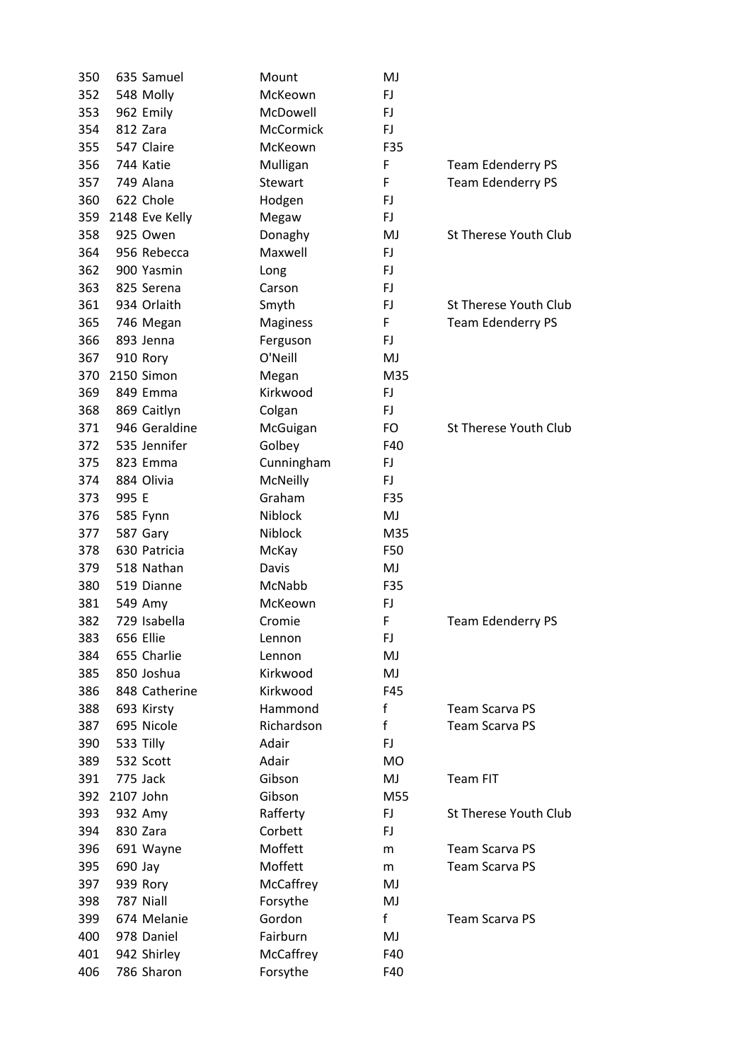| | | | | | |
|---|---|---|---|---|---|
| 350 | 635 | Samuel | Mount | MJ | |
| 352 | 548 | Molly | McKeown | FJ | |
| 353 | 962 | Emily | McDowell | FJ | |
| 354 | 812 | Zara | McCormick | FJ | |
| 355 | 547 | Claire | McKeown | F35 | |
| 356 | 744 | Katie | Mulligan | F | Team Edenderry PS |
| 357 | 749 | Alana | Stewart | F | Team Edenderry PS |
| 360 | 622 | Chole | Hodgen | FJ | |
| 359 | 2148 | Eve Kelly | Megaw | FJ | |
| 358 | 925 | Owen | Donaghy | MJ | St Therese Youth Club |
| 364 | 956 | Rebecca | Maxwell | FJ | |
| 362 | 900 | Yasmin | Long | FJ | |
| 363 | 825 | Serena | Carson | FJ | |
| 361 | 934 | Orlaith | Smyth | FJ | St Therese Youth Club |
| 365 | 746 | Megan | Maginess | F | Team Edenderry PS |
| 366 | 893 | Jenna | Ferguson | FJ | |
| 367 | 910 | Rory | O'Neill | MJ | |
| 370 | 2150 | Simon | Megan | M35 | |
| 369 | 849 | Emma | Kirkwood | FJ | |
| 368 | 869 | Caitlyn | Colgan | FJ | |
| 371 | 946 | Geraldine | McGuigan | FO | St Therese Youth Club |
| 372 | 535 | Jennifer | Golbey | F40 | |
| 375 | 823 | Emma | Cunningham | FJ | |
| 374 | 884 | Olivia | McNeilly | FJ | |
| 373 | 995 | E | Graham | F35 | |
| 376 | 585 | Fynn | Niblock | MJ | |
| 377 | 587 | Gary | Niblock | M35 | |
| 378 | 630 | Patricia | McKay | F50 | |
| 379 | 518 | Nathan | Davis | MJ | |
| 380 | 519 | Dianne | McNabb | F35 | |
| 381 | 549 | Amy | McKeown | FJ | |
| 382 | 729 | Isabella | Cromie | F | Team Edenderry PS |
| 383 | 656 | Ellie | Lennon | FJ | |
| 384 | 655 | Charlie | Lennon | MJ | |
| 385 | 850 | Joshua | Kirkwood | MJ | |
| 386 | 848 | Catherine | Kirkwood | F45 | |
| 388 | 693 | Kirsty | Hammond | f | Team Scarva PS |
| 387 | 695 | Nicole | Richardson | f | Team Scarva PS |
| 390 | 533 | Tilly | Adair | FJ | |
| 389 | 532 | Scott | Adair | MO | |
| 391 | 775 | Jack | Gibson | MJ | Team FIT |
| 392 | 2107 | John | Gibson | M55 | |
| 393 | 932 | Amy | Rafferty | FJ | St Therese Youth Club |
| 394 | 830 | Zara | Corbett | FJ | |
| 396 | 691 | Wayne | Moffett | m | Team Scarva PS |
| 395 | 690 | Jay | Moffett | m | Team Scarva PS |
| 397 | 939 | Rory | McCaffrey | MJ | |
| 398 | 787 | Niall | Forsythe | MJ | |
| 399 | 674 | Melanie | Gordon | f | Team Scarva PS |
| 400 | 978 | Daniel | Fairburn | MJ | |
| 401 | 942 | Shirley | McCaffrey | F40 | |
| 406 | 786 | Sharon | Forsythe | F40 | |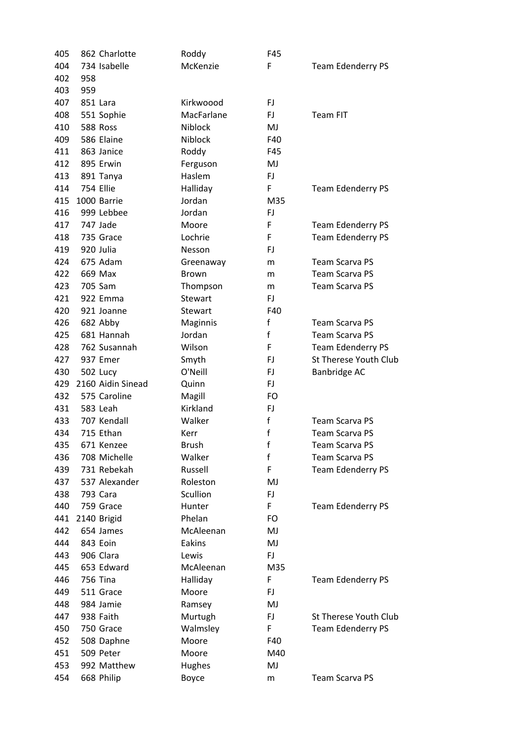| | | | | | |
|---|---|---|---|---|---|
| 405 | 862 | Charlotte | Roddy | F45 | |
| 404 | 734 | Isabelle | McKenzie | F | Team Edenderry PS |
| 402 | 958 | | | | |
| 403 | 959 | | | | |
| 407 | 851 | Lara | Kirkwoood | FJ | |
| 408 | 551 | Sophie | MacFarlane | FJ | Team FIT |
| 410 | 588 | Ross | Niblock | MJ | |
| 409 | 586 | Elaine | Niblock | F40 | |
| 411 | 863 | Janice | Roddy | F45 | |
| 412 | 895 | Erwin | Ferguson | MJ | |
| 413 | 891 | Tanya | Haslem | FJ | |
| 414 | 754 | Ellie | Halliday | F | Team Edenderry PS |
| 415 | 1000 | Barrie | Jordan | M35 | |
| 416 | 999 | Lebbee | Jordan | FJ | |
| 417 | 747 | Jade | Moore | F | Team Edenderry PS |
| 418 | 735 | Grace | Lochrie | F | Team Edenderry PS |
| 419 | 920 | Julia | Nesson | FJ | |
| 424 | 675 | Adam | Greenaway | m | Team Scarva PS |
| 422 | 669 | Max | Brown | m | Team Scarva PS |
| 423 | 705 | Sam | Thompson | m | Team Scarva PS |
| 421 | 922 | Emma | Stewart | FJ | |
| 420 | 921 | Joanne | Stewart | F40 | |
| 426 | 682 | Abby | Maginnis | f | Team Scarva PS |
| 425 | 681 | Hannah | Jordan | f | Team Scarva PS |
| 428 | 762 | Susannah | Wilson | F | Team Edenderry PS |
| 427 | 937 | Emer | Smyth | FJ | St Therese Youth Club |
| 430 | 502 | Lucy | O'Neill | FJ | Banbridge AC |
| 429 | 2160 | Aidin Sinead | Quinn | FJ | |
| 432 | 575 | Caroline | Magill | FO | |
| 431 | 583 | Leah | Kirkland | FJ | |
| 433 | 707 | Kendall | Walker | f | Team Scarva PS |
| 434 | 715 | Ethan | Kerr | f | Team Scarva PS |
| 435 | 671 | Kenzee | Brush | f | Team Scarva PS |
| 436 | 708 | Michelle | Walker | f | Team Scarva PS |
| 439 | 731 | Rebekah | Russell | F | Team Edenderry PS |
| 437 | 537 | Alexander | Roleston | MJ | |
| 438 | 793 | Cara | Scullion | FJ | |
| 440 | 759 | Grace | Hunter | F | Team Edenderry PS |
| 441 | 2140 | Brigid | Phelan | FO | |
| 442 | 654 | James | McAleenan | MJ | |
| 444 | 843 | Eoin | Eakins | MJ | |
| 443 | 906 | Clara | Lewis | FJ | |
| 445 | 653 | Edward | McAleenan | M35 | |
| 446 | 756 | Tina | Halliday | F | Team Edenderry PS |
| 449 | 511 | Grace | Moore | FJ | |
| 448 | 984 | Jamie | Ramsey | MJ | |
| 447 | 938 | Faith | Murtugh | FJ | St Therese Youth Club |
| 450 | 750 | Grace | Walmsley | F | Team Edenderry PS |
| 452 | 508 | Daphne | Moore | F40 | |
| 451 | 509 | Peter | Moore | M40 | |
| 453 | 992 | Matthew | Hughes | MJ | |
| 454 | 668 | Philip | Boyce | m | Team Scarva PS |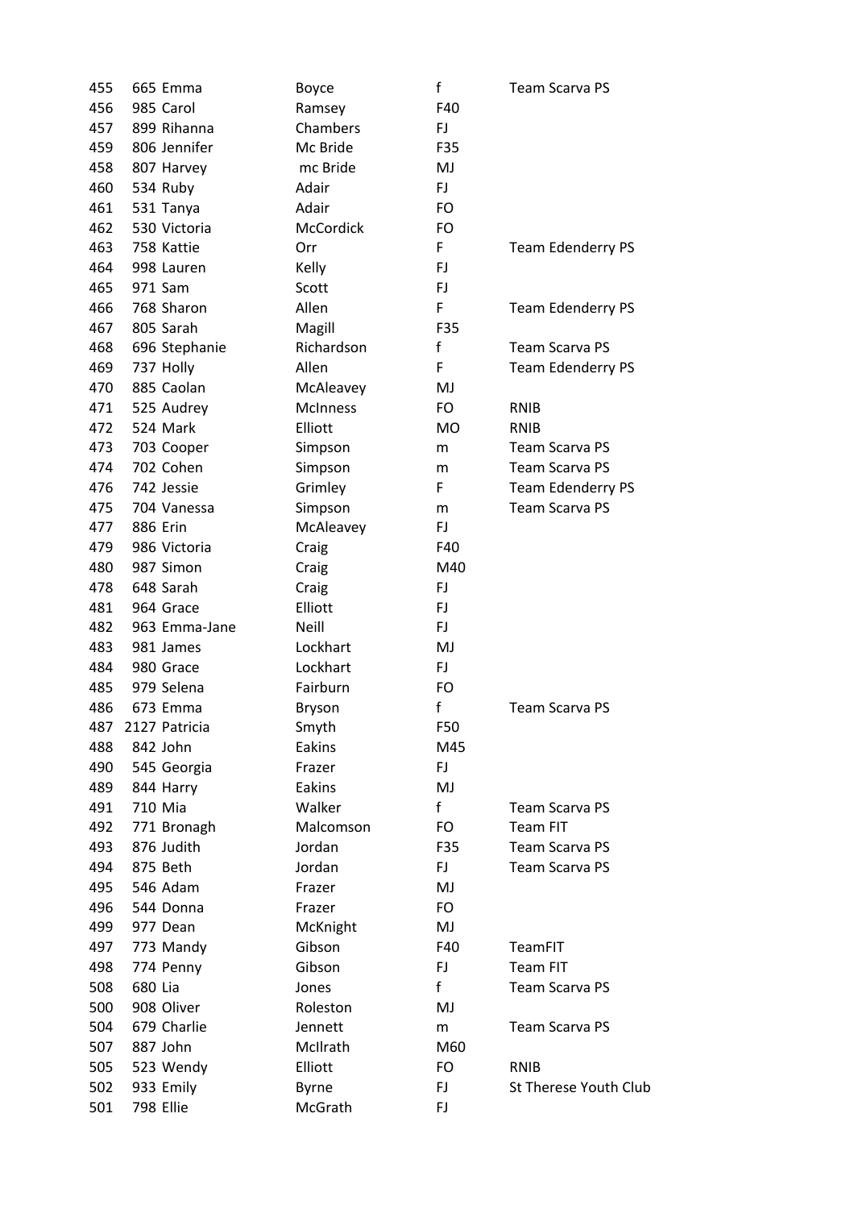| | | | | | |
|---|---|---|---|---|---|
| 455 | 665 | Emma | Boyce | f | Team Scarva PS |
| 456 | 985 | Carol | Ramsey | F40 | |
| 457 | 899 | Rihanna | Chambers | FJ | |
| 459 | 806 | Jennifer | Mc Bride | F35 | |
| 458 | 807 | Harvey | mc Bride | MJ | |
| 460 | 534 | Ruby | Adair | FJ | |
| 461 | 531 | Tanya | Adair | FO | |
| 462 | 530 | Victoria | McCordick | FO | |
| 463 | 758 | Kattie | Orr | F | Team Edenderry PS |
| 464 | 998 | Lauren | Kelly | FJ | |
| 465 | 971 | Sam | Scott | FJ | |
| 466 | 768 | Sharon | Allen | F | Team Edenderry PS |
| 467 | 805 | Sarah | Magill | F35 | |
| 468 | 696 | Stephanie | Richardson | f | Team Scarva PS |
| 469 | 737 | Holly | Allen | F | Team Edenderry PS |
| 470 | 885 | Caolan | McAleavey | MJ | |
| 471 | 525 | Audrey | McInness | FO | RNIB |
| 472 | 524 | Mark | Elliott | MO | RNIB |
| 473 | 703 | Cooper | Simpson | m | Team Scarva PS |
| 474 | 702 | Cohen | Simpson | m | Team Scarva PS |
| 476 | 742 | Jessie | Grimley | F | Team Edenderry PS |
| 475 | 704 | Vanessa | Simpson | m | Team Scarva PS |
| 477 | 886 | Erin | McAleavey | FJ | |
| 479 | 986 | Victoria | Craig | F40 | |
| 480 | 987 | Simon | Craig | M40 | |
| 478 | 648 | Sarah | Craig | FJ | |
| 481 | 964 | Grace | Elliott | FJ | |
| 482 | 963 | Emma-Jane | Neill | FJ | |
| 483 | 981 | James | Lockhart | MJ | |
| 484 | 980 | Grace | Lockhart | FJ | |
| 485 | 979 | Selena | Fairburn | FO | |
| 486 | 673 | Emma | Bryson | f | Team Scarva PS |
| 487 | 2127 | Patricia | Smyth | F50 | |
| 488 | 842 | John | Eakins | M45 | |
| 490 | 545 | Georgia | Frazer | FJ | |
| 489 | 844 | Harry | Eakins | MJ | |
| 491 | 710 | Mia | Walker | f | Team Scarva PS |
| 492 | 771 | Bronagh | Malcomson | FO | Team FIT |
| 493 | 876 | Judith | Jordan | F35 | Team Scarva PS |
| 494 | 875 | Beth | Jordan | FJ | Team Scarva PS |
| 495 | 546 | Adam | Frazer | MJ | |
| 496 | 544 | Donna | Frazer | FO | |
| 499 | 977 | Dean | McKnight | MJ | |
| 497 | 773 | Mandy | Gibson | F40 | TeamFIT |
| 498 | 774 | Penny | Gibson | FJ | Team FIT |
| 508 | 680 | Lia | Jones | f | Team Scarva PS |
| 500 | 908 | Oliver | Roleston | MJ | |
| 504 | 679 | Charlie | Jennett | m | Team Scarva PS |
| 507 | 887 | John | McIlrath | M60 | |
| 505 | 523 | Wendy | Elliott | FO | RNIB |
| 502 | 933 | Emily | Byrne | FJ | St Therese Youth Club |
| 501 | 798 | Ellie | McGrath | FJ | |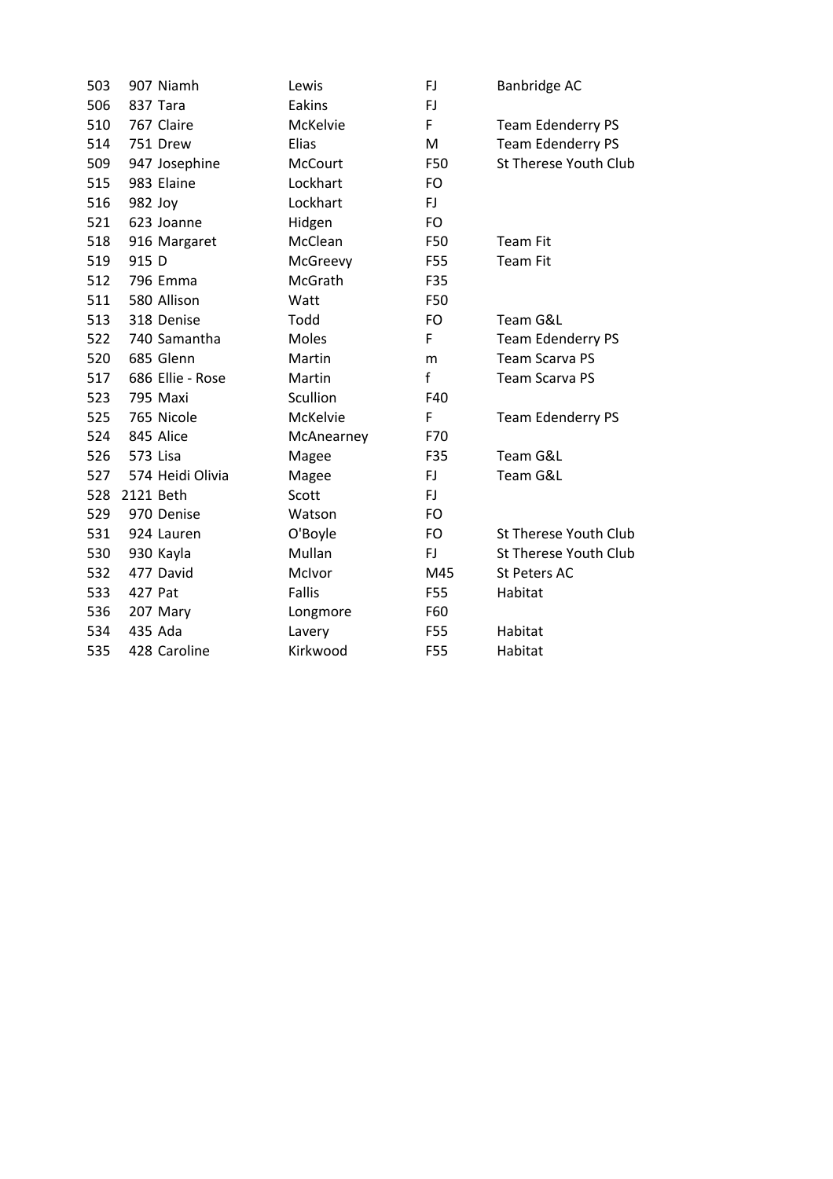| | | | | | |
|---|---|---|---|---|---|
| 503 | 907 | Niamh | Lewis | FJ | Banbridge AC |
| 506 | 837 | Tara | Eakins | FJ | |
| 510 | 767 | Claire | McKelvie | F | Team Edenderry PS |
| 514 | 751 | Drew | Elias | M | Team Edenderry PS |
| 509 | 947 | Josephine | McCourt | F50 | St Therese Youth Club |
| 515 | 983 | Elaine | Lockhart | FO | |
| 516 | 982 | Joy | Lockhart | FJ | |
| 521 | 623 | Joanne | Hidgen | FO | |
| 518 | 916 | Margaret | McClean | F50 | Team Fit |
| 519 | 915 | D | McGreevy | F55 | Team Fit |
| 512 | 796 | Emma | McGrath | F35 | |
| 511 | 580 | Allison | Watt | F50 | |
| 513 | 318 | Denise | Todd | FO | Team G&L |
| 522 | 740 | Samantha | Moles | F | Team Edenderry PS |
| 520 | 685 | Glenn | Martin | m | Team Scarva PS |
| 517 | 686 | Ellie - Rose | Martin | f | Team Scarva PS |
| 523 | 795 | Maxi | Scullion | F40 | |
| 525 | 765 | Nicole | McKelvie | F | Team Edenderry PS |
| 524 | 845 | Alice | McAnearney | F70 | |
| 526 | 573 | Lisa | Magee | F35 | Team G&L |
| 527 | 574 | Heidi Olivia | Magee | FJ | Team G&L |
| 528 | 2121 | Beth | Scott | FJ | |
| 529 | 970 | Denise | Watson | FO | |
| 531 | 924 | Lauren | O'Boyle | FO | St Therese Youth Club |
| 530 | 930 | Kayla | Mullan | FJ | St Therese Youth Club |
| 532 | 477 | David | McIvor | M45 | St Peters AC |
| 533 | 427 | Pat | Fallis | F55 | Habitat |
| 536 | 207 | Mary | Longmore | F60 | |
| 534 | 435 | Ada | Lavery | F55 | Habitat |
| 535 | 428 | Caroline | Kirkwood | F55 | Habitat |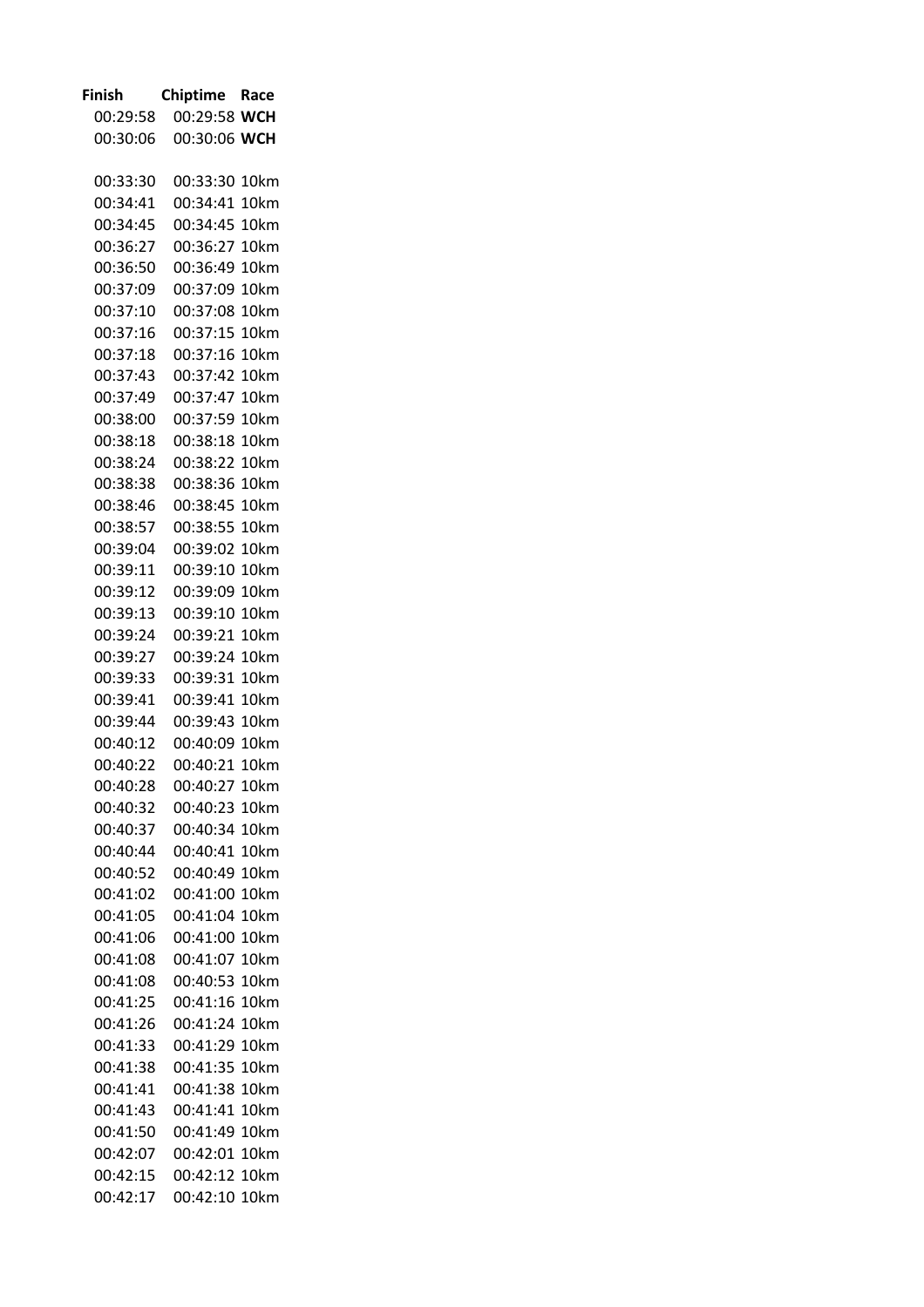| Finish | Chiptime | Race |
|---|---|---|
| 00:29:58 | 00:29:58 | **WCH** |
| 00:30:06 | 00:30:06 | **WCH** |
| | | |
| 00:33:30 | 00:33:30 | 10km |
| 00:34:41 | 00:34:41 | 10km |
| 00:34:45 | 00:34:45 | 10km |
| 00:36:27 | 00:36:27 | 10km |
| 00:36:50 | 00:36:49 | 10km |
| 00:37:09 | 00:37:09 | 10km |
| 00:37:10 | 00:37:08 | 10km |
| 00:37:16 | 00:37:15 | 10km |
| 00:37:18 | 00:37:16 | 10km |
| 00:37:43 | 00:37:42 | 10km |
| 00:37:49 | 00:37:47 | 10km |
| 00:38:00 | 00:37:59 | 10km |
| 00:38:18 | 00:38:18 | 10km |
| 00:38:24 | 00:38:22 | 10km |
| 00:38:38 | 00:38:36 | 10km |
| 00:38:46 | 00:38:45 | 10km |
| 00:38:57 | 00:38:55 | 10km |
| 00:39:04 | 00:39:02 | 10km |
| 00:39:11 | 00:39:10 | 10km |
| 00:39:12 | 00:39:09 | 10km |
| 00:39:13 | 00:39:10 | 10km |
| 00:39:24 | 00:39:21 | 10km |
| 00:39:27 | 00:39:24 | 10km |
| 00:39:33 | 00:39:31 | 10km |
| 00:39:41 | 00:39:41 | 10km |
| 00:39:44 | 00:39:43 | 10km |
| 00:40:12 | 00:40:09 | 10km |
| 00:40:22 | 00:40:21 | 10km |
| 00:40:28 | 00:40:27 | 10km |
| 00:40:32 | 00:40:23 | 10km |
| 00:40:37 | 00:40:34 | 10km |
| 00:40:44 | 00:40:41 | 10km |
| 00:40:52 | 00:40:49 | 10km |
| 00:41:02 | 00:41:00 | 10km |
| 00:41:05 | 00:41:04 | 10km |
| 00:41:06 | 00:41:00 | 10km |
| 00:41:08 | 00:41:07 | 10km |
| 00:41:08 | 00:40:53 | 10km |
| 00:41:25 | 00:41:16 | 10km |
| 00:41:26 | 00:41:24 | 10km |
| 00:41:33 | 00:41:29 | 10km |
| 00:41:38 | 00:41:35 | 10km |
| 00:41:41 | 00:41:38 | 10km |
| 00:41:43 | 00:41:41 | 10km |
| 00:41:50 | 00:41:49 | 10km |
| 00:42:07 | 00:42:01 | 10km |
| 00:42:15 | 00:42:12 | 10km |
| 00:42:17 | 00:42:10 | 10km |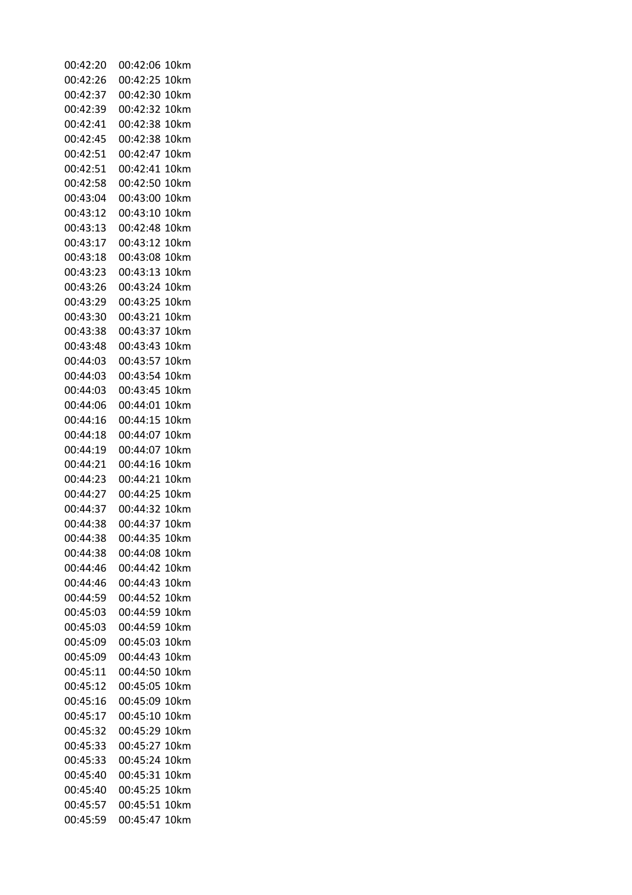| | | |
|---|---|---|
| 00:42:20 | 00:42:06 | 10km |
| 00:42:26 | 00:42:25 | 10km |
| 00:42:37 | 00:42:30 | 10km |
| 00:42:39 | 00:42:32 | 10km |
| 00:42:41 | 00:42:38 | 10km |
| 00:42:45 | 00:42:38 | 10km |
| 00:42:51 | 00:42:47 | 10km |
| 00:42:51 | 00:42:41 | 10km |
| 00:42:58 | 00:42:50 | 10km |
| 00:43:04 | 00:43:00 | 10km |
| 00:43:12 | 00:43:10 | 10km |
| 00:43:13 | 00:42:48 | 10km |
| 00:43:17 | 00:43:12 | 10km |
| 00:43:18 | 00:43:08 | 10km |
| 00:43:23 | 00:43:13 | 10km |
| 00:43:26 | 00:43:24 | 10km |
| 00:43:29 | 00:43:25 | 10km |
| 00:43:30 | 00:43:21 | 10km |
| 00:43:38 | 00:43:37 | 10km |
| 00:43:48 | 00:43:43 | 10km |
| 00:44:03 | 00:43:57 | 10km |
| 00:44:03 | 00:43:54 | 10km |
| 00:44:03 | 00:43:45 | 10km |
| 00:44:06 | 00:44:01 | 10km |
| 00:44:16 | 00:44:15 | 10km |
| 00:44:18 | 00:44:07 | 10km |
| 00:44:19 | 00:44:07 | 10km |
| 00:44:21 | 00:44:16 | 10km |
| 00:44:23 | 00:44:21 | 10km |
| 00:44:27 | 00:44:25 | 10km |
| 00:44:37 | 00:44:32 | 10km |
| 00:44:38 | 00:44:37 | 10km |
| 00:44:38 | 00:44:35 | 10km |
| 00:44:38 | 00:44:08 | 10km |
| 00:44:46 | 00:44:42 | 10km |
| 00:44:46 | 00:44:43 | 10km |
| 00:44:59 | 00:44:52 | 10km |
| 00:45:03 | 00:44:59 | 10km |
| 00:45:03 | 00:44:59 | 10km |
| 00:45:09 | 00:45:03 | 10km |
| 00:45:09 | 00:44:43 | 10km |
| 00:45:11 | 00:44:50 | 10km |
| 00:45:12 | 00:45:05 | 10km |
| 00:45:16 | 00:45:09 | 10km |
| 00:45:17 | 00:45:10 | 10km |
| 00:45:32 | 00:45:29 | 10km |
| 00:45:33 | 00:45:27 | 10km |
| 00:45:33 | 00:45:24 | 10km |
| 00:45:40 | 00:45:31 | 10km |
| 00:45:40 | 00:45:25 | 10km |
| 00:45:57 | 00:45:51 | 10km |
| 00:45:59 | 00:45:47 | 10km |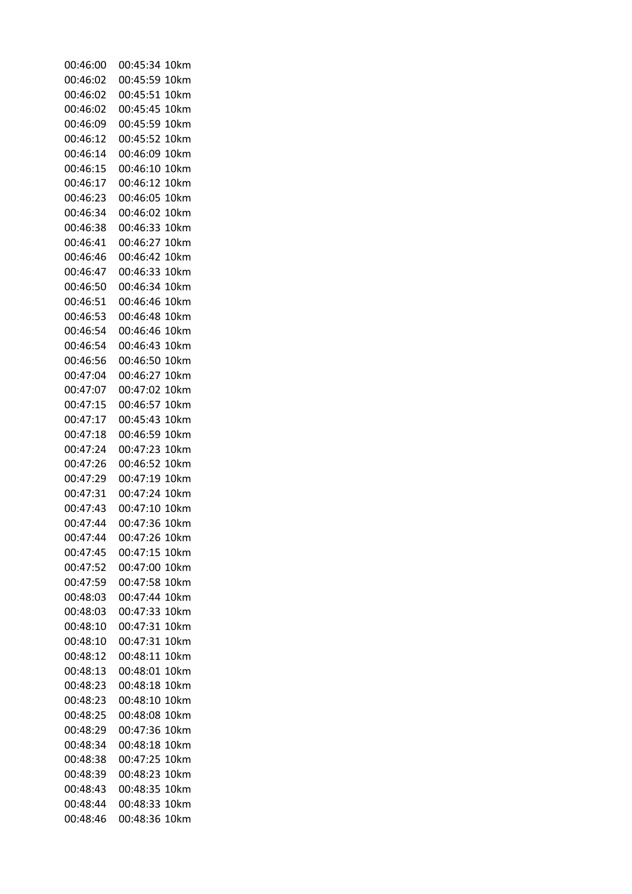| | | |
|---|---|---|
| 00:46:00 | 00:45:34 | 10km |
| 00:46:02 | 00:45:59 | 10km |
| 00:46:02 | 00:45:51 | 10km |
| 00:46:02 | 00:45:45 | 10km |
| 00:46:09 | 00:45:59 | 10km |
| 00:46:12 | 00:45:52 | 10km |
| 00:46:14 | 00:46:09 | 10km |
| 00:46:15 | 00:46:10 | 10km |
| 00:46:17 | 00:46:12 | 10km |
| 00:46:23 | 00:46:05 | 10km |
| 00:46:34 | 00:46:02 | 10km |
| 00:46:38 | 00:46:33 | 10km |
| 00:46:41 | 00:46:27 | 10km |
| 00:46:46 | 00:46:42 | 10km |
| 00:46:47 | 00:46:33 | 10km |
| 00:46:50 | 00:46:34 | 10km |
| 00:46:51 | 00:46:46 | 10km |
| 00:46:53 | 00:46:48 | 10km |
| 00:46:54 | 00:46:46 | 10km |
| 00:46:54 | 00:46:43 | 10km |
| 00:46:56 | 00:46:50 | 10km |
| 00:47:04 | 00:46:27 | 10km |
| 00:47:07 | 00:47:02 | 10km |
| 00:47:15 | 00:46:57 | 10km |
| 00:47:17 | 00:45:43 | 10km |
| 00:47:18 | 00:46:59 | 10km |
| 00:47:24 | 00:47:23 | 10km |
| 00:47:26 | 00:46:52 | 10km |
| 00:47:29 | 00:47:19 | 10km |
| 00:47:31 | 00:47:24 | 10km |
| 00:47:43 | 00:47:10 | 10km |
| 00:47:44 | 00:47:36 | 10km |
| 00:47:44 | 00:47:26 | 10km |
| 00:47:45 | 00:47:15 | 10km |
| 00:47:52 | 00:47:00 | 10km |
| 00:47:59 | 00:47:58 | 10km |
| 00:48:03 | 00:47:44 | 10km |
| 00:48:03 | 00:47:33 | 10km |
| 00:48:10 | 00:47:31 | 10km |
| 00:48:10 | 00:47:31 | 10km |
| 00:48:12 | 00:48:11 | 10km |
| 00:48:13 | 00:48:01 | 10km |
| 00:48:23 | 00:48:18 | 10km |
| 00:48:23 | 00:48:10 | 10km |
| 00:48:25 | 00:48:08 | 10km |
| 00:48:29 | 00:47:36 | 10km |
| 00:48:34 | 00:48:18 | 10km |
| 00:48:38 | 00:47:25 | 10km |
| 00:48:39 | 00:48:23 | 10km |
| 00:48:43 | 00:48:35 | 10km |
| 00:48:44 | 00:48:33 | 10km |
| 00:48:46 | 00:48:36 | 10km |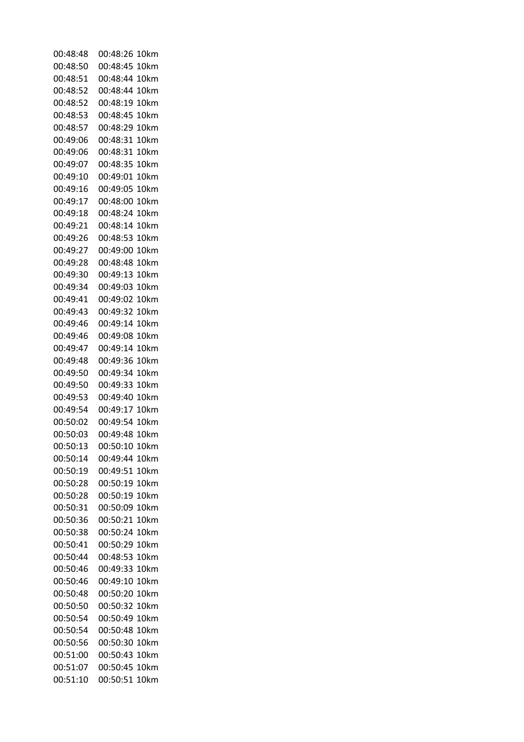| | | |
|---|---|---|
| 00:48:48 | 00:48:26 | 10km |
| 00:48:50 | 00:48:45 | 10km |
| 00:48:51 | 00:48:44 | 10km |
| 00:48:52 | 00:48:44 | 10km |
| 00:48:52 | 00:48:19 | 10km |
| 00:48:53 | 00:48:45 | 10km |
| 00:48:57 | 00:48:29 | 10km |
| 00:49:06 | 00:48:31 | 10km |
| 00:49:06 | 00:48:31 | 10km |
| 00:49:07 | 00:48:35 | 10km |
| 00:49:10 | 00:49:01 | 10km |
| 00:49:16 | 00:49:05 | 10km |
| 00:49:17 | 00:48:00 | 10km |
| 00:49:18 | 00:48:24 | 10km |
| 00:49:21 | 00:48:14 | 10km |
| 00:49:26 | 00:48:53 | 10km |
| 00:49:27 | 00:49:00 | 10km |
| 00:49:28 | 00:48:48 | 10km |
| 00:49:30 | 00:49:13 | 10km |
| 00:49:34 | 00:49:03 | 10km |
| 00:49:41 | 00:49:02 | 10km |
| 00:49:43 | 00:49:32 | 10km |
| 00:49:46 | 00:49:14 | 10km |
| 00:49:46 | 00:49:08 | 10km |
| 00:49:47 | 00:49:14 | 10km |
| 00:49:48 | 00:49:36 | 10km |
| 00:49:50 | 00:49:34 | 10km |
| 00:49:50 | 00:49:33 | 10km |
| 00:49:53 | 00:49:40 | 10km |
| 00:49:54 | 00:49:17 | 10km |
| 00:50:02 | 00:49:54 | 10km |
| 00:50:03 | 00:49:48 | 10km |
| 00:50:13 | 00:50:10 | 10km |
| 00:50:14 | 00:49:44 | 10km |
| 00:50:19 | 00:49:51 | 10km |
| 00:50:28 | 00:50:19 | 10km |
| 00:50:28 | 00:50:19 | 10km |
| 00:50:31 | 00:50:09 | 10km |
| 00:50:36 | 00:50:21 | 10km |
| 00:50:38 | 00:50:24 | 10km |
| 00:50:41 | 00:50:29 | 10km |
| 00:50:44 | 00:48:53 | 10km |
| 00:50:46 | 00:49:33 | 10km |
| 00:50:46 | 00:49:10 | 10km |
| 00:50:48 | 00:50:20 | 10km |
| 00:50:50 | 00:50:32 | 10km |
| 00:50:54 | 00:50:49 | 10km |
| 00:50:54 | 00:50:48 | 10km |
| 00:50:56 | 00:50:30 | 10km |
| 00:51:00 | 00:50:43 | 10km |
| 00:51:07 | 00:50:45 | 10km |
| 00:51:10 | 00:50:51 | 10km |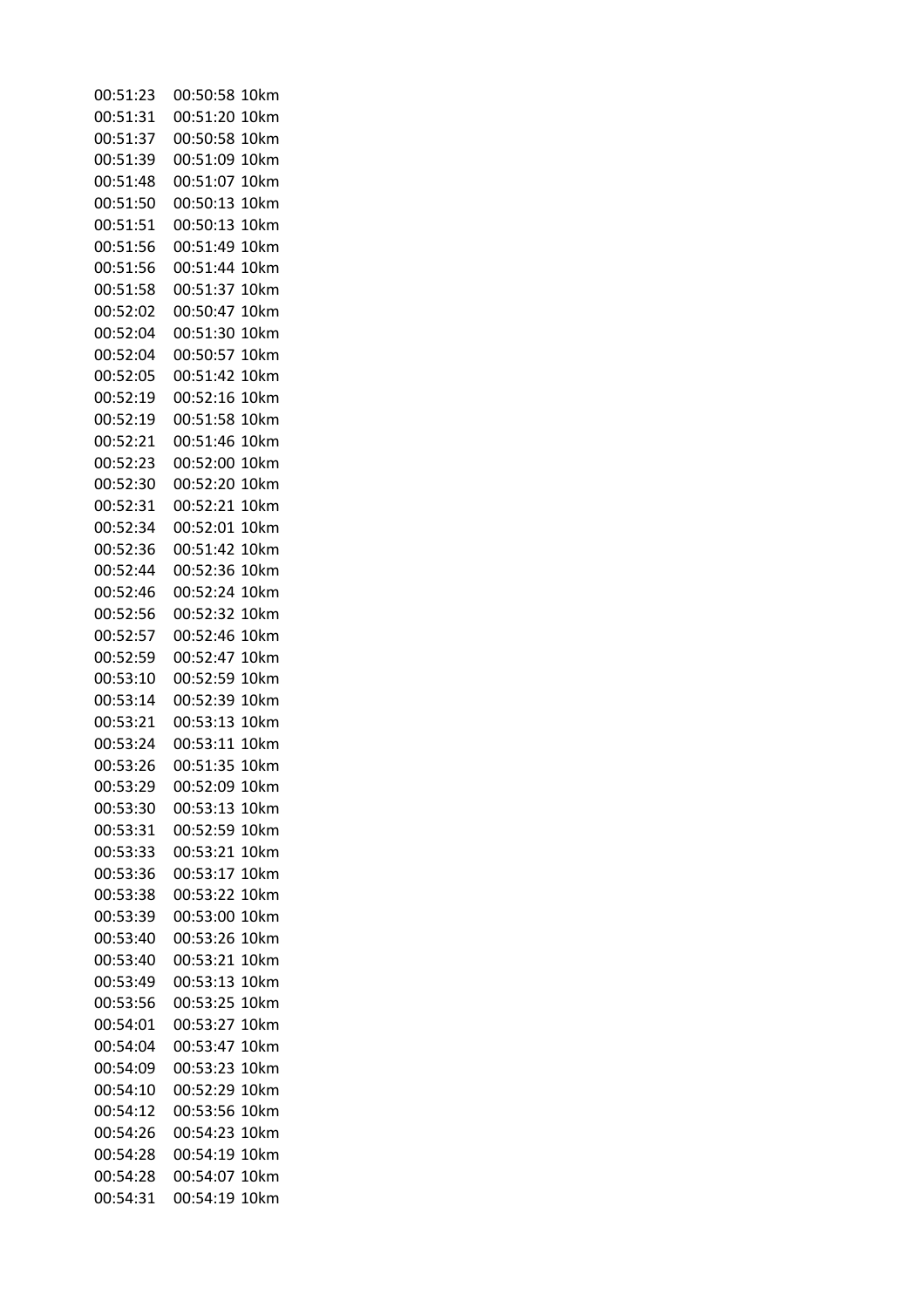| | | |
|---|---|---|
| 00:51:23 | 00:50:58 | 10km |
| 00:51:31 | 00:51:20 | 10km |
| 00:51:37 | 00:50:58 | 10km |
| 00:51:39 | 00:51:09 | 10km |
| 00:51:48 | 00:51:07 | 10km |
| 00:51:50 | 00:50:13 | 10km |
| 00:51:51 | 00:50:13 | 10km |
| 00:51:56 | 00:51:49 | 10km |
| 00:51:56 | 00:51:44 | 10km |
| 00:51:58 | 00:51:37 | 10km |
| 00:52:02 | 00:50:47 | 10km |
| 00:52:04 | 00:51:30 | 10km |
| 00:52:04 | 00:50:57 | 10km |
| 00:52:05 | 00:51:42 | 10km |
| 00:52:19 | 00:52:16 | 10km |
| 00:52:19 | 00:51:58 | 10km |
| 00:52:21 | 00:51:46 | 10km |
| 00:52:23 | 00:52:00 | 10km |
| 00:52:30 | 00:52:20 | 10km |
| 00:52:31 | 00:52:21 | 10km |
| 00:52:34 | 00:52:01 | 10km |
| 00:52:36 | 00:51:42 | 10km |
| 00:52:44 | 00:52:36 | 10km |
| 00:52:46 | 00:52:24 | 10km |
| 00:52:56 | 00:52:32 | 10km |
| 00:52:57 | 00:52:46 | 10km |
| 00:52:59 | 00:52:47 | 10km |
| 00:53:10 | 00:52:59 | 10km |
| 00:53:14 | 00:52:39 | 10km |
| 00:53:21 | 00:53:13 | 10km |
| 00:53:24 | 00:53:11 | 10km |
| 00:53:26 | 00:51:35 | 10km |
| 00:53:29 | 00:52:09 | 10km |
| 00:53:30 | 00:53:13 | 10km |
| 00:53:31 | 00:52:59 | 10km |
| 00:53:33 | 00:53:21 | 10km |
| 00:53:36 | 00:53:17 | 10km |
| 00:53:38 | 00:53:22 | 10km |
| 00:53:39 | 00:53:00 | 10km |
| 00:53:40 | 00:53:26 | 10km |
| 00:53:40 | 00:53:21 | 10km |
| 00:53:49 | 00:53:13 | 10km |
| 00:53:56 | 00:53:25 | 10km |
| 00:54:01 | 00:53:27 | 10km |
| 00:54:04 | 00:53:47 | 10km |
| 00:54:09 | 00:53:23 | 10km |
| 00:54:10 | 00:52:29 | 10km |
| 00:54:12 | 00:53:56 | 10km |
| 00:54:26 | 00:54:23 | 10km |
| 00:54:28 | 00:54:19 | 10km |
| 00:54:28 | 00:54:07 | 10km |
| 00:54:31 | 00:54:19 | 10km |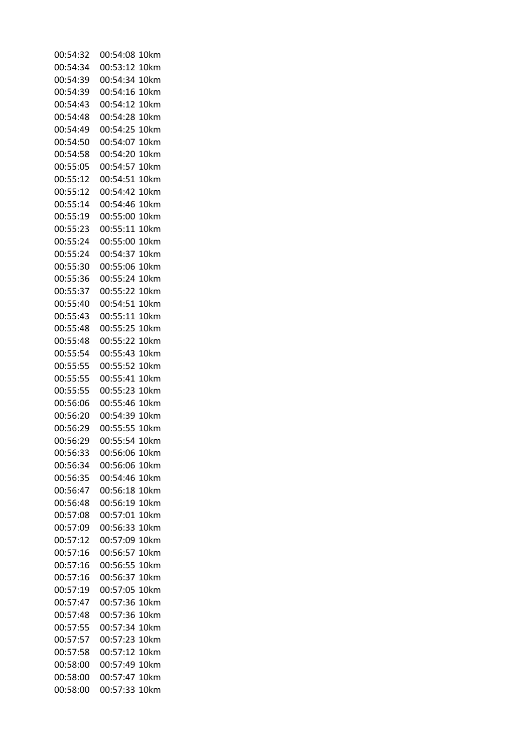| | | |
|---|---|---|
| 00:54:32 | 00:54:08 | 10km |
| 00:54:34 | 00:53:12 | 10km |
| 00:54:39 | 00:54:34 | 10km |
| 00:54:39 | 00:54:16 | 10km |
| 00:54:43 | 00:54:12 | 10km |
| 00:54:48 | 00:54:28 | 10km |
| 00:54:49 | 00:54:25 | 10km |
| 00:54:50 | 00:54:07 | 10km |
| 00:54:58 | 00:54:20 | 10km |
| 00:55:05 | 00:54:57 | 10km |
| 00:55:12 | 00:54:51 | 10km |
| 00:55:12 | 00:54:42 | 10km |
| 00:55:14 | 00:54:46 | 10km |
| 00:55:19 | 00:55:00 | 10km |
| 00:55:23 | 00:55:11 | 10km |
| 00:55:24 | 00:55:00 | 10km |
| 00:55:24 | 00:54:37 | 10km |
| 00:55:30 | 00:55:06 | 10km |
| 00:55:36 | 00:55:24 | 10km |
| 00:55:37 | 00:55:22 | 10km |
| 00:55:40 | 00:54:51 | 10km |
| 00:55:43 | 00:55:11 | 10km |
| 00:55:48 | 00:55:25 | 10km |
| 00:55:48 | 00:55:22 | 10km |
| 00:55:54 | 00:55:43 | 10km |
| 00:55:55 | 00:55:52 | 10km |
| 00:55:55 | 00:55:41 | 10km |
| 00:55:55 | 00:55:23 | 10km |
| 00:56:06 | 00:55:46 | 10km |
| 00:56:20 | 00:54:39 | 10km |
| 00:56:29 | 00:55:55 | 10km |
| 00:56:29 | 00:55:54 | 10km |
| 00:56:33 | 00:56:06 | 10km |
| 00:56:34 | 00:56:06 | 10km |
| 00:56:35 | 00:54:46 | 10km |
| 00:56:47 | 00:56:18 | 10km |
| 00:56:48 | 00:56:19 | 10km |
| 00:57:08 | 00:57:01 | 10km |
| 00:57:09 | 00:56:33 | 10km |
| 00:57:12 | 00:57:09 | 10km |
| 00:57:16 | 00:56:57 | 10km |
| 00:57:16 | 00:56:55 | 10km |
| 00:57:16 | 00:56:37 | 10km |
| 00:57:19 | 00:57:05 | 10km |
| 00:57:47 | 00:57:36 | 10km |
| 00:57:48 | 00:57:36 | 10km |
| 00:57:55 | 00:57:34 | 10km |
| 00:57:57 | 00:57:23 | 10km |
| 00:57:58 | 00:57:12 | 10km |
| 00:58:00 | 00:57:49 | 10km |
| 00:58:00 | 00:57:47 | 10km |
| 00:58:00 | 00:57:33 | 10km |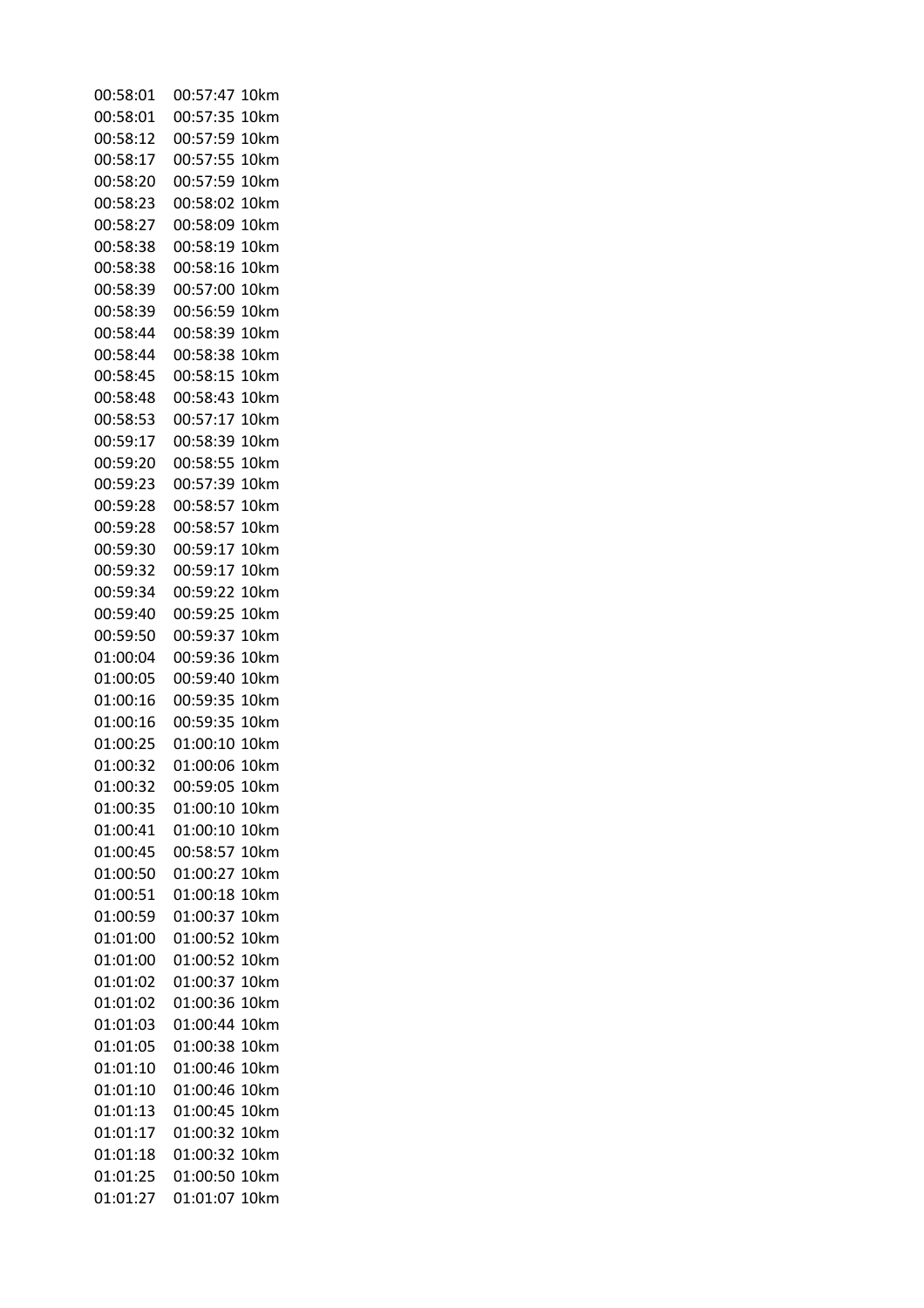| | | |
|---|---|---|
| 00:58:01 | 00:57:47 | 10km |
| 00:58:01 | 00:57:35 | 10km |
| 00:58:12 | 00:57:59 | 10km |
| 00:58:17 | 00:57:55 | 10km |
| 00:58:20 | 00:57:59 | 10km |
| 00:58:23 | 00:58:02 | 10km |
| 00:58:27 | 00:58:09 | 10km |
| 00:58:38 | 00:58:19 | 10km |
| 00:58:38 | 00:58:16 | 10km |
| 00:58:39 | 00:57:00 | 10km |
| 00:58:39 | 00:56:59 | 10km |
| 00:58:44 | 00:58:39 | 10km |
| 00:58:44 | 00:58:38 | 10km |
| 00:58:45 | 00:58:15 | 10km |
| 00:58:48 | 00:58:43 | 10km |
| 00:58:53 | 00:57:17 | 10km |
| 00:59:17 | 00:58:39 | 10km |
| 00:59:20 | 00:58:55 | 10km |
| 00:59:23 | 00:57:39 | 10km |
| 00:59:28 | 00:58:57 | 10km |
| 00:59:28 | 00:58:57 | 10km |
| 00:59:30 | 00:59:17 | 10km |
| 00:59:32 | 00:59:17 | 10km |
| 00:59:34 | 00:59:22 | 10km |
| 00:59:40 | 00:59:25 | 10km |
| 00:59:50 | 00:59:37 | 10km |
| 01:00:04 | 00:59:36 | 10km |
| 01:00:05 | 00:59:40 | 10km |
| 01:00:16 | 00:59:35 | 10km |
| 01:00:16 | 00:59:35 | 10km |
| 01:00:25 | 01:00:10 | 10km |
| 01:00:32 | 01:00:06 | 10km |
| 01:00:32 | 00:59:05 | 10km |
| 01:00:35 | 01:00:10 | 10km |
| 01:00:41 | 01:00:10 | 10km |
| 01:00:45 | 00:58:57 | 10km |
| 01:00:50 | 01:00:27 | 10km |
| 01:00:51 | 01:00:18 | 10km |
| 01:00:59 | 01:00:37 | 10km |
| 01:01:00 | 01:00:52 | 10km |
| 01:01:00 | 01:00:52 | 10km |
| 01:01:02 | 01:00:37 | 10km |
| 01:01:02 | 01:00:36 | 10km |
| 01:01:03 | 01:00:44 | 10km |
| 01:01:05 | 01:00:38 | 10km |
| 01:01:10 | 01:00:46 | 10km |
| 01:01:10 | 01:00:46 | 10km |
| 01:01:13 | 01:00:45 | 10km |
| 01:01:17 | 01:00:32 | 10km |
| 01:01:18 | 01:00:32 | 10km |
| 01:01:25 | 01:00:50 | 10km |
| 01:01:27 | 01:01:07 | 10km |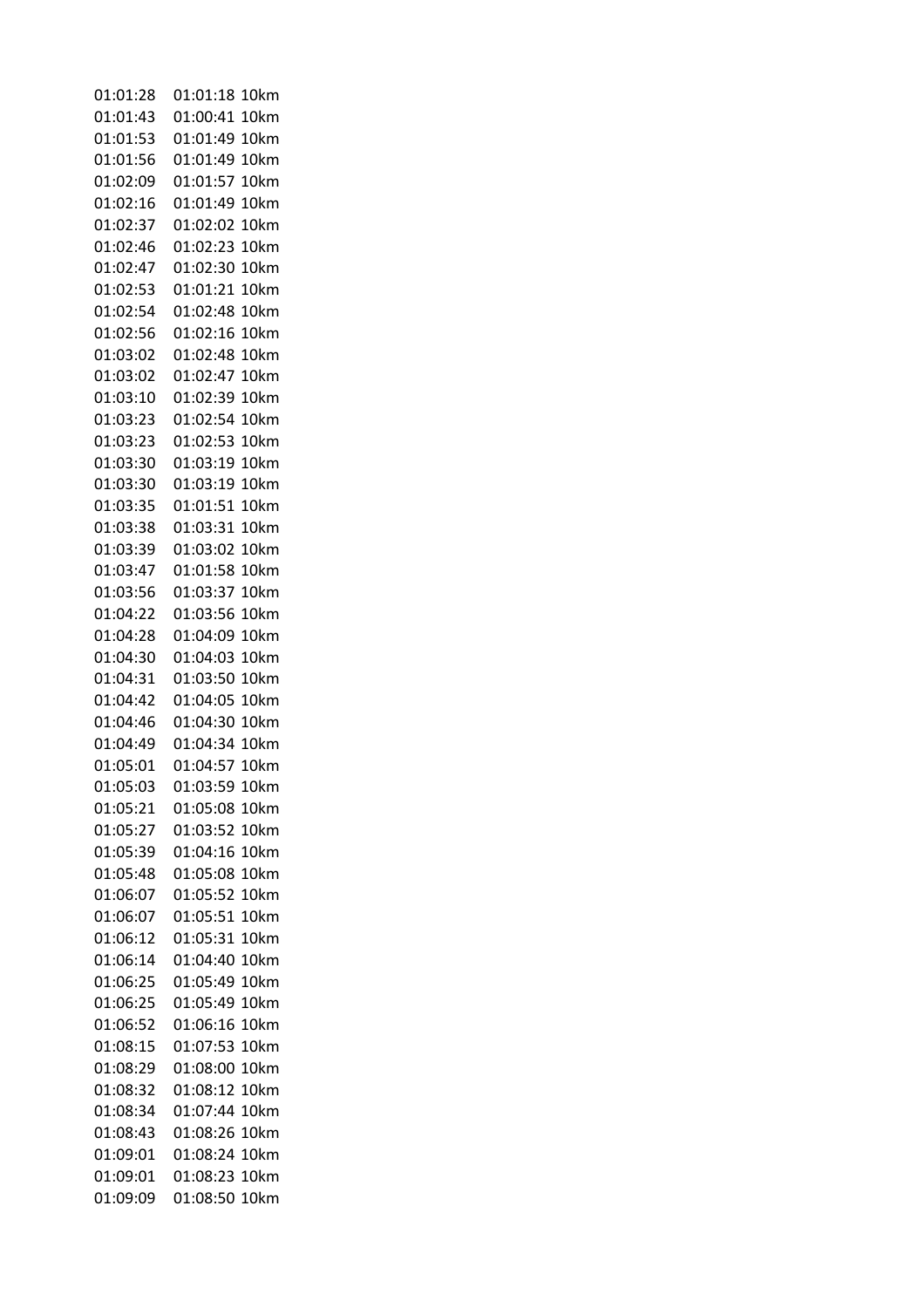| | | |
|---|---|---|
| 01:01:28 | 01:01:18 | 10km |
| 01:01:43 | 01:00:41 | 10km |
| 01:01:53 | 01:01:49 | 10km |
| 01:01:56 | 01:01:49 | 10km |
| 01:02:09 | 01:01:57 | 10km |
| 01:02:16 | 01:01:49 | 10km |
| 01:02:37 | 01:02:02 | 10km |
| 01:02:46 | 01:02:23 | 10km |
| 01:02:47 | 01:02:30 | 10km |
| 01:02:53 | 01:01:21 | 10km |
| 01:02:54 | 01:02:48 | 10km |
| 01:02:56 | 01:02:16 | 10km |
| 01:03:02 | 01:02:48 | 10km |
| 01:03:02 | 01:02:47 | 10km |
| 01:03:10 | 01:02:39 | 10km |
| 01:03:23 | 01:02:54 | 10km |
| 01:03:23 | 01:02:53 | 10km |
| 01:03:30 | 01:03:19 | 10km |
| 01:03:30 | 01:03:19 | 10km |
| 01:03:35 | 01:01:51 | 10km |
| 01:03:38 | 01:03:31 | 10km |
| 01:03:39 | 01:03:02 | 10km |
| 01:03:47 | 01:01:58 | 10km |
| 01:03:56 | 01:03:37 | 10km |
| 01:04:22 | 01:03:56 | 10km |
| 01:04:28 | 01:04:09 | 10km |
| 01:04:30 | 01:04:03 | 10km |
| 01:04:31 | 01:03:50 | 10km |
| 01:04:42 | 01:04:05 | 10km |
| 01:04:46 | 01:04:30 | 10km |
| 01:04:49 | 01:04:34 | 10km |
| 01:05:01 | 01:04:57 | 10km |
| 01:05:03 | 01:03:59 | 10km |
| 01:05:21 | 01:05:08 | 10km |
| 01:05:27 | 01:03:52 | 10km |
| 01:05:39 | 01:04:16 | 10km |
| 01:05:48 | 01:05:08 | 10km |
| 01:06:07 | 01:05:52 | 10km |
| 01:06:07 | 01:05:51 | 10km |
| 01:06:12 | 01:05:31 | 10km |
| 01:06:14 | 01:04:40 | 10km |
| 01:06:25 | 01:05:49 | 10km |
| 01:06:25 | 01:05:49 | 10km |
| 01:06:52 | 01:06:16 | 10km |
| 01:08:15 | 01:07:53 | 10km |
| 01:08:29 | 01:08:00 | 10km |
| 01:08:32 | 01:08:12 | 10km |
| 01:08:34 | 01:07:44 | 10km |
| 01:08:43 | 01:08:26 | 10km |
| 01:09:01 | 01:08:24 | 10km |
| 01:09:01 | 01:08:23 | 10km |
| 01:09:09 | 01:08:50 | 10km |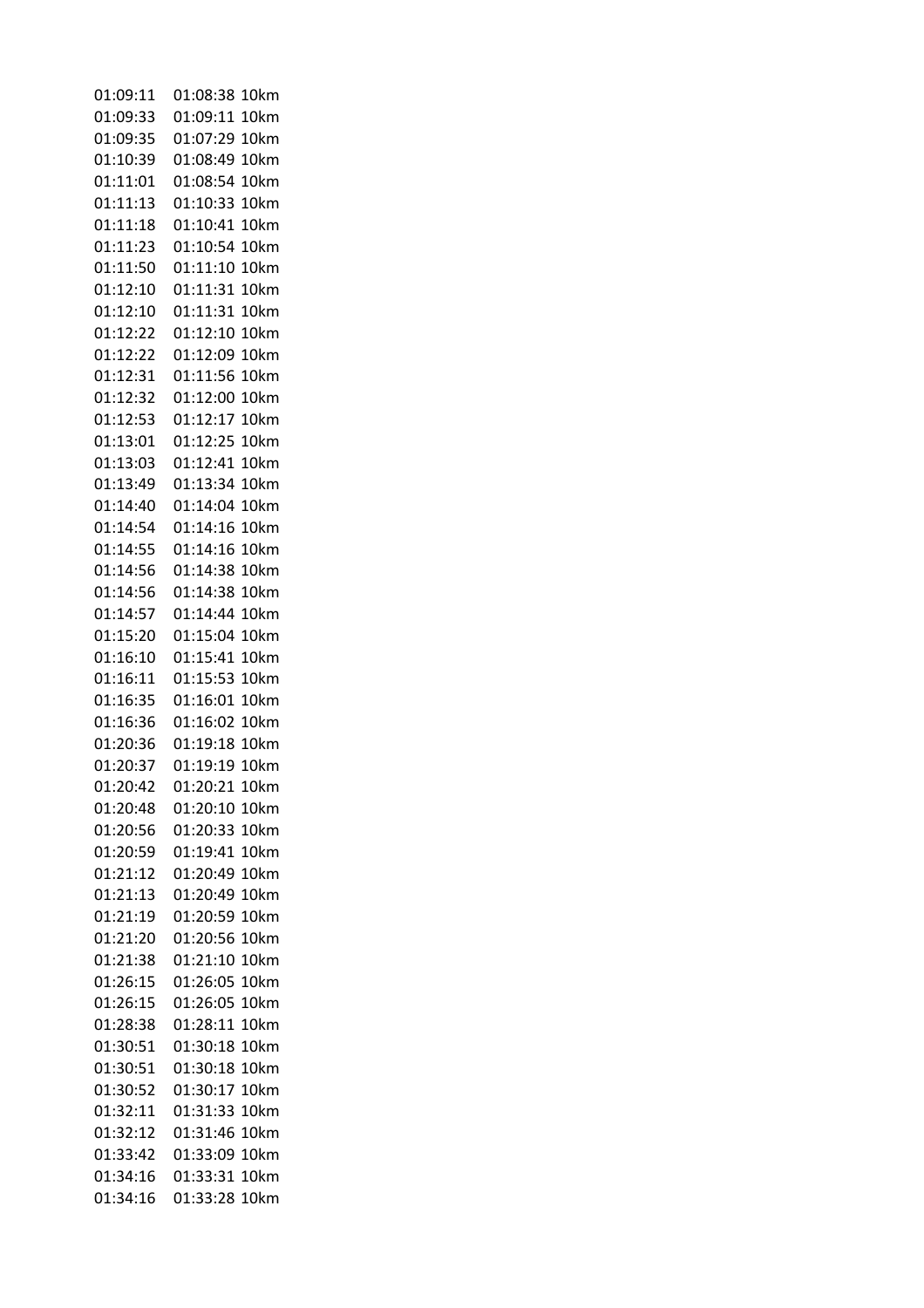| | | |
|---|---|---|
| 01:09:11 | 01:08:38 | 10km |
| 01:09:33 | 01:09:11 | 10km |
| 01:09:35 | 01:07:29 | 10km |
| 01:10:39 | 01:08:49 | 10km |
| 01:11:01 | 01:08:54 | 10km |
| 01:11:13 | 01:10:33 | 10km |
| 01:11:18 | 01:10:41 | 10km |
| 01:11:23 | 01:10:54 | 10km |
| 01:11:50 | 01:11:10 | 10km |
| 01:12:10 | 01:11:31 | 10km |
| 01:12:10 | 01:11:31 | 10km |
| 01:12:22 | 01:12:10 | 10km |
| 01:12:22 | 01:12:09 | 10km |
| 01:12:31 | 01:11:56 | 10km |
| 01:12:32 | 01:12:00 | 10km |
| 01:12:53 | 01:12:17 | 10km |
| 01:13:01 | 01:12:25 | 10km |
| 01:13:03 | 01:12:41 | 10km |
| 01:13:49 | 01:13:34 | 10km |
| 01:14:40 | 01:14:04 | 10km |
| 01:14:54 | 01:14:16 | 10km |
| 01:14:55 | 01:14:16 | 10km |
| 01:14:56 | 01:14:38 | 10km |
| 01:14:56 | 01:14:38 | 10km |
| 01:14:57 | 01:14:44 | 10km |
| 01:15:20 | 01:15:04 | 10km |
| 01:16:10 | 01:15:41 | 10km |
| 01:16:11 | 01:15:53 | 10km |
| 01:16:35 | 01:16:01 | 10km |
| 01:16:36 | 01:16:02 | 10km |
| 01:20:36 | 01:19:18 | 10km |
| 01:20:37 | 01:19:19 | 10km |
| 01:20:42 | 01:20:21 | 10km |
| 01:20:48 | 01:20:10 | 10km |
| 01:20:56 | 01:20:33 | 10km |
| 01:20:59 | 01:19:41 | 10km |
| 01:21:12 | 01:20:49 | 10km |
| 01:21:13 | 01:20:49 | 10km |
| 01:21:19 | 01:20:59 | 10km |
| 01:21:20 | 01:20:56 | 10km |
| 01:21:38 | 01:21:10 | 10km |
| 01:26:15 | 01:26:05 | 10km |
| 01:26:15 | 01:26:05 | 10km |
| 01:28:38 | 01:28:11 | 10km |
| 01:30:51 | 01:30:18 | 10km |
| 01:30:51 | 01:30:18 | 10km |
| 01:30:52 | 01:30:17 | 10km |
| 01:32:11 | 01:31:33 | 10km |
| 01:32:12 | 01:31:46 | 10km |
| 01:33:42 | 01:33:09 | 10km |
| 01:34:16 | 01:33:31 | 10km |
| 01:34:16 | 01:33:28 | 10km |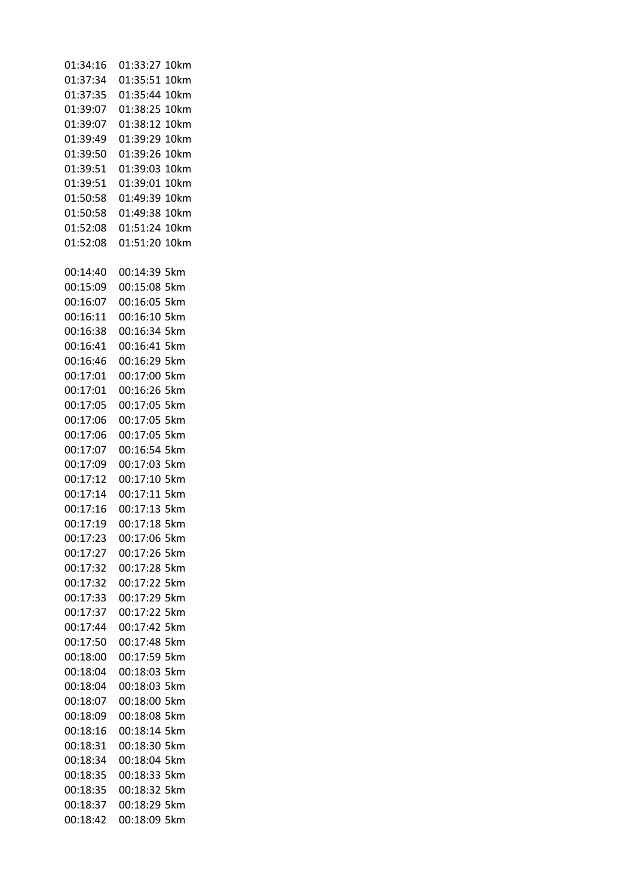| | | |
|---|---|---|
| 01:34:16 | 01:33:27 | 10km |
| 01:37:34 | 01:35:51 | 10km |
| 01:37:35 | 01:35:44 | 10km |
| 01:39:07 | 01:38:25 | 10km |
| 01:39:07 | 01:38:12 | 10km |
| 01:39:49 | 01:39:29 | 10km |
| 01:39:50 | 01:39:26 | 10km |
| 01:39:51 | 01:39:03 | 10km |
| 01:39:51 | 01:39:01 | 10km |
| 01:50:58 | 01:49:39 | 10km |
| 01:50:58 | 01:49:38 | 10km |
| 01:52:08 | 01:51:24 | 10km |
| 01:52:08 | 01:51:20 | 10km |

| | | |
|---|---|---|
| 00:14:40 | 00:14:39 | 5km |
| 00:15:09 | 00:15:08 | 5km |
| 00:16:07 | 00:16:05 | 5km |
| 00:16:11 | 00:16:10 | 5km |
| 00:16:38 | 00:16:34 | 5km |
| 00:16:41 | 00:16:41 | 5km |
| 00:16:46 | 00:16:29 | 5km |
| 00:17:01 | 00:17:00 | 5km |
| 00:17:01 | 00:16:26 | 5km |
| 00:17:05 | 00:17:05 | 5km |
| 00:17:06 | 00:17:05 | 5km |
| 00:17:06 | 00:17:05 | 5km |
| 00:17:07 | 00:16:54 | 5km |
| 00:17:09 | 00:17:03 | 5km |
| 00:17:12 | 00:17:10 | 5km |
| 00:17:14 | 00:17:11 | 5km |
| 00:17:16 | 00:17:13 | 5km |
| 00:17:19 | 00:17:18 | 5km |
| 00:17:23 | 00:17:06 | 5km |
| 00:17:27 | 00:17:26 | 5km |
| 00:17:32 | 00:17:28 | 5km |
| 00:17:32 | 00:17:22 | 5km |
| 00:17:33 | 00:17:29 | 5km |
| 00:17:37 | 00:17:22 | 5km |
| 00:17:44 | 00:17:42 | 5km |
| 00:17:50 | 00:17:48 | 5km |
| 00:18:00 | 00:17:59 | 5km |
| 00:18:04 | 00:18:03 | 5km |
| 00:18:04 | 00:18:03 | 5km |
| 00:18:07 | 00:18:00 | 5km |
| 00:18:09 | 00:18:08 | 5km |
| 00:18:16 | 00:18:14 | 5km |
| 00:18:31 | 00:18:30 | 5km |
| 00:18:34 | 00:18:04 | 5km |
| 00:18:35 | 00:18:33 | 5km |
| 00:18:35 | 00:18:32 | 5km |
| 00:18:37 | 00:18:29 | 5km |
| 00:18:42 | 00:18:09 | 5km |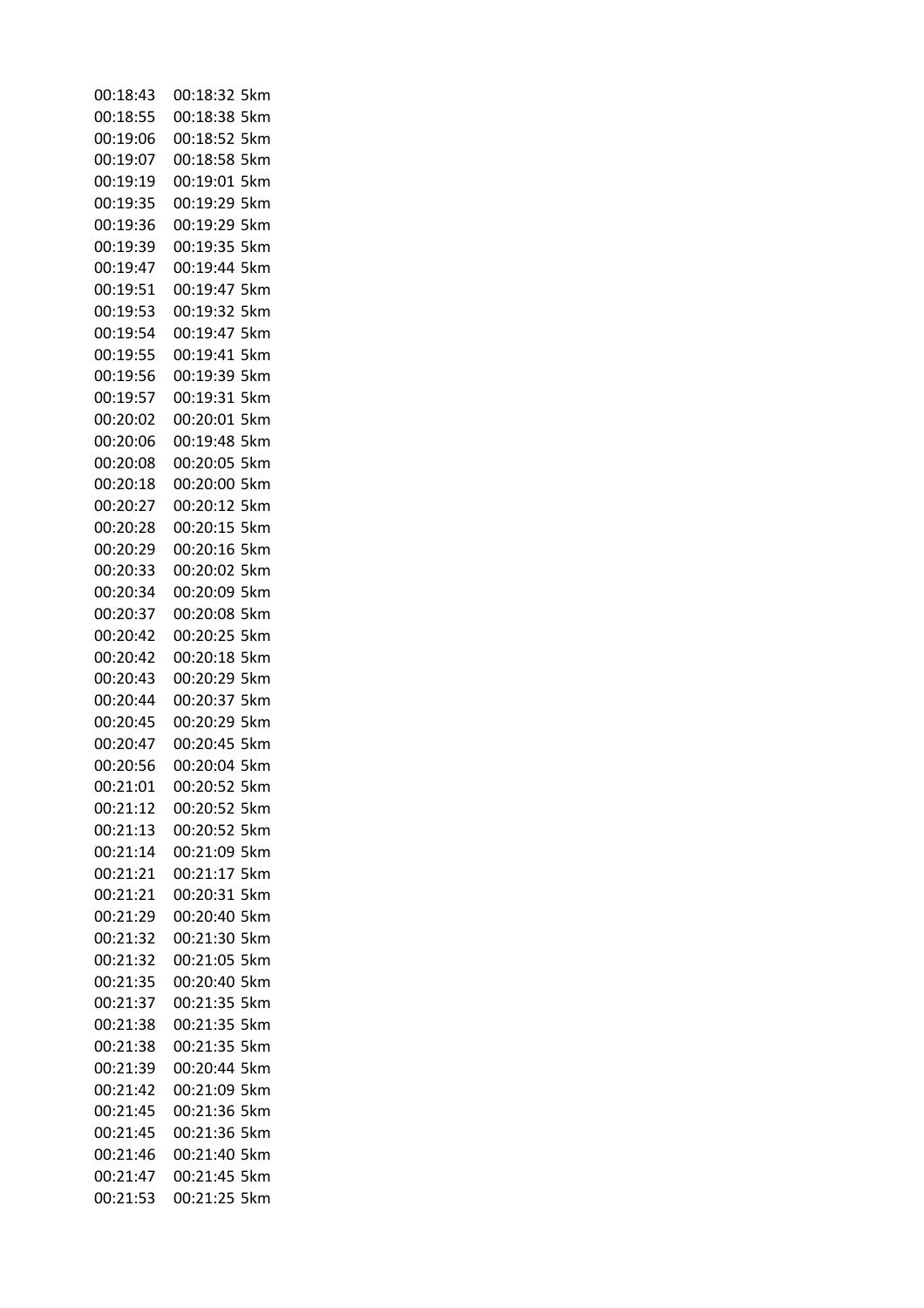| | | |
|---|---|---|
| 00:18:43 | 00:18:32 | 5km |
| 00:18:55 | 00:18:38 | 5km |
| 00:19:06 | 00:18:52 | 5km |
| 00:19:07 | 00:18:58 | 5km |
| 00:19:19 | 00:19:01 | 5km |
| 00:19:35 | 00:19:29 | 5km |
| 00:19:36 | 00:19:29 | 5km |
| 00:19:39 | 00:19:35 | 5km |
| 00:19:47 | 00:19:44 | 5km |
| 00:19:51 | 00:19:47 | 5km |
| 00:19:53 | 00:19:32 | 5km |
| 00:19:54 | 00:19:47 | 5km |
| 00:19:55 | 00:19:41 | 5km |
| 00:19:56 | 00:19:39 | 5km |
| 00:19:57 | 00:19:31 | 5km |
| 00:20:02 | 00:20:01 | 5km |
| 00:20:06 | 00:19:48 | 5km |
| 00:20:08 | 00:20:05 | 5km |
| 00:20:18 | 00:20:00 | 5km |
| 00:20:27 | 00:20:12 | 5km |
| 00:20:28 | 00:20:15 | 5km |
| 00:20:29 | 00:20:16 | 5km |
| 00:20:33 | 00:20:02 | 5km |
| 00:20:34 | 00:20:09 | 5km |
| 00:20:37 | 00:20:08 | 5km |
| 00:20:42 | 00:20:25 | 5km |
| 00:20:42 | 00:20:18 | 5km |
| 00:20:43 | 00:20:29 | 5km |
| 00:20:44 | 00:20:37 | 5km |
| 00:20:45 | 00:20:29 | 5km |
| 00:20:47 | 00:20:45 | 5km |
| 00:20:56 | 00:20:04 | 5km |
| 00:21:01 | 00:20:52 | 5km |
| 00:21:12 | 00:20:52 | 5km |
| 00:21:13 | 00:20:52 | 5km |
| 00:21:14 | 00:21:09 | 5km |
| 00:21:21 | 00:21:17 | 5km |
| 00:21:21 | 00:20:31 | 5km |
| 00:21:29 | 00:20:40 | 5km |
| 00:21:32 | 00:21:30 | 5km |
| 00:21:32 | 00:21:05 | 5km |
| 00:21:35 | 00:20:40 | 5km |
| 00:21:37 | 00:21:35 | 5km |
| 00:21:38 | 00:21:35 | 5km |
| 00:21:38 | 00:21:35 | 5km |
| 00:21:39 | 00:20:44 | 5km |
| 00:21:42 | 00:21:09 | 5km |
| 00:21:45 | 00:21:36 | 5km |
| 00:21:45 | 00:21:36 | 5km |
| 00:21:46 | 00:21:40 | 5km |
| 00:21:47 | 00:21:45 | 5km |
| 00:21:53 | 00:21:25 | 5km |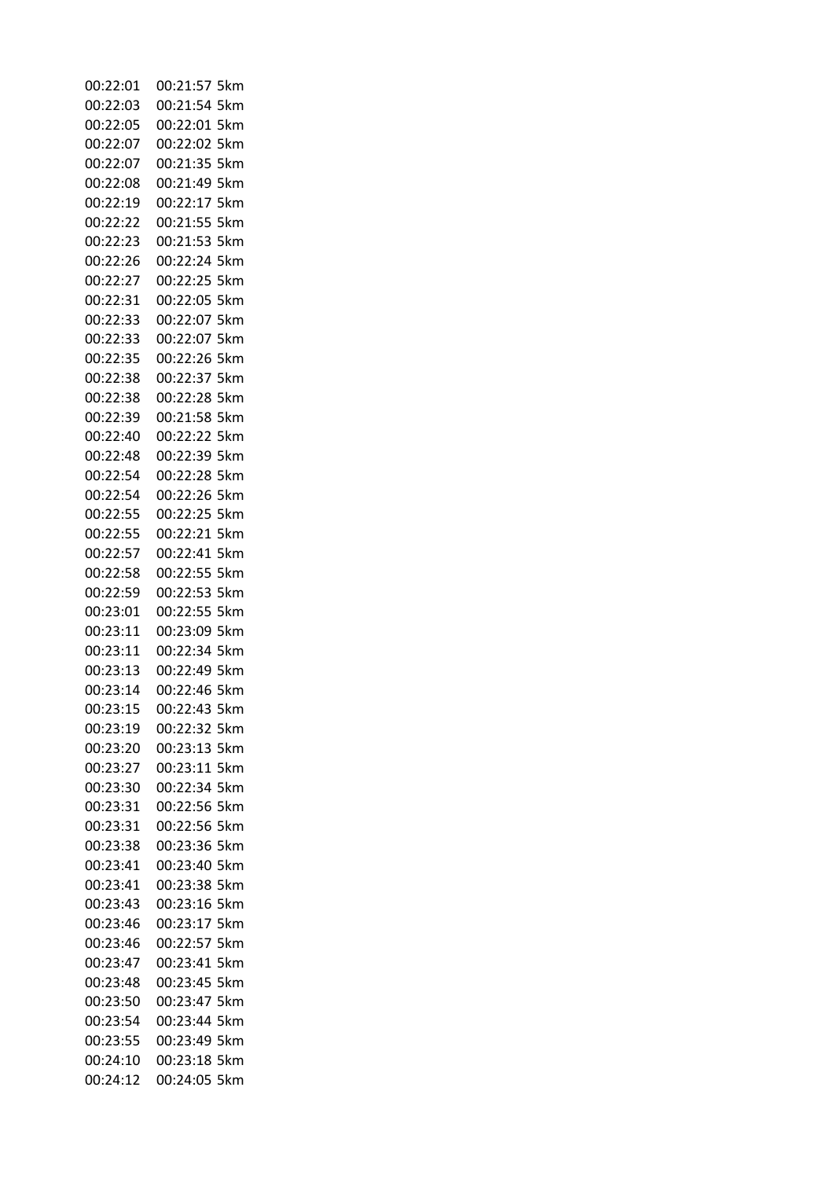| | | |
|---|---|---|
| 00:22:01 | 00:21:57 | 5km |
| 00:22:03 | 00:21:54 | 5km |
| 00:22:05 | 00:22:01 | 5km |
| 00:22:07 | 00:22:02 | 5km |
| 00:22:07 | 00:21:35 | 5km |
| 00:22:08 | 00:21:49 | 5km |
| 00:22:19 | 00:22:17 | 5km |
| 00:22:22 | 00:21:55 | 5km |
| 00:22:23 | 00:21:53 | 5km |
| 00:22:26 | 00:22:24 | 5km |
| 00:22:27 | 00:22:25 | 5km |
| 00:22:31 | 00:22:05 | 5km |
| 00:22:33 | 00:22:07 | 5km |
| 00:22:33 | 00:22:07 | 5km |
| 00:22:35 | 00:22:26 | 5km |
| 00:22:38 | 00:22:37 | 5km |
| 00:22:38 | 00:22:28 | 5km |
| 00:22:39 | 00:21:58 | 5km |
| 00:22:40 | 00:22:22 | 5km |
| 00:22:48 | 00:22:39 | 5km |
| 00:22:54 | 00:22:28 | 5km |
| 00:22:54 | 00:22:26 | 5km |
| 00:22:55 | 00:22:25 | 5km |
| 00:22:55 | 00:22:21 | 5km |
| 00:22:57 | 00:22:41 | 5km |
| 00:22:58 | 00:22:55 | 5km |
| 00:22:59 | 00:22:53 | 5km |
| 00:23:01 | 00:22:55 | 5km |
| 00:23:11 | 00:23:09 | 5km |
| 00:23:11 | 00:22:34 | 5km |
| 00:23:13 | 00:22:49 | 5km |
| 00:23:14 | 00:22:46 | 5km |
| 00:23:15 | 00:22:43 | 5km |
| 00:23:19 | 00:22:32 | 5km |
| 00:23:20 | 00:23:13 | 5km |
| 00:23:27 | 00:23:11 | 5km |
| 00:23:30 | 00:22:34 | 5km |
| 00:23:31 | 00:22:56 | 5km |
| 00:23:31 | 00:22:56 | 5km |
| 00:23:38 | 00:23:36 | 5km |
| 00:23:41 | 00:23:40 | 5km |
| 00:23:41 | 00:23:38 | 5km |
| 00:23:43 | 00:23:16 | 5km |
| 00:23:46 | 00:23:17 | 5km |
| 00:23:46 | 00:22:57 | 5km |
| 00:23:47 | 00:23:41 | 5km |
| 00:23:48 | 00:23:45 | 5km |
| 00:23:50 | 00:23:47 | 5km |
| 00:23:54 | 00:23:44 | 5km |
| 00:23:55 | 00:23:49 | 5km |
| 00:24:10 | 00:23:18 | 5km |
| 00:24:12 | 00:24:05 | 5km |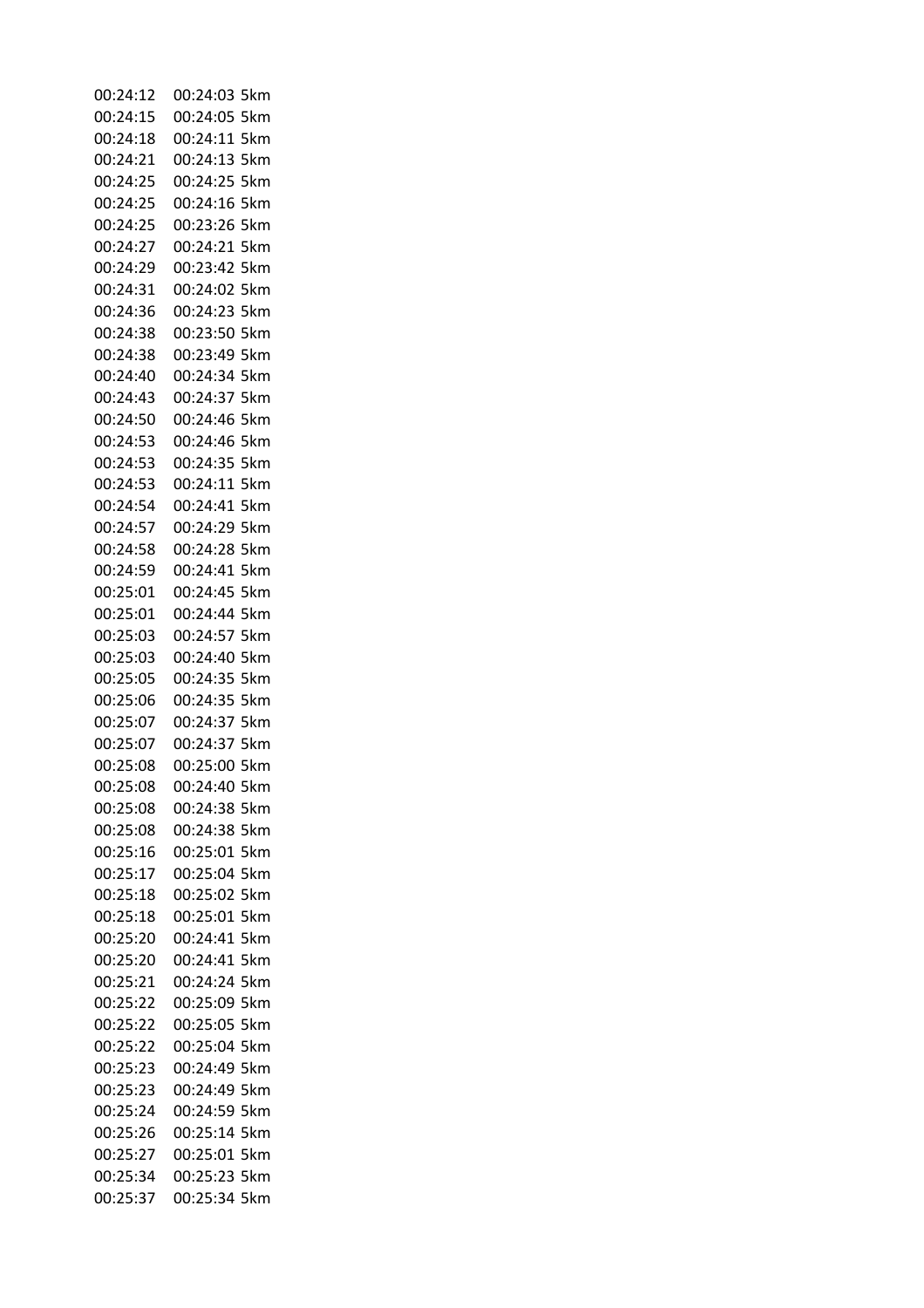| | | |
|---|---|---|
| 00:24:12 | 00:24:03 | 5km |
| 00:24:15 | 00:24:05 | 5km |
| 00:24:18 | 00:24:11 | 5km |
| 00:24:21 | 00:24:13 | 5km |
| 00:24:25 | 00:24:25 | 5km |
| 00:24:25 | 00:24:16 | 5km |
| 00:24:25 | 00:23:26 | 5km |
| 00:24:27 | 00:24:21 | 5km |
| 00:24:29 | 00:23:42 | 5km |
| 00:24:31 | 00:24:02 | 5km |
| 00:24:36 | 00:24:23 | 5km |
| 00:24:38 | 00:23:50 | 5km |
| 00:24:38 | 00:23:49 | 5km |
| 00:24:40 | 00:24:34 | 5km |
| 00:24:43 | 00:24:37 | 5km |
| 00:24:50 | 00:24:46 | 5km |
| 00:24:53 | 00:24:46 | 5km |
| 00:24:53 | 00:24:35 | 5km |
| 00:24:53 | 00:24:11 | 5km |
| 00:24:54 | 00:24:41 | 5km |
| 00:24:57 | 00:24:29 | 5km |
| 00:24:58 | 00:24:28 | 5km |
| 00:24:59 | 00:24:41 | 5km |
| 00:25:01 | 00:24:45 | 5km |
| 00:25:01 | 00:24:44 | 5km |
| 00:25:03 | 00:24:57 | 5km |
| 00:25:03 | 00:24:40 | 5km |
| 00:25:05 | 00:24:35 | 5km |
| 00:25:06 | 00:24:35 | 5km |
| 00:25:07 | 00:24:37 | 5km |
| 00:25:07 | 00:24:37 | 5km |
| 00:25:08 | 00:25:00 | 5km |
| 00:25:08 | 00:24:40 | 5km |
| 00:25:08 | 00:24:38 | 5km |
| 00:25:08 | 00:24:38 | 5km |
| 00:25:16 | 00:25:01 | 5km |
| 00:25:17 | 00:25:04 | 5km |
| 00:25:18 | 00:25:02 | 5km |
| 00:25:18 | 00:25:01 | 5km |
| 00:25:20 | 00:24:41 | 5km |
| 00:25:20 | 00:24:41 | 5km |
| 00:25:21 | 00:24:24 | 5km |
| 00:25:22 | 00:25:09 | 5km |
| 00:25:22 | 00:25:05 | 5km |
| 00:25:22 | 00:25:04 | 5km |
| 00:25:23 | 00:24:49 | 5km |
| 00:25:23 | 00:24:49 | 5km |
| 00:25:24 | 00:24:59 | 5km |
| 00:25:26 | 00:25:14 | 5km |
| 00:25:27 | 00:25:01 | 5km |
| 00:25:34 | 00:25:23 | 5km |
| 00:25:37 | 00:25:34 | 5km |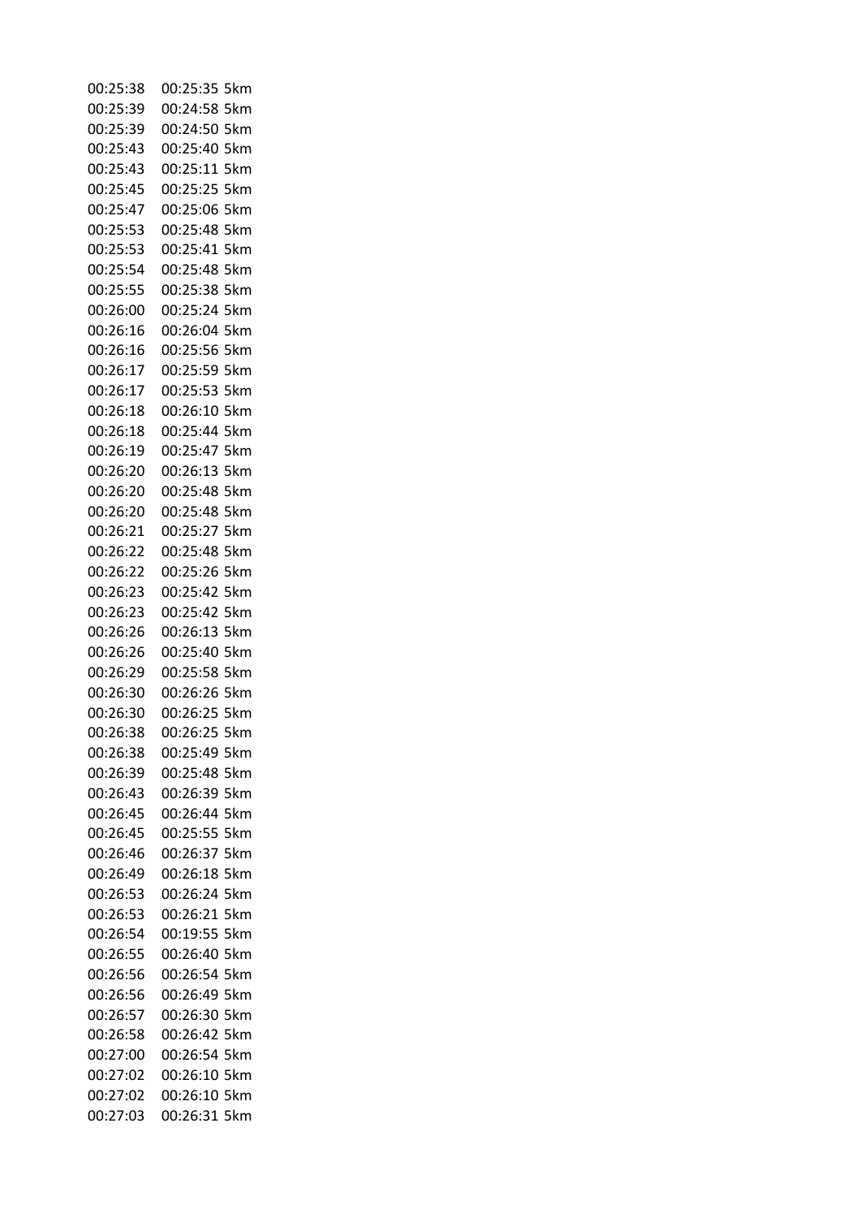| | | |
|---|---|---|
| 00:25:38 | 00:25:35 | 5km |
| 00:25:39 | 00:24:58 | 5km |
| 00:25:39 | 00:24:50 | 5km |
| 00:25:43 | 00:25:40 | 5km |
| 00:25:43 | 00:25:11 | 5km |
| 00:25:45 | 00:25:25 | 5km |
| 00:25:47 | 00:25:06 | 5km |
| 00:25:53 | 00:25:48 | 5km |
| 00:25:53 | 00:25:41 | 5km |
| 00:25:54 | 00:25:48 | 5km |
| 00:25:55 | 00:25:38 | 5km |
| 00:26:00 | 00:25:24 | 5km |
| 00:26:16 | 00:26:04 | 5km |
| 00:26:16 | 00:25:56 | 5km |
| 00:26:17 | 00:25:59 | 5km |
| 00:26:17 | 00:25:53 | 5km |
| 00:26:18 | 00:26:10 | 5km |
| 00:26:18 | 00:25:44 | 5km |
| 00:26:19 | 00:25:47 | 5km |
| 00:26:20 | 00:26:13 | 5km |
| 00:26:20 | 00:25:48 | 5km |
| 00:26:20 | 00:25:48 | 5km |
| 00:26:21 | 00:25:27 | 5km |
| 00:26:22 | 00:25:48 | 5km |
| 00:26:22 | 00:25:26 | 5km |
| 00:26:23 | 00:25:42 | 5km |
| 00:26:23 | 00:25:42 | 5km |
| 00:26:26 | 00:26:13 | 5km |
| 00:26:26 | 00:25:40 | 5km |
| 00:26:29 | 00:25:58 | 5km |
| 00:26:30 | 00:26:26 | 5km |
| 00:26:30 | 00:26:25 | 5km |
| 00:26:38 | 00:26:25 | 5km |
| 00:26:38 | 00:25:49 | 5km |
| 00:26:39 | 00:25:48 | 5km |
| 00:26:43 | 00:26:39 | 5km |
| 00:26:45 | 00:26:44 | 5km |
| 00:26:45 | 00:25:55 | 5km |
| 00:26:46 | 00:26:37 | 5km |
| 00:26:49 | 00:26:18 | 5km |
| 00:26:53 | 00:26:24 | 5km |
| 00:26:53 | 00:26:21 | 5km |
| 00:26:54 | 00:19:55 | 5km |
| 00:26:55 | 00:26:40 | 5km |
| 00:26:56 | 00:26:54 | 5km |
| 00:26:56 | 00:26:49 | 5km |
| 00:26:57 | 00:26:30 | 5km |
| 00:26:58 | 00:26:42 | 5km |
| 00:27:00 | 00:26:54 | 5km |
| 00:27:02 | 00:26:10 | 5km |
| 00:27:02 | 00:26:10 | 5km |
| 00:27:03 | 00:26:31 | 5km |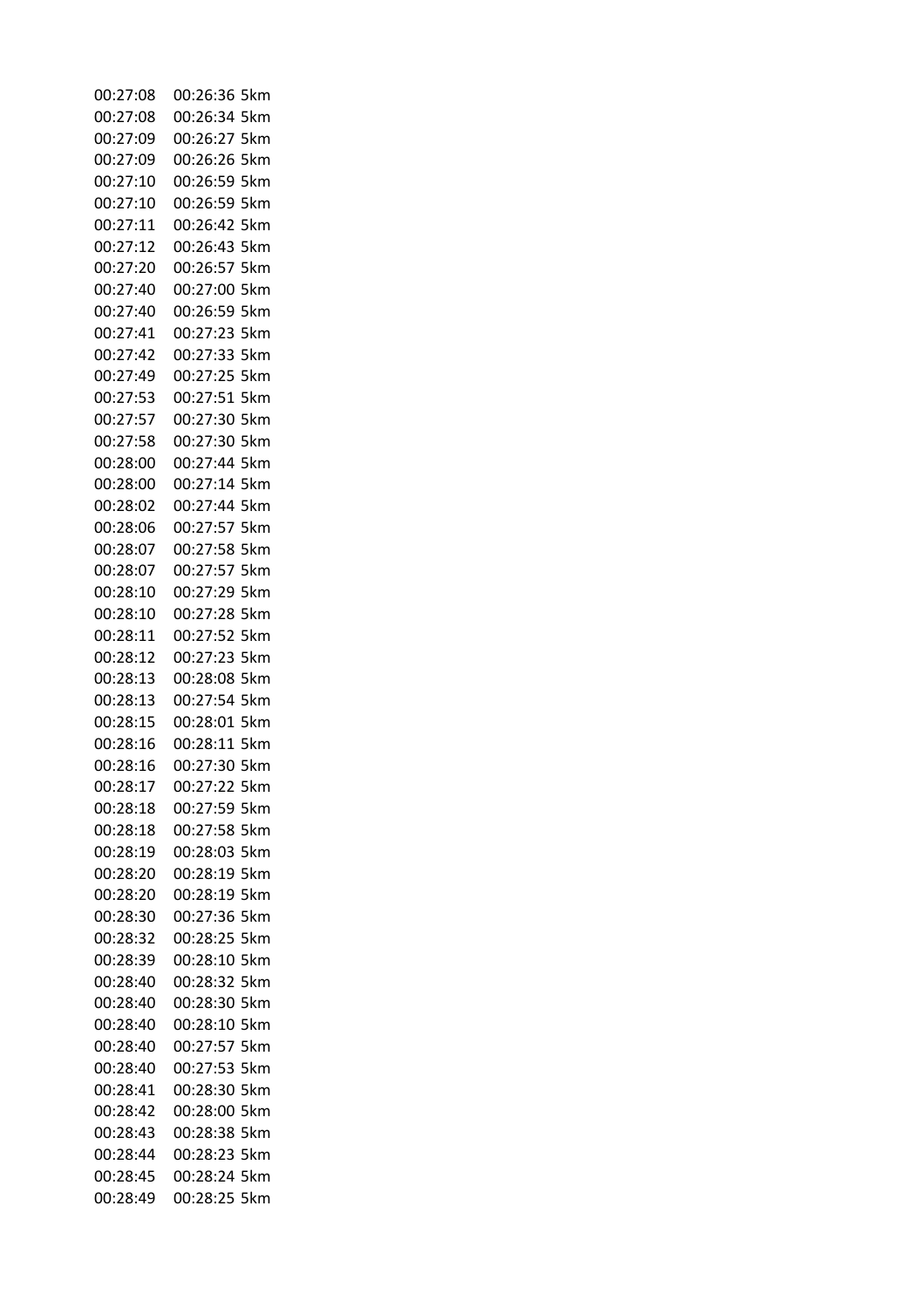| | | |
|---|---|---|
| 00:27:08 | 00:26:36 | 5km |
| 00:27:08 | 00:26:34 | 5km |
| 00:27:09 | 00:26:27 | 5km |
| 00:27:09 | 00:26:26 | 5km |
| 00:27:10 | 00:26:59 | 5km |
| 00:27:10 | 00:26:59 | 5km |
| 00:27:11 | 00:26:42 | 5km |
| 00:27:12 | 00:26:43 | 5km |
| 00:27:20 | 00:26:57 | 5km |
| 00:27:40 | 00:27:00 | 5km |
| 00:27:40 | 00:26:59 | 5km |
| 00:27:41 | 00:27:23 | 5km |
| 00:27:42 | 00:27:33 | 5km |
| 00:27:49 | 00:27:25 | 5km |
| 00:27:53 | 00:27:51 | 5km |
| 00:27:57 | 00:27:30 | 5km |
| 00:27:58 | 00:27:30 | 5km |
| 00:28:00 | 00:27:44 | 5km |
| 00:28:00 | 00:27:14 | 5km |
| 00:28:02 | 00:27:44 | 5km |
| 00:28:06 | 00:27:57 | 5km |
| 00:28:07 | 00:27:58 | 5km |
| 00:28:07 | 00:27:57 | 5km |
| 00:28:10 | 00:27:29 | 5km |
| 00:28:10 | 00:27:28 | 5km |
| 00:28:11 | 00:27:52 | 5km |
| 00:28:12 | 00:27:23 | 5km |
| 00:28:13 | 00:28:08 | 5km |
| 00:28:13 | 00:27:54 | 5km |
| 00:28:15 | 00:28:01 | 5km |
| 00:28:16 | 00:28:11 | 5km |
| 00:28:16 | 00:27:30 | 5km |
| 00:28:17 | 00:27:22 | 5km |
| 00:28:18 | 00:27:59 | 5km |
| 00:28:18 | 00:27:58 | 5km |
| 00:28:19 | 00:28:03 | 5km |
| 00:28:20 | 00:28:19 | 5km |
| 00:28:20 | 00:28:19 | 5km |
| 00:28:30 | 00:27:36 | 5km |
| 00:28:32 | 00:28:25 | 5km |
| 00:28:39 | 00:28:10 | 5km |
| 00:28:40 | 00:28:32 | 5km |
| 00:28:40 | 00:28:30 | 5km |
| 00:28:40 | 00:28:10 | 5km |
| 00:28:40 | 00:27:57 | 5km |
| 00:28:40 | 00:27:53 | 5km |
| 00:28:41 | 00:28:30 | 5km |
| 00:28:42 | 00:28:00 | 5km |
| 00:28:43 | 00:28:38 | 5km |
| 00:28:44 | 00:28:23 | 5km |
| 00:28:45 | 00:28:24 | 5km |
| 00:28:49 | 00:28:25 | 5km |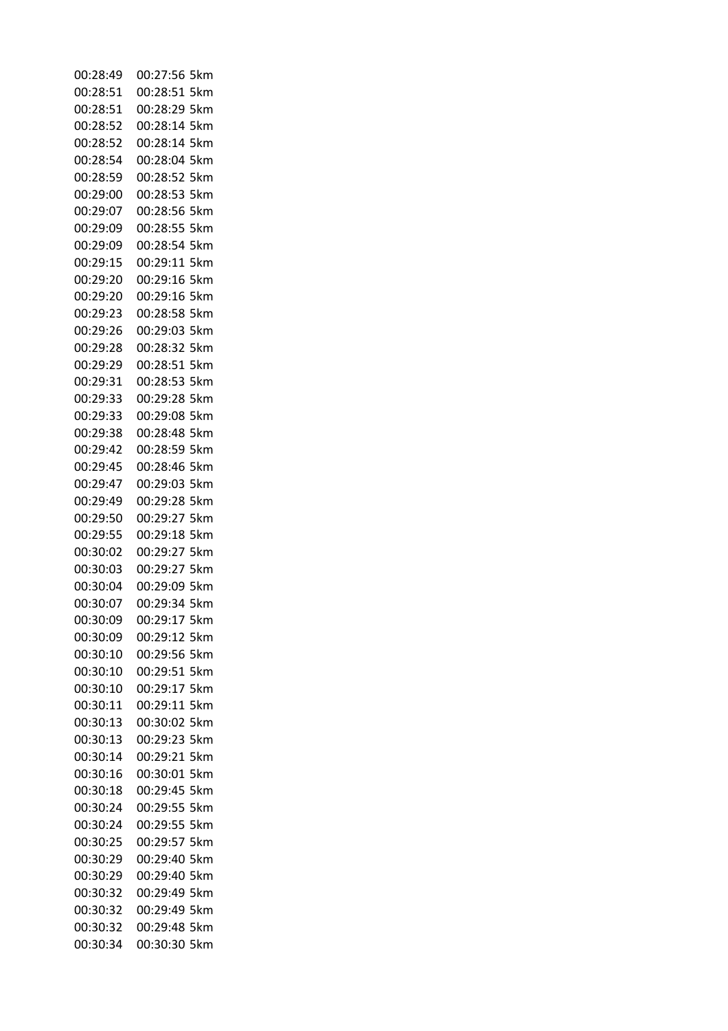| | | |
|---|---|---|
| 00:28:49 | 00:27:56 | 5km |
| 00:28:51 | 00:28:51 | 5km |
| 00:28:51 | 00:28:29 | 5km |
| 00:28:52 | 00:28:14 | 5km |
| 00:28:52 | 00:28:14 | 5km |
| 00:28:54 | 00:28:04 | 5km |
| 00:28:59 | 00:28:52 | 5km |
| 00:29:00 | 00:28:53 | 5km |
| 00:29:07 | 00:28:56 | 5km |
| 00:29:09 | 00:28:55 | 5km |
| 00:29:09 | 00:28:54 | 5km |
| 00:29:15 | 00:29:11 | 5km |
| 00:29:20 | 00:29:16 | 5km |
| 00:29:20 | 00:29:16 | 5km |
| 00:29:23 | 00:28:58 | 5km |
| 00:29:26 | 00:29:03 | 5km |
| 00:29:28 | 00:28:32 | 5km |
| 00:29:29 | 00:28:51 | 5km |
| 00:29:31 | 00:28:53 | 5km |
| 00:29:33 | 00:29:28 | 5km |
| 00:29:33 | 00:29:08 | 5km |
| 00:29:38 | 00:28:48 | 5km |
| 00:29:42 | 00:28:59 | 5km |
| 00:29:45 | 00:28:46 | 5km |
| 00:29:47 | 00:29:03 | 5km |
| 00:29:49 | 00:29:28 | 5km |
| 00:29:50 | 00:29:27 | 5km |
| 00:29:55 | 00:29:18 | 5km |
| 00:30:02 | 00:29:27 | 5km |
| 00:30:03 | 00:29:27 | 5km |
| 00:30:04 | 00:29:09 | 5km |
| 00:30:07 | 00:29:34 | 5km |
| 00:30:09 | 00:29:17 | 5km |
| 00:30:09 | 00:29:12 | 5km |
| 00:30:10 | 00:29:56 | 5km |
| 00:30:10 | 00:29:51 | 5km |
| 00:30:10 | 00:29:17 | 5km |
| 00:30:11 | 00:29:11 | 5km |
| 00:30:13 | 00:30:02 | 5km |
| 00:30:13 | 00:29:23 | 5km |
| 00:30:14 | 00:29:21 | 5km |
| 00:30:16 | 00:30:01 | 5km |
| 00:30:18 | 00:29:45 | 5km |
| 00:30:24 | 00:29:55 | 5km |
| 00:30:24 | 00:29:55 | 5km |
| 00:30:25 | 00:29:57 | 5km |
| 00:30:29 | 00:29:40 | 5km |
| 00:30:29 | 00:29:40 | 5km |
| 00:30:32 | 00:29:49 | 5km |
| 00:30:32 | 00:29:49 | 5km |
| 00:30:32 | 00:29:48 | 5km |
| 00:30:34 | 00:30:30 | 5km |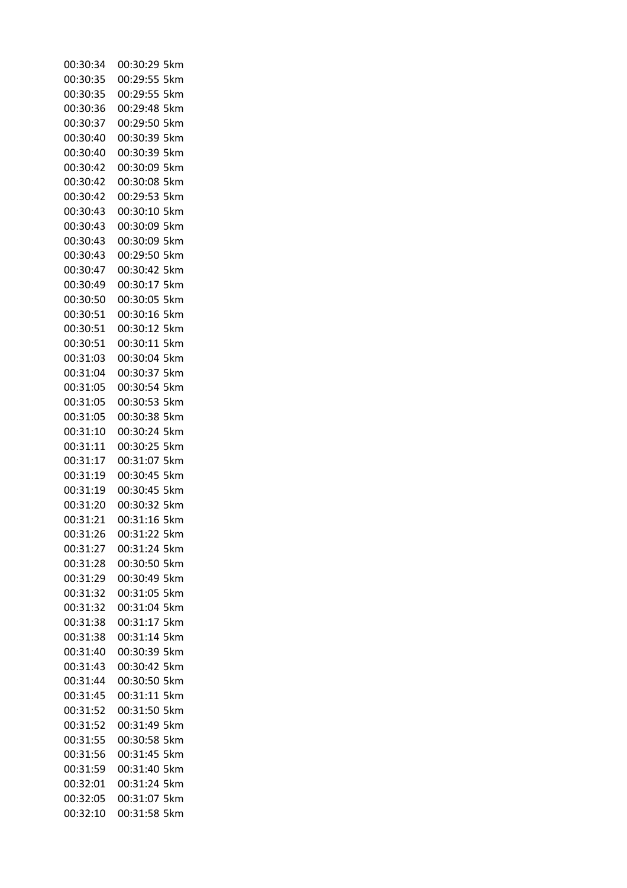| | | |
|---|---|---|
| 00:30:34 | 00:30:29 | 5km |
| 00:30:35 | 00:29:55 | 5km |
| 00:30:35 | 00:29:55 | 5km |
| 00:30:36 | 00:29:48 | 5km |
| 00:30:37 | 00:29:50 | 5km |
| 00:30:40 | 00:30:39 | 5km |
| 00:30:40 | 00:30:39 | 5km |
| 00:30:42 | 00:30:09 | 5km |
| 00:30:42 | 00:30:08 | 5km |
| 00:30:42 | 00:29:53 | 5km |
| 00:30:43 | 00:30:10 | 5km |
| 00:30:43 | 00:30:09 | 5km |
| 00:30:43 | 00:30:09 | 5km |
| 00:30:43 | 00:29:50 | 5km |
| 00:30:47 | 00:30:42 | 5km |
| 00:30:49 | 00:30:17 | 5km |
| 00:30:50 | 00:30:05 | 5km |
| 00:30:51 | 00:30:16 | 5km |
| 00:30:51 | 00:30:12 | 5km |
| 00:30:51 | 00:30:11 | 5km |
| 00:31:03 | 00:30:04 | 5km |
| 00:31:04 | 00:30:37 | 5km |
| 00:31:05 | 00:30:54 | 5km |
| 00:31:05 | 00:30:53 | 5km |
| 00:31:05 | 00:30:38 | 5km |
| 00:31:10 | 00:30:24 | 5km |
| 00:31:11 | 00:30:25 | 5km |
| 00:31:17 | 00:31:07 | 5km |
| 00:31:19 | 00:30:45 | 5km |
| 00:31:19 | 00:30:45 | 5km |
| 00:31:20 | 00:30:32 | 5km |
| 00:31:21 | 00:31:16 | 5km |
| 00:31:26 | 00:31:22 | 5km |
| 00:31:27 | 00:31:24 | 5km |
| 00:31:28 | 00:30:50 | 5km |
| 00:31:29 | 00:30:49 | 5km |
| 00:31:32 | 00:31:05 | 5km |
| 00:31:32 | 00:31:04 | 5km |
| 00:31:38 | 00:31:17 | 5km |
| 00:31:38 | 00:31:14 | 5km |
| 00:31:40 | 00:30:39 | 5km |
| 00:31:43 | 00:30:42 | 5km |
| 00:31:44 | 00:30:50 | 5km |
| 00:31:45 | 00:31:11 | 5km |
| 00:31:52 | 00:31:50 | 5km |
| 00:31:52 | 00:31:49 | 5km |
| 00:31:55 | 00:30:58 | 5km |
| 00:31:56 | 00:31:45 | 5km |
| 00:31:59 | 00:31:40 | 5km |
| 00:32:01 | 00:31:24 | 5km |
| 00:32:05 | 00:31:07 | 5km |
| 00:32:10 | 00:31:58 | 5km |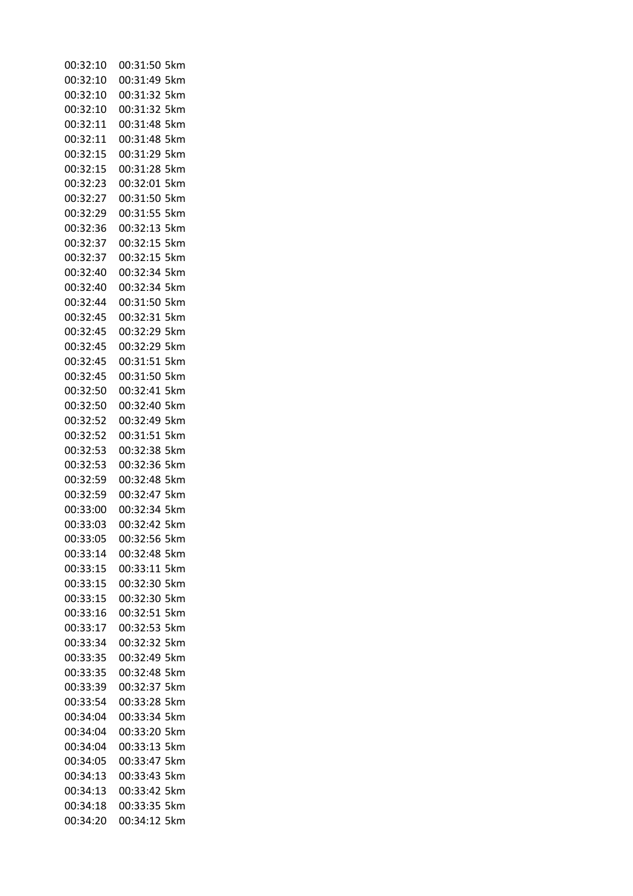| | | |
|---|---|---|
| 00:32:10 | 00:31:50 | 5km |
| 00:32:10 | 00:31:49 | 5km |
| 00:32:10 | 00:31:32 | 5km |
| 00:32:10 | 00:31:32 | 5km |
| 00:32:11 | 00:31:48 | 5km |
| 00:32:11 | 00:31:48 | 5km |
| 00:32:15 | 00:31:29 | 5km |
| 00:32:15 | 00:31:28 | 5km |
| 00:32:23 | 00:32:01 | 5km |
| 00:32:27 | 00:31:50 | 5km |
| 00:32:29 | 00:31:55 | 5km |
| 00:32:36 | 00:32:13 | 5km |
| 00:32:37 | 00:32:15 | 5km |
| 00:32:37 | 00:32:15 | 5km |
| 00:32:40 | 00:32:34 | 5km |
| 00:32:40 | 00:32:34 | 5km |
| 00:32:44 | 00:31:50 | 5km |
| 00:32:45 | 00:32:31 | 5km |
| 00:32:45 | 00:32:29 | 5km |
| 00:32:45 | 00:32:29 | 5km |
| 00:32:45 | 00:31:51 | 5km |
| 00:32:45 | 00:31:50 | 5km |
| 00:32:50 | 00:32:41 | 5km |
| 00:32:50 | 00:32:40 | 5km |
| 00:32:52 | 00:32:49 | 5km |
| 00:32:52 | 00:31:51 | 5km |
| 00:32:53 | 00:32:38 | 5km |
| 00:32:53 | 00:32:36 | 5km |
| 00:32:59 | 00:32:48 | 5km |
| 00:32:59 | 00:32:47 | 5km |
| 00:33:00 | 00:32:34 | 5km |
| 00:33:03 | 00:32:42 | 5km |
| 00:33:05 | 00:32:56 | 5km |
| 00:33:14 | 00:32:48 | 5km |
| 00:33:15 | 00:33:11 | 5km |
| 00:33:15 | 00:32:30 | 5km |
| 00:33:15 | 00:32:30 | 5km |
| 00:33:16 | 00:32:51 | 5km |
| 00:33:17 | 00:32:53 | 5km |
| 00:33:34 | 00:32:32 | 5km |
| 00:33:35 | 00:32:49 | 5km |
| 00:33:35 | 00:32:48 | 5km |
| 00:33:39 | 00:32:37 | 5km |
| 00:33:54 | 00:33:28 | 5km |
| 00:34:04 | 00:33:34 | 5km |
| 00:34:04 | 00:33:20 | 5km |
| 00:34:04 | 00:33:13 | 5km |
| 00:34:05 | 00:33:47 | 5km |
| 00:34:13 | 00:33:43 | 5km |
| 00:34:13 | 00:33:42 | 5km |
| 00:34:18 | 00:33:35 | 5km |
| 00:34:20 | 00:34:12 | 5km |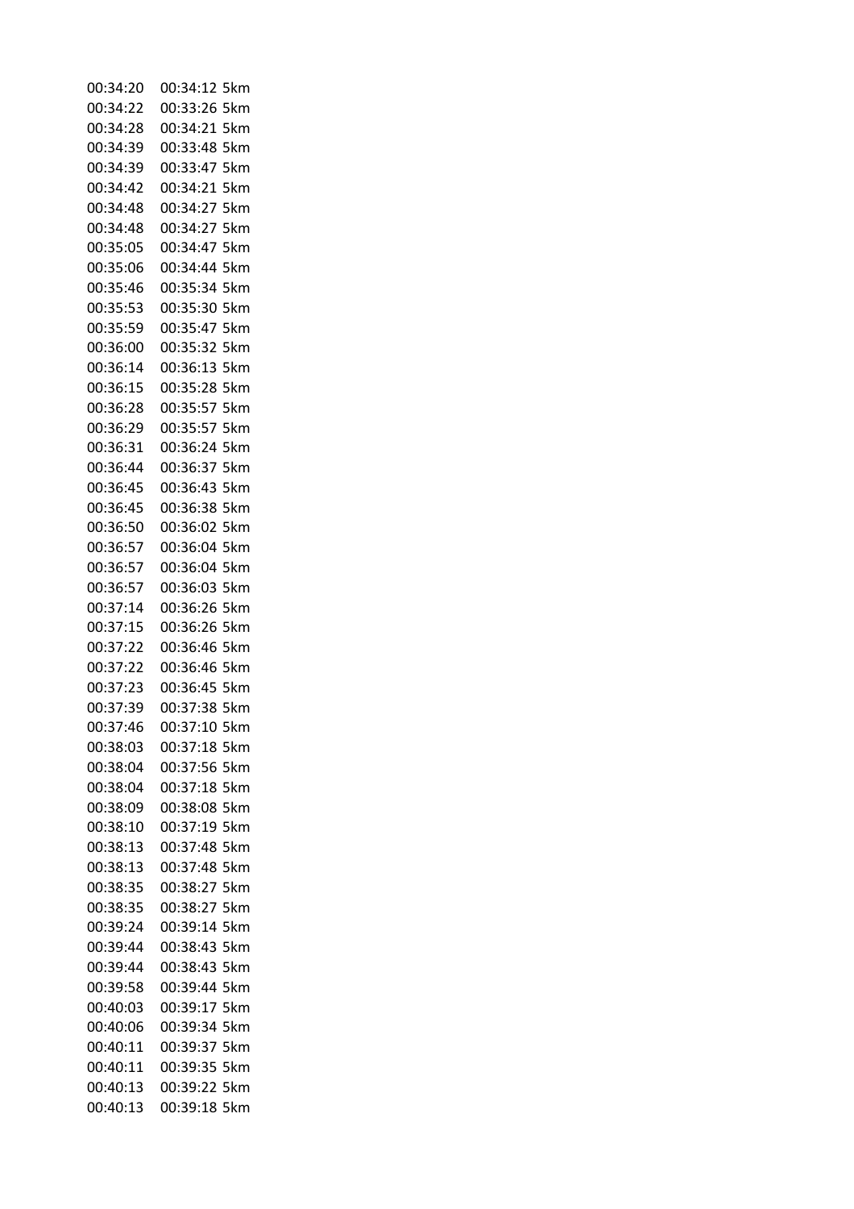| | | |
|---|---|---|
| 00:34:20 | 00:34:12 | 5km |
| 00:34:22 | 00:33:26 | 5km |
| 00:34:28 | 00:34:21 | 5km |
| 00:34:39 | 00:33:48 | 5km |
| 00:34:39 | 00:33:47 | 5km |
| 00:34:42 | 00:34:21 | 5km |
| 00:34:48 | 00:34:27 | 5km |
| 00:34:48 | 00:34:27 | 5km |
| 00:35:05 | 00:34:47 | 5km |
| 00:35:06 | 00:34:44 | 5km |
| 00:35:46 | 00:35:34 | 5km |
| 00:35:53 | 00:35:30 | 5km |
| 00:35:59 | 00:35:47 | 5km |
| 00:36:00 | 00:35:32 | 5km |
| 00:36:14 | 00:36:13 | 5km |
| 00:36:15 | 00:35:28 | 5km |
| 00:36:28 | 00:35:57 | 5km |
| 00:36:29 | 00:35:57 | 5km |
| 00:36:31 | 00:36:24 | 5km |
| 00:36:44 | 00:36:37 | 5km |
| 00:36:45 | 00:36:43 | 5km |
| 00:36:45 | 00:36:38 | 5km |
| 00:36:50 | 00:36:02 | 5km |
| 00:36:57 | 00:36:04 | 5km |
| 00:36:57 | 00:36:04 | 5km |
| 00:36:57 | 00:36:03 | 5km |
| 00:37:14 | 00:36:26 | 5km |
| 00:37:15 | 00:36:26 | 5km |
| 00:37:22 | 00:36:46 | 5km |
| 00:37:22 | 00:36:46 | 5km |
| 00:37:23 | 00:36:45 | 5km |
| 00:37:39 | 00:37:38 | 5km |
| 00:37:46 | 00:37:10 | 5km |
| 00:38:03 | 00:37:18 | 5km |
| 00:38:04 | 00:37:56 | 5km |
| 00:38:04 | 00:37:18 | 5km |
| 00:38:09 | 00:38:08 | 5km |
| 00:38:10 | 00:37:19 | 5km |
| 00:38:13 | 00:37:48 | 5km |
| 00:38:13 | 00:37:48 | 5km |
| 00:38:35 | 00:38:27 | 5km |
| 00:38:35 | 00:38:27 | 5km |
| 00:39:24 | 00:39:14 | 5km |
| 00:39:44 | 00:38:43 | 5km |
| 00:39:44 | 00:38:43 | 5km |
| 00:39:58 | 00:39:44 | 5km |
| 00:40:03 | 00:39:17 | 5km |
| 00:40:06 | 00:39:34 | 5km |
| 00:40:11 | 00:39:37 | 5km |
| 00:40:11 | 00:39:35 | 5km |
| 00:40:13 | 00:39:22 | 5km |
| 00:40:13 | 00:39:18 | 5km |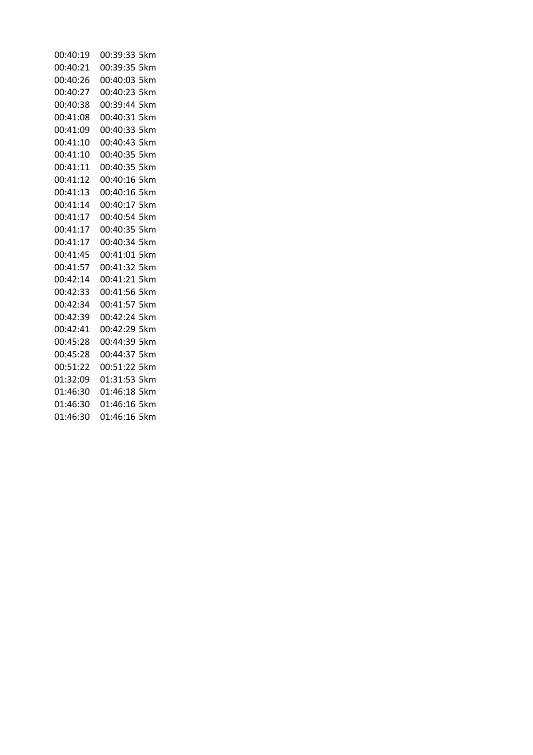| | | |
|---|---|---|
| 00:40:19 | 00:39:33 | 5km |
| 00:40:21 | 00:39:35 | 5km |
| 00:40:26 | 00:40:03 | 5km |
| 00:40:27 | 00:40:23 | 5km |
| 00:40:38 | 00:39:44 | 5km |
| 00:41:08 | 00:40:31 | 5km |
| 00:41:09 | 00:40:33 | 5km |
| 00:41:10 | 00:40:43 | 5km |
| 00:41:10 | 00:40:35 | 5km |
| 00:41:11 | 00:40:35 | 5km |
| 00:41:12 | 00:40:16 | 5km |
| 00:41:13 | 00:40:16 | 5km |
| 00:41:14 | 00:40:17 | 5km |
| 00:41:17 | 00:40:54 | 5km |
| 00:41:17 | 00:40:35 | 5km |
| 00:41:17 | 00:40:34 | 5km |
| 00:41:45 | 00:41:01 | 5km |
| 00:41:57 | 00:41:32 | 5km |
| 00:42:14 | 00:41:21 | 5km |
| 00:42:33 | 00:41:56 | 5km |
| 00:42:34 | 00:41:57 | 5km |
| 00:42:39 | 00:42:24 | 5km |
| 00:42:41 | 00:42:29 | 5km |
| 00:45:28 | 00:44:39 | 5km |
| 00:45:28 | 00:44:37 | 5km |
| 00:51:22 | 00:51:22 | 5km |
| 01:32:09 | 01:31:53 | 5km |
| 01:46:30 | 01:46:18 | 5km |
| 01:46:30 | 01:46:16 | 5km |
| 01:46:30 | 01:46:16 | 5km |